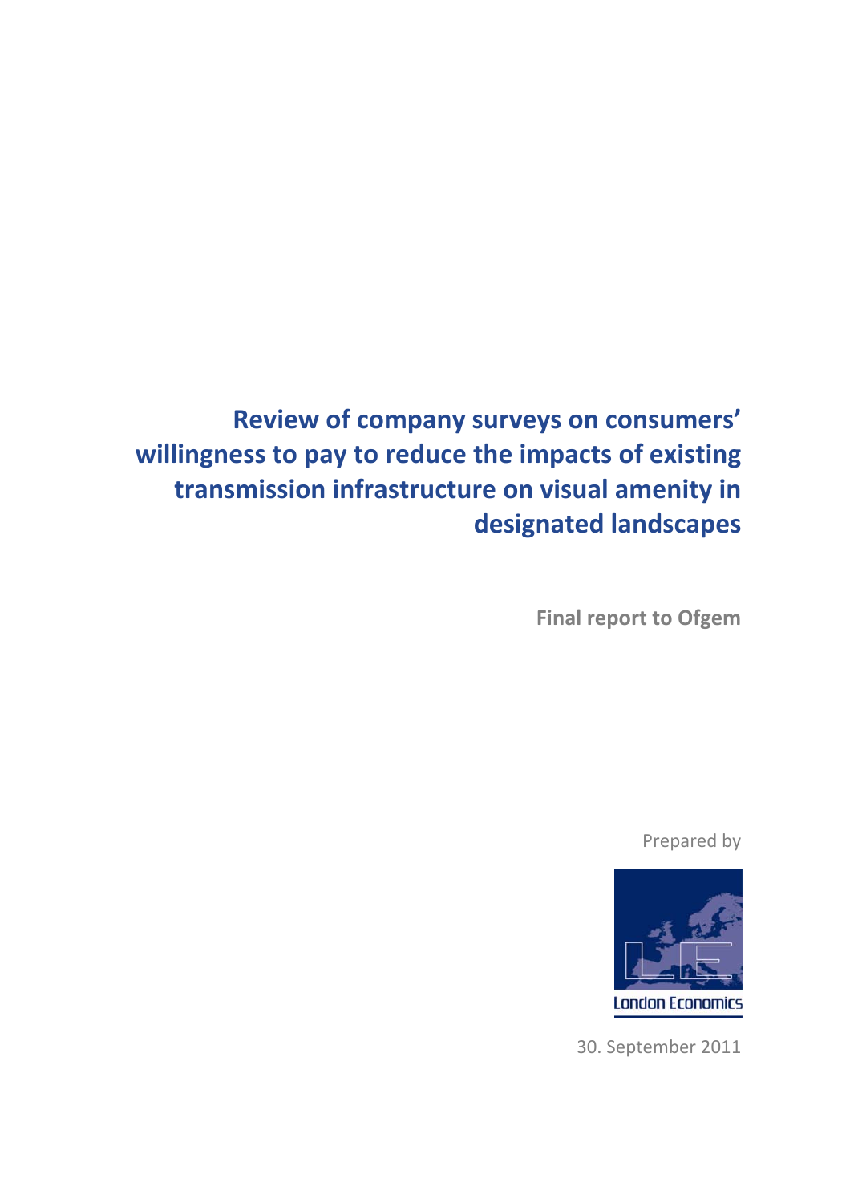# Review of company surveys on consumers' willingness to pay to reduce the impacts of existing transmission infrastructure on visual amenity in designated landscapes

**Final report to Ofgem**

Prepared by

London Economics

30. September 2011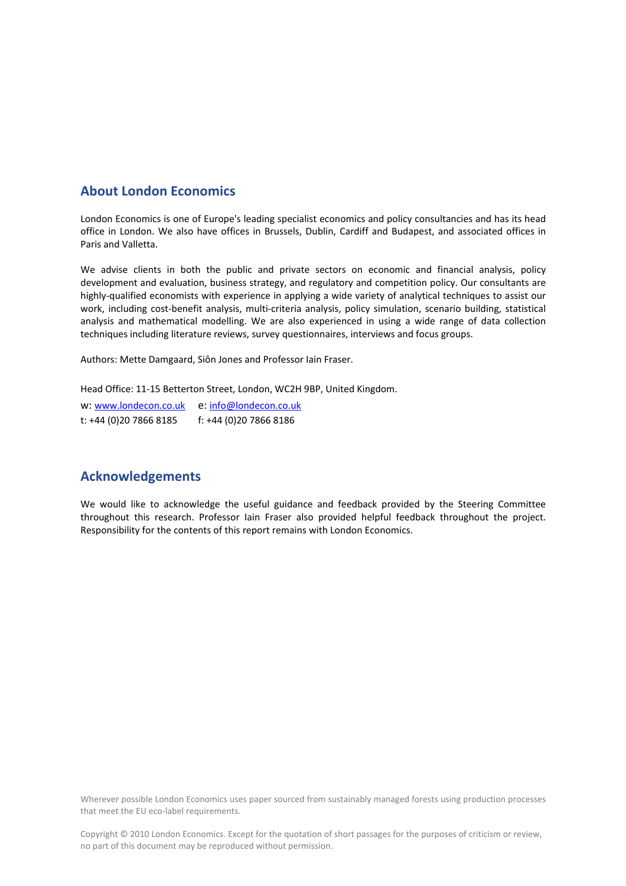## About London Economics

London Economics is one of Europe's leading specialist economics and policy consultancies and has its head office in London. We also have offices in Brussels, Dublin, Cardiff and Budapest, and associated offices in Paris and Valletta.

We advise clients in both the public and private sectors on economic and financial analysis, policy development and evaluation, business strategy, and regulatory and competition policy. Our consultants are highly-qualified economists with experience in applying a wide variety of analytical techniques to assist our work, including cost-benefit analysis, multi-criteria analysis, policy simulation, scenario building, statistical analysis and mathematical modelling. We are also experienced in using a wide range of data collection techniques including literature reviews, survey questionnaires, interviews and focus groups.

Authors: Mette Damgaard, Siôn Jones and Professor Iain Fraser.

Head Office: 11-15 Betterton Street, London, WC2H 9BP, United Kingdom.

w: [www.londecon.co.uk](http://www.londecon.co.uk) e: [info@londecon.co.uk](mailto:info@londecon.co.uk)

t: +44 (0)20 7866 8185 f: +44 (0)20 7866 8186

## Acknowledgements

We would like to acknowledge the useful guidance and feedback provided by the Steering Committee throughout this research. Professor Iain Fraser also provided helpful feedback throughout the project. Responsibility for the contents of this report remains with London Economics.

Wherever possible London Economics uses paper sourced from sustainably managed forests using production processes that meet the EU eco-label requirements.

Copyright © 2010 London Economics. Except for the quotation of short passages for the purposes of criticism or review, no part of this document may be reproduced without permission.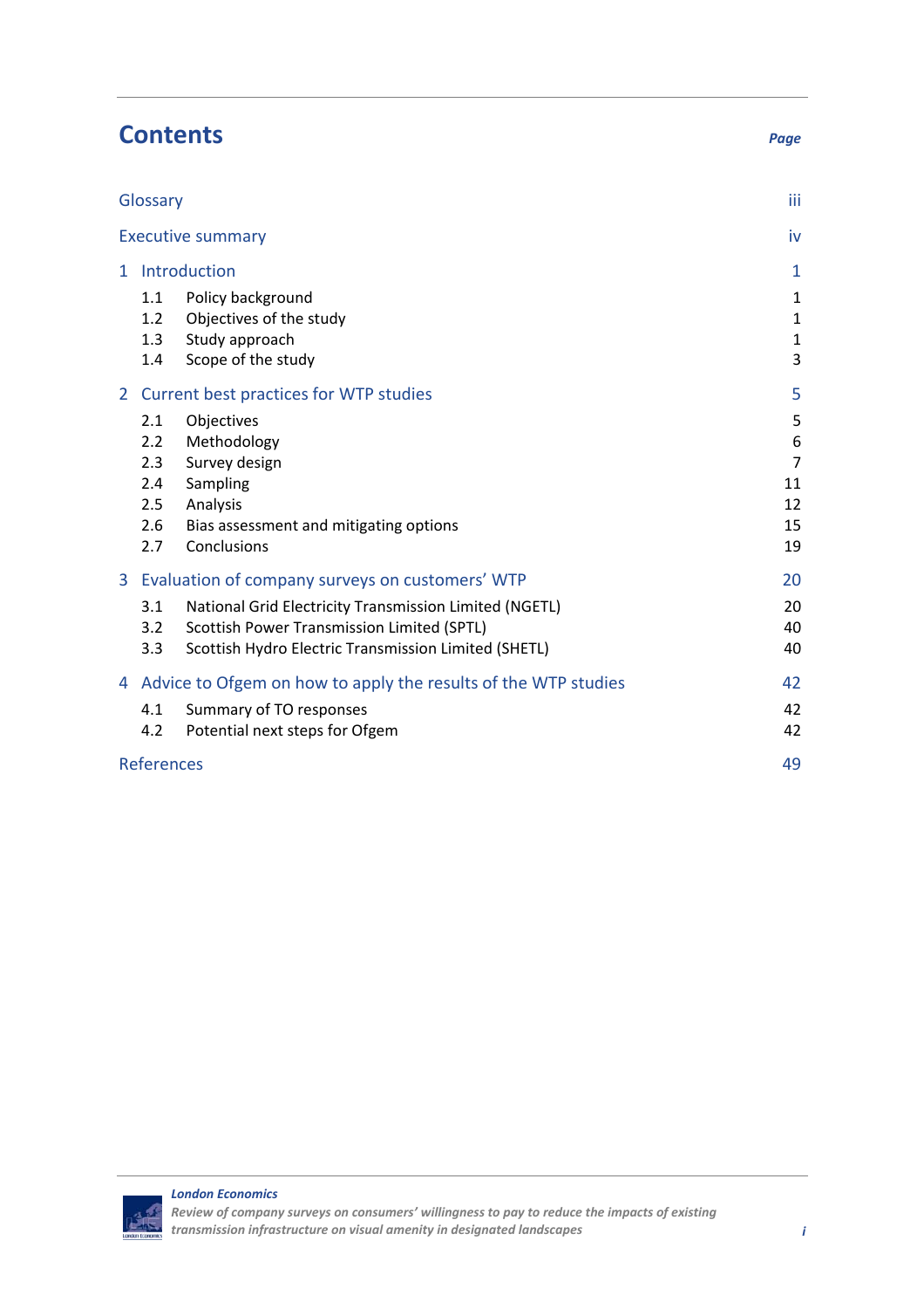# Contents

| | Page |
|---|---|
| Glossary | iii |
| Executive summary | iv |
| 1 Introduction | 1 |
| 1.1 Policy background | 1 |
| 1.2 Objectives of the study | 1 |
| 1.3 Study approach | 1 |
| 1.4 Scope of the study | 3 |
| 2 Current best practices for WTP studies | 5 |
| 2.1 Objectives | 5 |
| 2.2 Methodology | 6 |
| 2.3 Survey design | 7 |
| 2.4 Sampling | 11 |
| 2.5 Analysis | 12 |
| 2.6 Bias assessment and mitigating options | 15 |
| 2.7 Conclusions | 19 |
| 3 Evaluation of company surveys on customers' WTP | 20 |
| 3.1 National Grid Electricity Transmission Limited (NGETL) | 20 |
| 3.2 Scottish Power Transmission Limited (SPTL) | 40 |
| 3.3 Scottish Hydro Electric Transmission Limited (SHETL) | 40 |
| 4 Advice to Ofgem on how to apply the results of the WTP studies | 42 |
| 4.1 Summary of TO responses | 42 |
| 4.2 Potential next steps for Ofgem | 42 |
| References | 49 |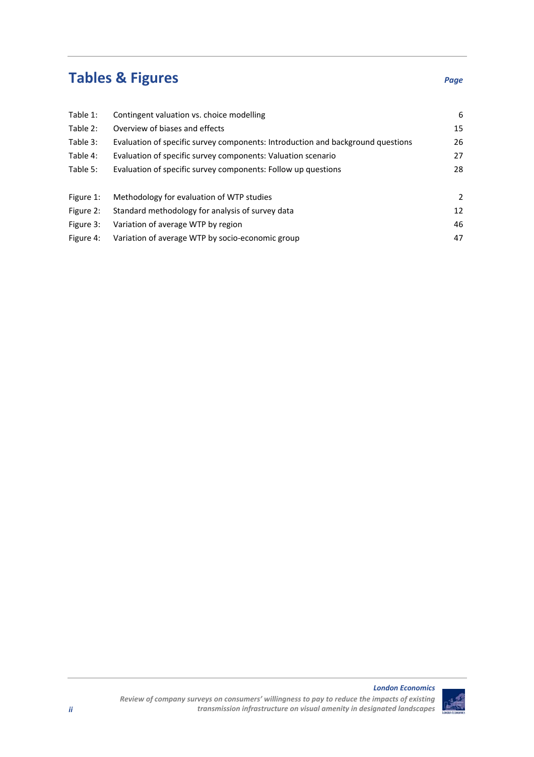# Tables & Figures

| | | Page |
|---|---|---|
| Table 1: | Contingent valuation vs. choice modelling | 6 |
| Table 2: | Overview of biases and effects | 15 |
| Table 3: | Evaluation of specific survey components: Introduction and background questions | 26 |
| Table 4: | Evaluation of specific survey components: Valuation scenario | 27 |
| Table 5: | Evaluation of specific survey components: Follow up questions | 28 |
| Figure 1: | Methodology for evaluation of WTP studies | 2 |
| Figure 2: | Standard methodology for analysis of survey data | 12 |
| Figure 3: | Variation of average WTP by region | 46 |
| Figure 4: | Variation of average WTP by socio-economic group | 47 |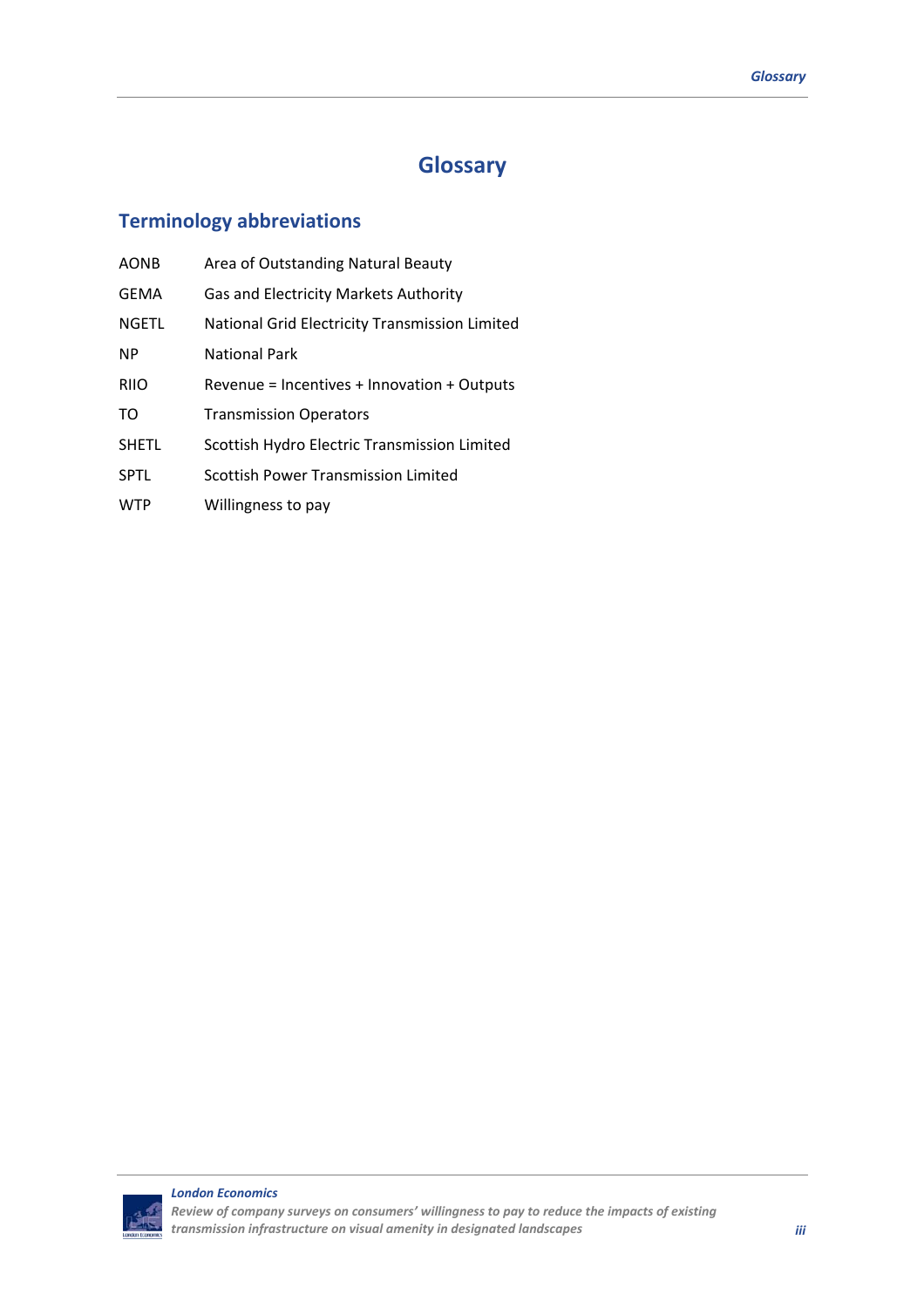# Glossary

## Terminology abbreviations

| | |
|---|---|
| AONB | Area of Outstanding Natural Beauty |
| GEMA | Gas and Electricity Markets Authority |
| NGETL | National Grid Electricity Transmission Limited |
| NP | National Park |
| RIIO | Revenue = Incentives + Innovation + Outputs |
| TO | Transmission Operators |
| SHETL | Scottish Hydro Electric Transmission Limited |
| SPTL | Scottish Power Transmission Limited |
| WTP | Willingness to pay |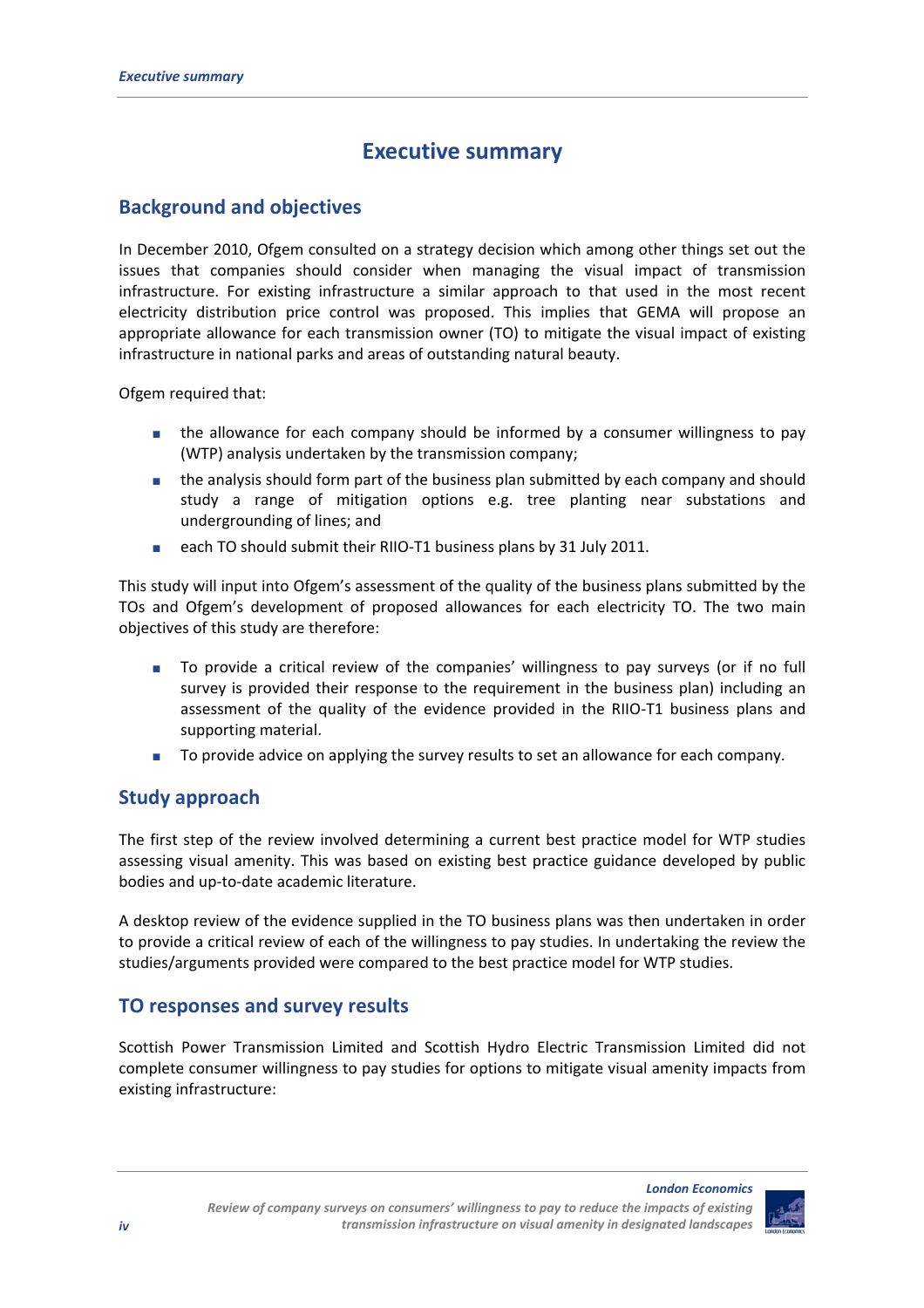# Executive summary

## Background and objectives

In December 2010, Ofgem consulted on a strategy decision which among other things set out the issues that companies should consider when managing the visual impact of transmission infrastructure. For existing infrastructure a similar approach to that used in the most recent electricity distribution price control was proposed. This implies that GEMA will propose an appropriate allowance for each transmission owner (TO) to mitigate the visual impact of existing infrastructure in national parks and areas of outstanding natural beauty.

Ofgem required that:

- the allowance for each company should be informed by a consumer willingness to pay (WTP) analysis undertaken by the transmission company;
- the analysis should form part of the business plan submitted by each company and should study a range of mitigation options e.g. tree planting near substations and undergrounding of lines; and
- each TO should submit their RIIO-T1 business plans by 31 July 2011.

This study will input into Ofgem's assessment of the quality of the business plans submitted by the TOs and Ofgem's development of proposed allowances for each electricity TO. The two main objectives of this study are therefore:

- To provide a critical review of the companies' willingness to pay surveys (or if no full survey is provided their response to the requirement in the business plan) including an assessment of the quality of the evidence provided in the RIIO-T1 business plans and supporting material.
- To provide advice on applying the survey results to set an allowance for each company.

## Study approach

The first step of the review involved determining a current best practice model for WTP studies assessing visual amenity. This was based on existing best practice guidance developed by public bodies and up-to-date academic literature.

A desktop review of the evidence supplied in the TO business plans was then undertaken in order to provide a critical review of each of the willingness to pay studies. In undertaking the review the studies/arguments provided were compared to the best practice model for WTP studies.

## TO responses and survey results

Scottish Power Transmission Limited and Scottish Hydro Electric Transmission Limited did not complete consumer willingness to pay studies for options to mitigate visual amenity impacts from existing infrastructure: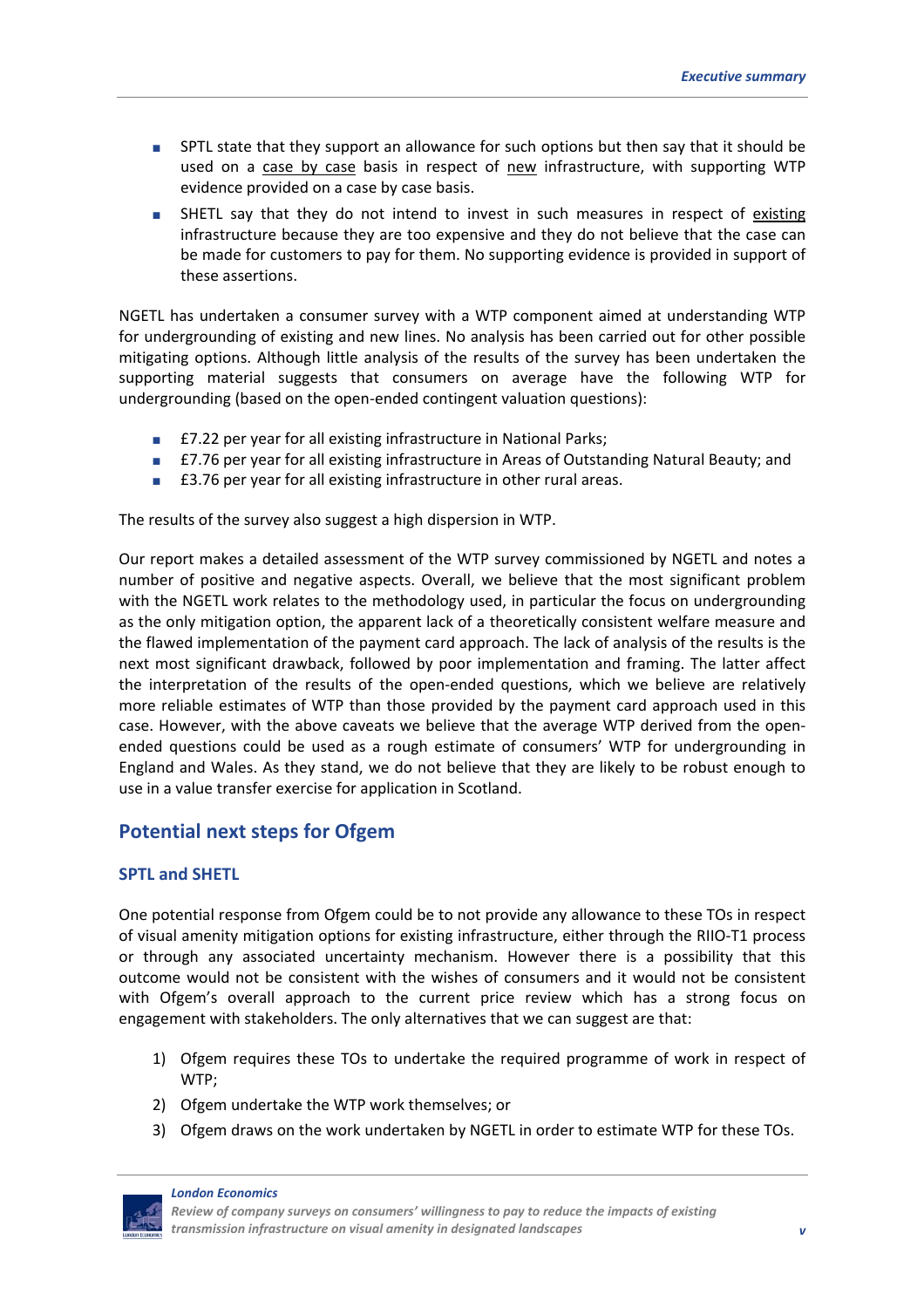- SPTL state that they support an allowance for such options but then say that it should be used on a case by case basis in respect of new infrastructure, with supporting WTP evidence provided on a case by case basis.
- SHETL say that they do not intend to invest in such measures in respect of existing infrastructure because they are too expensive and they do not believe that the case can be made for customers to pay for them. No supporting evidence is provided in support of these assertions.

NGETL has undertaken a consumer survey with a WTP component aimed at understanding WTP for undergrounding of existing and new lines. No analysis has been carried out for other possible mitigating options. Although little analysis of the results of the survey has been undertaken the supporting material suggests that consumers on average have the following WTP for undergrounding (based on the open-ended contingent valuation questions):

- £7.22 per year for all existing infrastructure in National Parks;
- £7.76 per year for all existing infrastructure in Areas of Outstanding Natural Beauty; and
- £3.76 per year for all existing infrastructure in other rural areas.

The results of the survey also suggest a high dispersion in WTP.

Our report makes a detailed assessment of the WTP survey commissioned by NGETL and notes a number of positive and negative aspects. Overall, we believe that the most significant problem with the NGETL work relates to the methodology used, in particular the focus on undergrounding as the only mitigation option, the apparent lack of a theoretically consistent welfare measure and the flawed implementation of the payment card approach. The lack of analysis of the results is the next most significant drawback, followed by poor implementation and framing. The latter affect the interpretation of the results of the open-ended questions, which we believe are relatively more reliable estimates of WTP than those provided by the payment card approach used in this case. However, with the above caveats we believe that the average WTP derived from the open-ended questions could be used as a rough estimate of consumers' WTP for undergrounding in England and Wales. As they stand, we do not believe that they are likely to be robust enough to use in a value transfer exercise for application in Scotland.

## Potential next steps for Ofgem

### SPTL and SHETL

One potential response from Ofgem could be to not provide any allowance to these TOs in respect of visual amenity mitigation options for existing infrastructure, either through the RIIO-T1 process or through any associated uncertainty mechanism. However there is a possibility that this outcome would not be consistent with the wishes of consumers and it would not be consistent with Ofgem's overall approach to the current price review which has a strong focus on engagement with stakeholders. The only alternatives that we can suggest are that:

1) Ofgem requires these TOs to undertake the required programme of work in respect of WTP;
2) Ofgem undertake the WTP work themselves; or
3) Ofgem draws on the work undertaken by NGETL in order to estimate WTP for these TOs.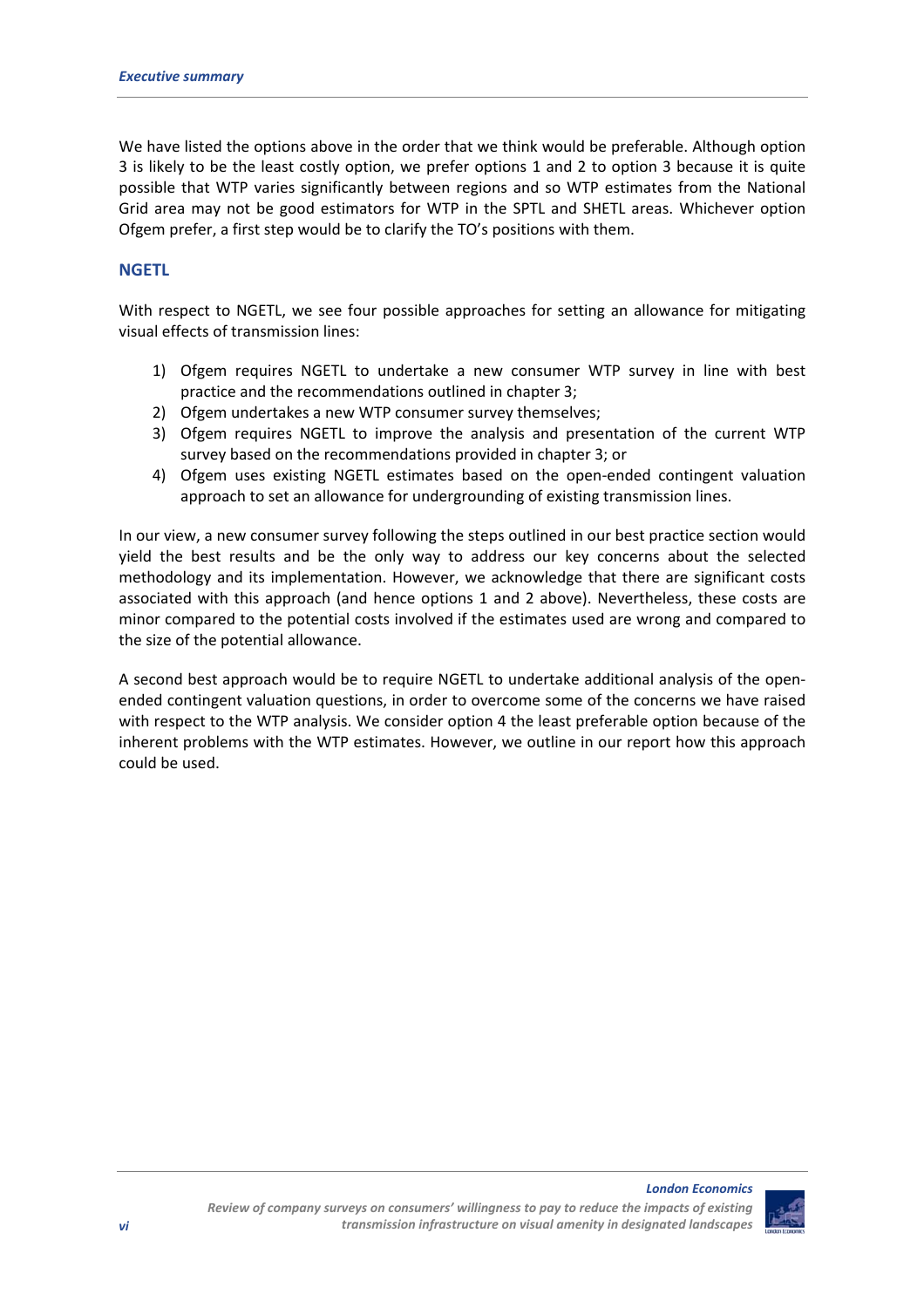We have listed the options above in the order that we think would be preferable. Although option 3 is likely to be the least costly option, we prefer options 1 and 2 to option 3 because it is quite possible that WTP varies significantly between regions and so WTP estimates from the National Grid area may not be good estimators for WTP in the SPTL and SHETL areas. Whichever option Ofgem prefer, a first step would be to clarify the TO's positions with them.

## NGETL

With respect to NGETL, we see four possible approaches for setting an allowance for mitigating visual effects of transmission lines:

1) Ofgem requires NGETL to undertake a new consumer WTP survey in line with best practice and the recommendations outlined in chapter 3;
2) Ofgem undertakes a new WTP consumer survey themselves;
3) Ofgem requires NGETL to improve the analysis and presentation of the current WTP survey based on the recommendations provided in chapter 3; or
4) Ofgem uses existing NGETL estimates based on the open-ended contingent valuation approach to set an allowance for undergrounding of existing transmission lines.

In our view, a new consumer survey following the steps outlined in our best practice section would yield the best results and be the only way to address our key concerns about the selected methodology and its implementation. However, we acknowledge that there are significant costs associated with this approach (and hence options 1 and 2 above). Nevertheless, these costs are minor compared to the potential costs involved if the estimates used are wrong and compared to the size of the potential allowance.

A second best approach would be to require NGETL to undertake additional analysis of the open-ended contingent valuation questions, in order to overcome some of the concerns we have raised with respect to the WTP analysis. We consider option 4 the least preferable option because of the inherent problems with the WTP estimates. However, we outline in our report how this approach could be used.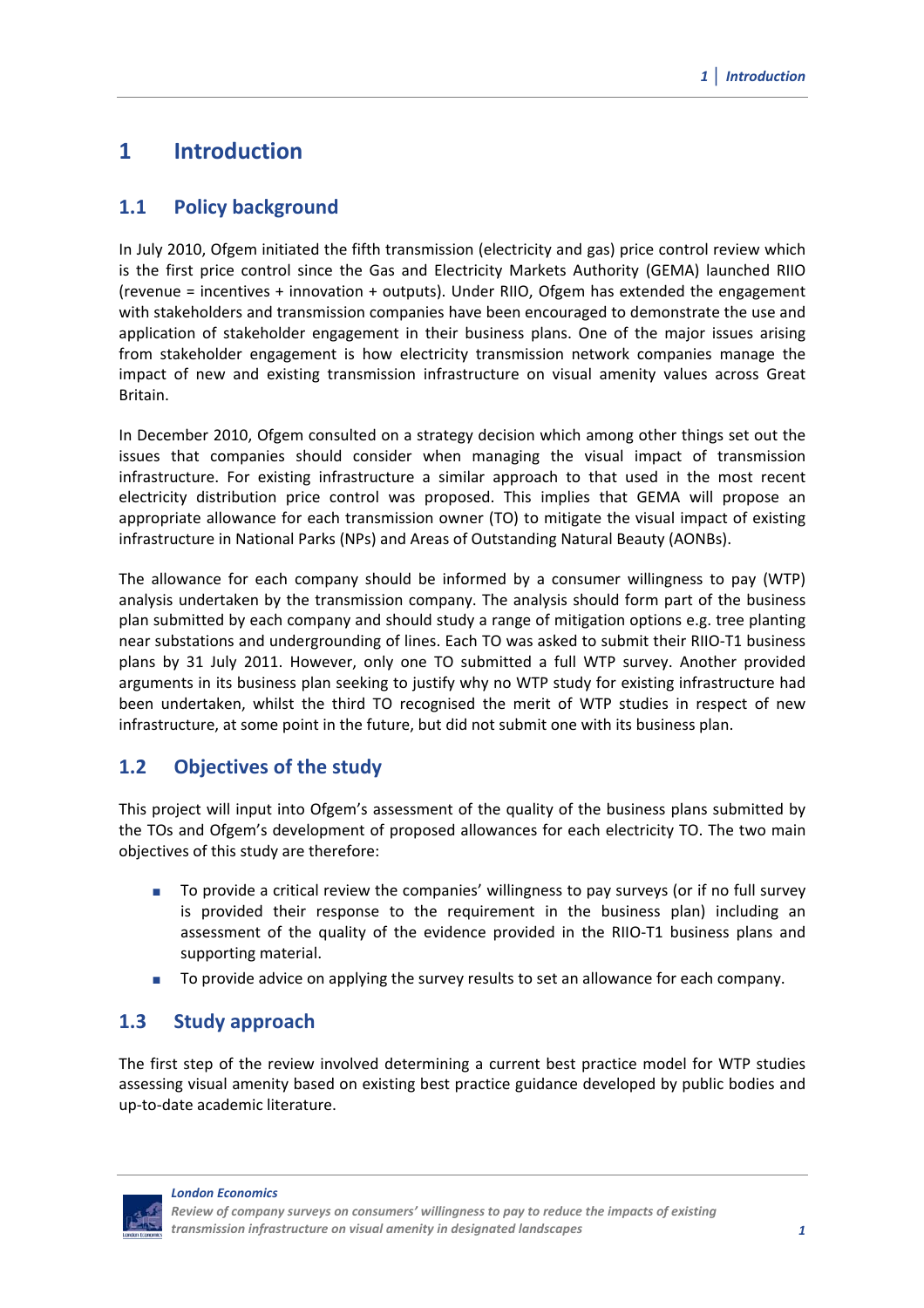# 1 Introduction

## 1.1 Policy background

In July 2010, Ofgem initiated the fifth transmission (electricity and gas) price control review which is the first price control since the Gas and Electricity Markets Authority (GEMA) launched RIIO (revenue = incentives + innovation + outputs). Under RIIO, Ofgem has extended the engagement with stakeholders and transmission companies have been encouraged to demonstrate the use and application of stakeholder engagement in their business plans. One of the major issues arising from stakeholder engagement is how electricity transmission network companies manage the impact of new and existing transmission infrastructure on visual amenity values across Great Britain.

In December 2010, Ofgem consulted on a strategy decision which among other things set out the issues that companies should consider when managing the visual impact of transmission infrastructure. For existing infrastructure a similar approach to that used in the most recent electricity distribution price control was proposed. This implies that GEMA will propose an appropriate allowance for each transmission owner (TO) to mitigate the visual impact of existing infrastructure in National Parks (NPs) and Areas of Outstanding Natural Beauty (AONBs).

The allowance for each company should be informed by a consumer willingness to pay (WTP) analysis undertaken by the transmission company. The analysis should form part of the business plan submitted by each company and should study a range of mitigation options e.g. tree planting near substations and undergrounding of lines. Each TO was asked to submit their RIIO-T1 business plans by 31 July 2011. However, only one TO submitted a full WTP survey. Another provided arguments in its business plan seeking to justify why no WTP study for existing infrastructure had been undertaken, whilst the third TO recognised the merit of WTP studies in respect of new infrastructure, at some point in the future, but did not submit one with its business plan.

## 1.2 Objectives of the study

This project will input into Ofgem's assessment of the quality of the business plans submitted by the TOs and Ofgem's development of proposed allowances for each electricity TO. The two main objectives of this study are therefore:

- To provide a critical review the companies' willingness to pay surveys (or if no full survey is provided their response to the requirement in the business plan) including an assessment of the quality of the evidence provided in the RIIO-T1 business plans and supporting material.
- To provide advice on applying the survey results to set an allowance for each company.

## 1.3 Study approach

The first step of the review involved determining a current best practice model for WTP studies assessing visual amenity based on existing best practice guidance developed by public bodies and up-to-date academic literature.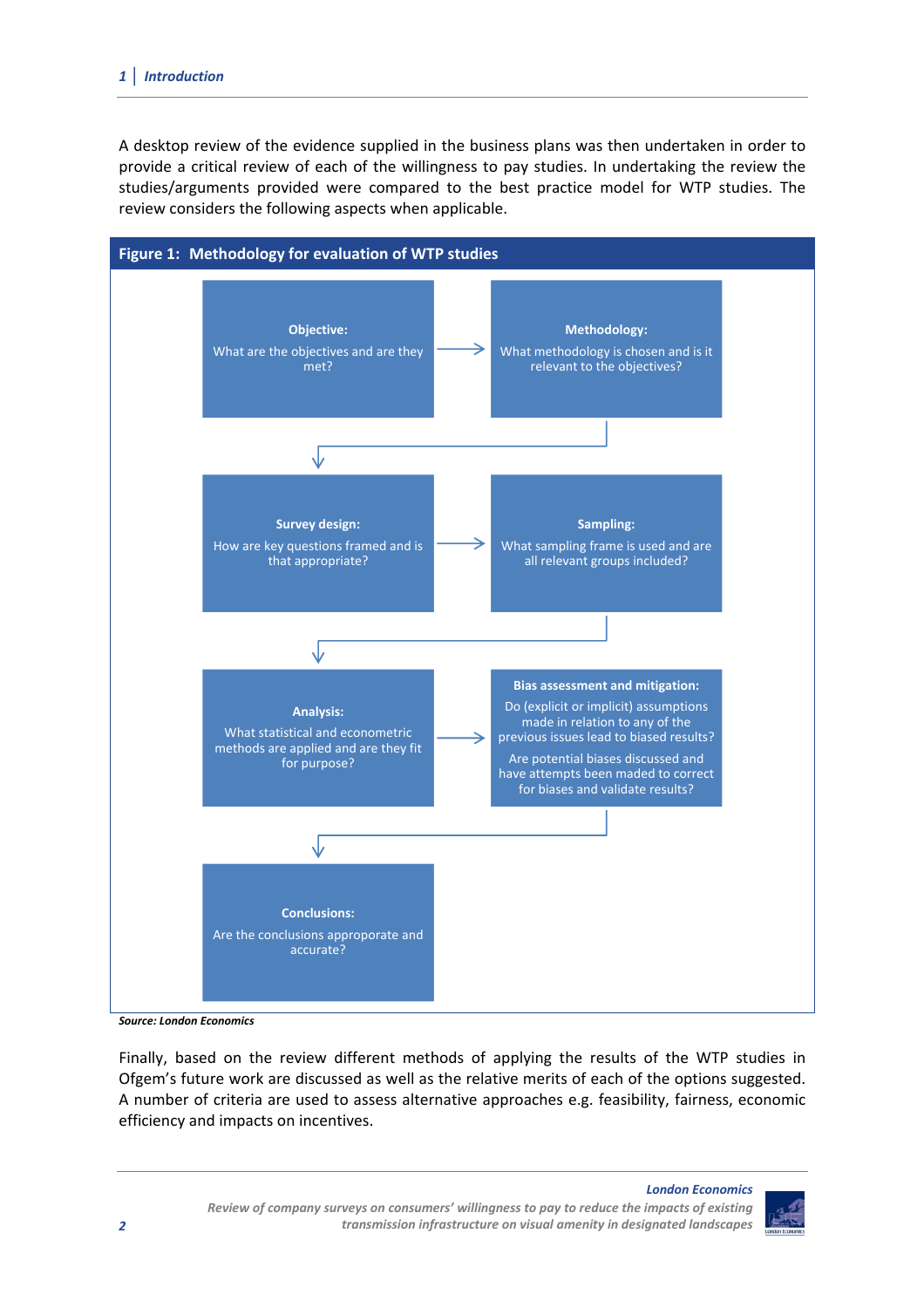A desktop review of the evidence supplied in the business plans was then undertaken in order to provide a critical review of each of the willingness to pay studies. In undertaking the review the studies/arguments provided were compared to the best practice model for WTP studies. The review considers the following aspects when applicable.

**Figure 1: Methodology for evaluation of WTP studies**

**Objective:**
What are the objectives and are they met?

→

**Methodology:**
What methodology is chosen and is it relevant to the objectives?

↓

**Survey design:**
How are key questions framed and is that appropriate?

→

**Sampling:**
What sampling frame is used and are all relevant groups included?

↓

**Analysis:**
What statistical and econometric methods are applied and are they fit for purpose?

→

**Bias assessment and mitigation:**
Do (explicit or implicit) assumptions made in relation to any of the previous issues lead to biased results?
Are potential biases discussed and have attempts been maded to correct for biases and validate results?

↓

**Conclusions:**
Are the conclusions approporate and accurate?

***Source: London Economics***

Finally, based on the review different methods of applying the results of the WTP studies in Ofgem's future work are discussed as well as the relative merits of each of the options suggested. A number of criteria are used to assess alternative approaches e.g. feasibility, fairness, economic efficiency and impacts on incentives.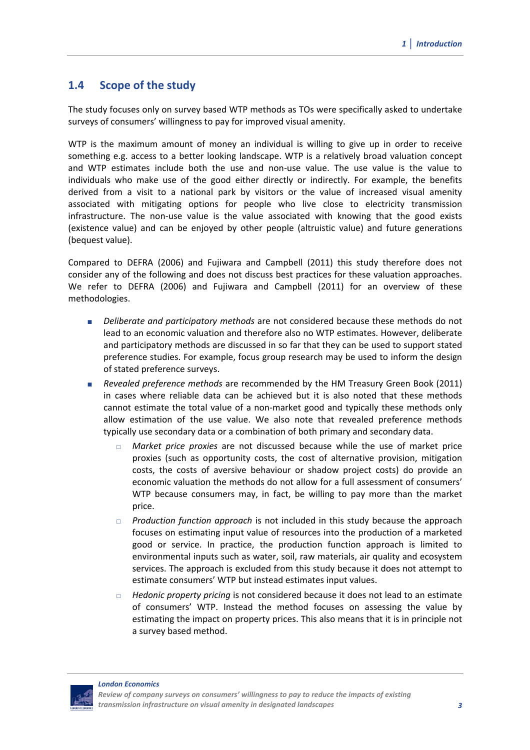## 1.4 Scope of the study

The study focuses only on survey based WTP methods as TOs were specifically asked to undertake surveys of consumers' willingness to pay for improved visual amenity.

WTP is the maximum amount of money an individual is willing to give up in order to receive something e.g. access to a better looking landscape. WTP is a relatively broad valuation concept and WTP estimates include both the use and non-use value. The use value is the value to individuals who make use of the good either directly or indirectly. For example, the benefits derived from a visit to a national park by visitors or the value of increased visual amenity associated with mitigating options for people who live close to electricity transmission infrastructure. The non-use value is the value associated with knowing that the good exists (existence value) and can be enjoyed by other people (altruistic value) and future generations (bequest value).

Compared to DEFRA (2006) and Fujiwara and Campbell (2011) this study therefore does not consider any of the following and does not discuss best practices for these valuation approaches. We refer to DEFRA (2006) and Fujiwara and Campbell (2011) for an overview of these methodologies.

- *Deliberate and participatory methods* are not considered because these methods do not lead to an economic valuation and therefore also no WTP estimates. However, deliberate and participatory methods are discussed in so far that they can be used to support stated preference studies. For example, focus group research may be used to inform the design of stated preference surveys.
- *Revealed preference methods* are recommended by the HM Treasury Green Book (2011) in cases where reliable data can be achieved but it is also noted that these methods cannot estimate the total value of a non-market good and typically these methods only allow estimation of the use value. We also note that revealed preference methods typically use secondary data or a combination of both primary and secondary data.
  - *Market price proxies* are not discussed because while the use of market price proxies (such as opportunity costs, the cost of alternative provision, mitigation costs, the costs of aversive behaviour or shadow project costs) do provide an economic valuation the methods do not allow for a full assessment of consumers' WTP because consumers may, in fact, be willing to pay more than the market price.
  - *Production function approach* is not included in this study because the approach focuses on estimating input value of resources into the production of a marketed good or service. In practice, the production function approach is limited to environmental inputs such as water, soil, raw materials, air quality and ecosystem services. The approach is excluded from this study because it does not attempt to estimate consumers' WTP but instead estimates input values.
  - *Hedonic property pricing* is not considered because it does not lead to an estimate of consumers' WTP. Instead the method focuses on assessing the value by estimating the impact on property prices. This also means that it is in principle not a survey based method.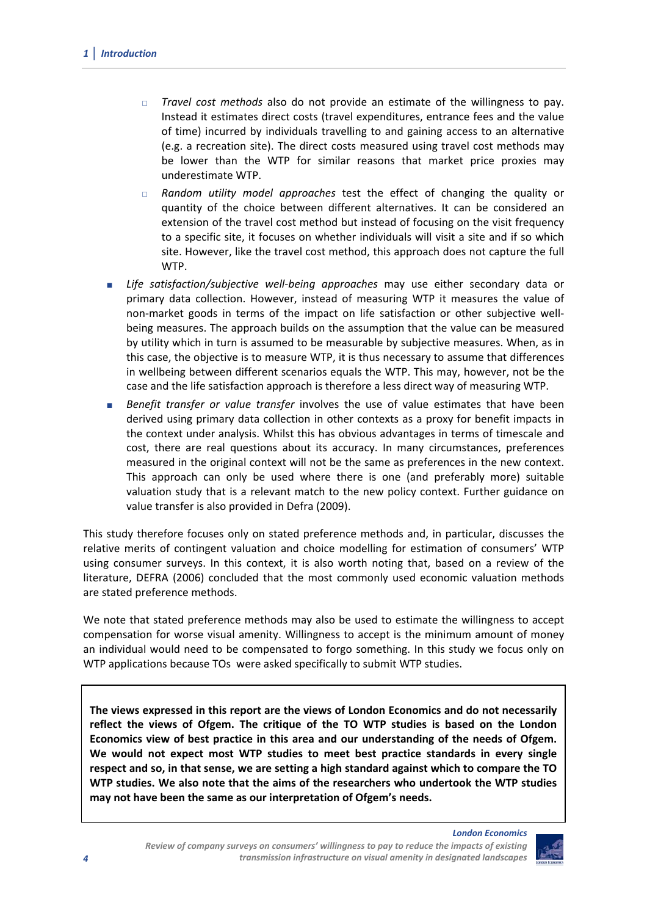- *Travel cost methods* also do not provide an estimate of the willingness to pay. Instead it estimates direct costs (travel expenditures, entrance fees and the value of time) incurred by individuals travelling to and gaining access to an alternative (e.g. a recreation site). The direct costs measured using travel cost methods may be lower than the WTP for similar reasons that market price proxies may underestimate WTP.
    - *Random utility model approaches* test the effect of changing the quality or quantity of the choice between different alternatives. It can be considered an extension of the travel cost method but instead of focusing on the visit frequency to a specific site, it focuses on whether individuals will visit a site and if so which site. However, like the travel cost method, this approach does not capture the full WTP.
- *Life satisfaction/subjective well-being approaches* may use either secondary data or primary data collection. However, instead of measuring WTP it measures the value of non-market goods in terms of the impact on life satisfaction or other subjective well-being measures. The approach builds on the assumption that the value can be measured by utility which in turn is assumed to be measurable by subjective measures. When, as in this case, the objective is to measure WTP, it is thus necessary to assume that differences in wellbeing between different scenarios equals the WTP. This may, however, not be the case and the life satisfaction approach is therefore a less direct way of measuring WTP.
- *Benefit transfer or value transfer* involves the use of value estimates that have been derived using primary data collection in other contexts as a proxy for benefit impacts in the context under analysis. Whilst this has obvious advantages in terms of timescale and cost, there are real questions about its accuracy. In many circumstances, preferences measured in the original context will not be the same as preferences in the new context. This approach can only be used where there is one (and preferably more) suitable valuation study that is a relevant match to the new policy context. Further guidance on value transfer is also provided in Defra (2009).

This study therefore focuses only on stated preference methods and, in particular, discusses the relative merits of contingent valuation and choice modelling for estimation of consumers' WTP using consumer surveys. In this context, it is also worth noting that, based on a review of the literature, DEFRA (2006) concluded that the most commonly used economic valuation methods are stated preference methods.

We note that stated preference methods may also be used to estimate the willingness to accept compensation for worse visual amenity. Willingness to accept is the minimum amount of money an individual would need to be compensated to forgo something. In this study we focus only on WTP applications because TOs were asked specifically to submit WTP studies.

**The views expressed in this report are the views of London Economics and do not necessarily reflect the views of Ofgem. The critique of the TO WTP studies is based on the London Economics view of best practice in this area and our understanding of the needs of Ofgem. We would not expect most WTP studies to meet best practice standards in every single respect and so, in that sense, we are setting a high standard against which to compare the TO WTP studies. We also note that the aims of the researchers who undertook the WTP studies may not have been the same as our interpretation of Ofgem's needs.**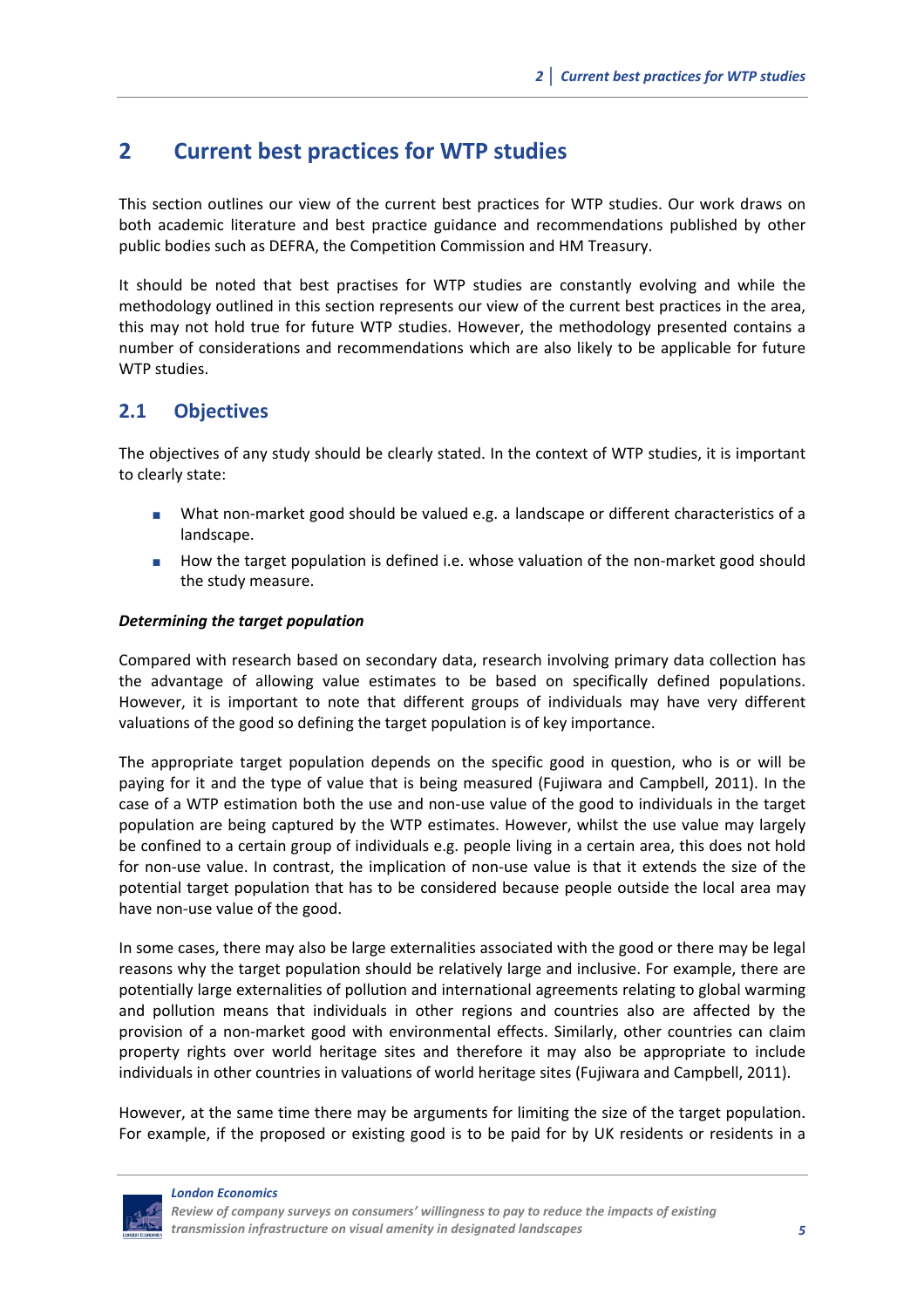# 2 Current best practices for WTP studies

This section outlines our view of the current best practices for WTP studies. Our work draws on both academic literature and best practice guidance and recommendations published by other public bodies such as DEFRA, the Competition Commission and HM Treasury.

It should be noted that best practises for WTP studies are constantly evolving and while the methodology outlined in this section represents our view of the current best practices in the area, this may not hold true for future WTP studies. However, the methodology presented contains a number of considerations and recommendations which are also likely to be applicable for future WTP studies.

## 2.1 Objectives

The objectives of any study should be clearly stated. In the context of WTP studies, it is important to clearly state:

- What non-market good should be valued e.g. a landscape or different characteristics of a landscape.
- How the target population is defined i.e. whose valuation of the non-market good should the study measure.

***Determining the target population***

Compared with research based on secondary data, research involving primary data collection has the advantage of allowing value estimates to be based on specifically defined populations. However, it is important to note that different groups of individuals may have very different valuations of the good so defining the target population is of key importance.

The appropriate target population depends on the specific good in question, who is or will be paying for it and the type of value that is being measured (Fujiwara and Campbell, 2011). In the case of a WTP estimation both the use and non-use value of the good to individuals in the target population are being captured by the WTP estimates. However, whilst the use value may largely be confined to a certain group of individuals e.g. people living in a certain area, this does not hold for non-use value. In contrast, the implication of non-use value is that it extends the size of the potential target population that has to be considered because people outside the local area may have non-use value of the good.

In some cases, there may also be large externalities associated with the good or there may be legal reasons why the target population should be relatively large and inclusive. For example, there are potentially large externalities of pollution and international agreements relating to global warming and pollution means that individuals in other regions and countries also are affected by the provision of a non-market good with environmental effects. Similarly, other countries can claim property rights over world heritage sites and therefore it may also be appropriate to include individuals in other countries in valuations of world heritage sites (Fujiwara and Campbell, 2011).

However, at the same time there may be arguments for limiting the size of the target population. For example, if the proposed or existing good is to be paid for by UK residents or residents in a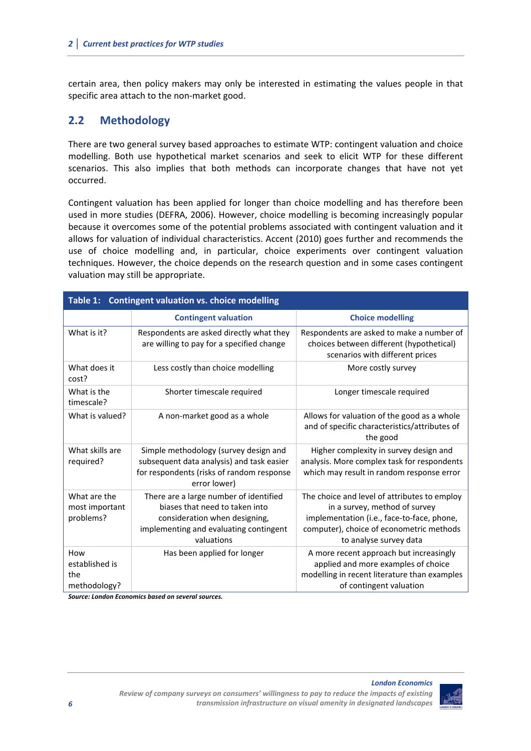certain area, then policy makers may only be interested in estimating the values people in that specific area attach to the non-market good.

## 2.2 Methodology

There are two general survey based approaches to estimate WTP: contingent valuation and choice modelling. Both use hypothetical market scenarios and seek to elicit WTP for these different scenarios. This also implies that both methods can incorporate changes that have not yet occurred.

Contingent valuation has been applied for longer than choice modelling and has therefore been used in more studies (DEFRA, 2006). However, choice modelling is becoming increasingly popular because it overcomes some of the potential problems associated with contingent valuation and it allows for valuation of individual characteristics. Accent (2010) goes further and recommends the use of choice modelling and, in particular, choice experiments over contingent valuation techniques. However, the choice depends on the research question and in some cases contingent valuation may still be appropriate.

**Table 1: Contingent valuation vs. choice modelling**

| | Contingent valuation | Choice modelling |
|---|---|---|
| What is it? | Respondents are asked directly what they are willing to pay for a specified change | Respondents are asked to make a number of choices between different (hypothetical) scenarios with different prices |
| What does it cost? | Less costly than choice modelling | More costly survey |
| What is the timescale? | Shorter timescale required | Longer timescale required |
| What is valued? | A non-market good as a whole | Allows for valuation of the good as a whole and of specific characteristics/attributes of the good |
| What skills are required? | Simple methodology (survey design and subsequent data analysis) and task easier for respondents (risks of random response error lower) | Higher complexity in survey design and analysis. More complex task for respondents which may result in random response error |
| What are the most important problems? | There are a large number of identified biases that need to taken into consideration when designing, implementing and evaluating contingent valuations | The choice and level of attributes to employ in a survey, method of survey implementation (i.e., face-to-face, phone, computer), choice of econometric methods to analyse survey data |
| How established is the methodology? | Has been applied for longer | A more recent approach but increasingly applied and more examples of choice modelling in recent literature than examples of contingent valuation |

***Source: London Economics based on several sources.***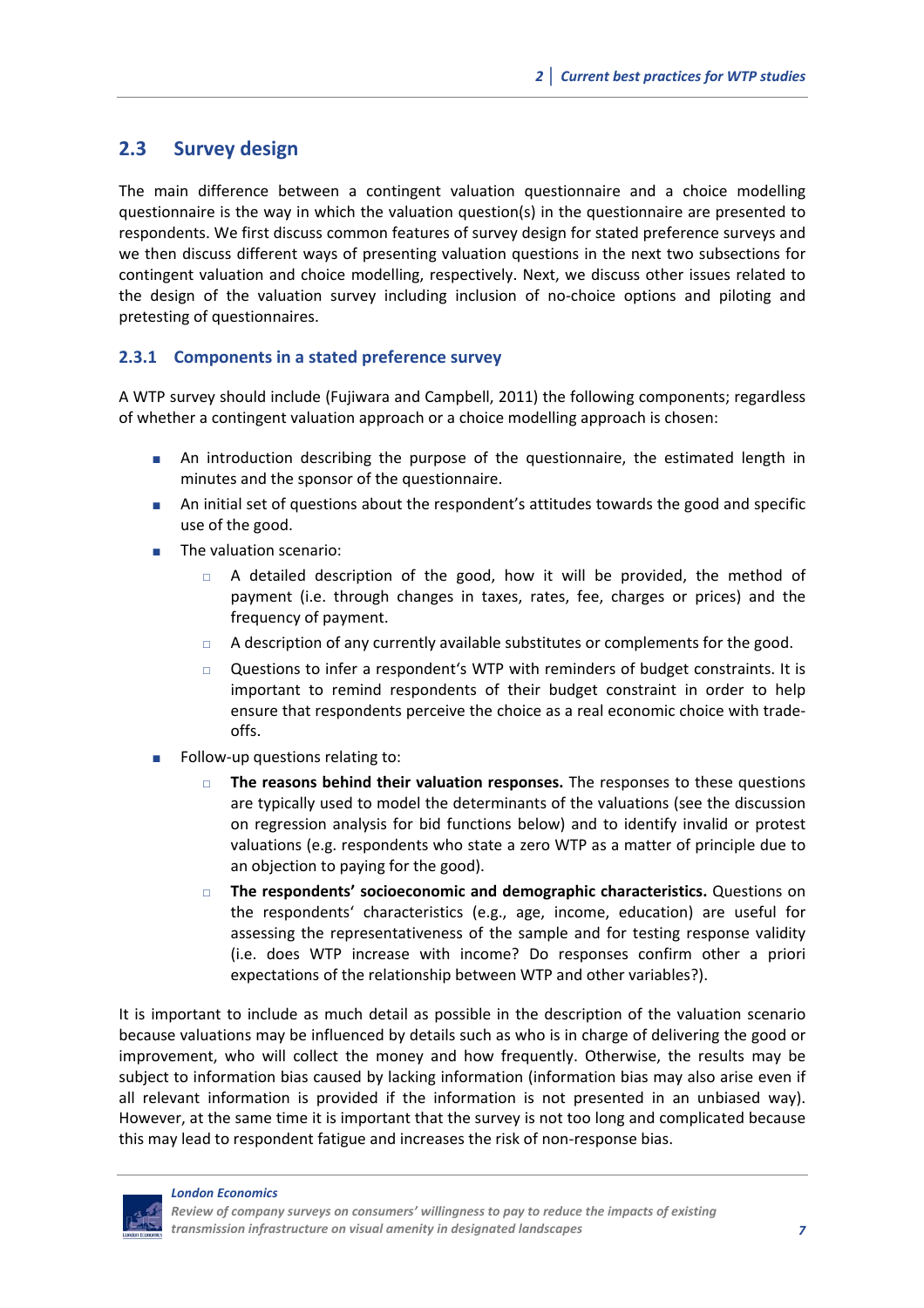## 2.3 Survey design

The main difference between a contingent valuation questionnaire and a choice modelling questionnaire is the way in which the valuation question(s) in the questionnaire are presented to respondents. We first discuss common features of survey design for stated preference surveys and we then discuss different ways of presenting valuation questions in the next two subsections for contingent valuation and choice modelling, respectively. Next, we discuss other issues related to the design of the valuation survey including inclusion of no-choice options and piloting and pretesting of questionnaires.

### 2.3.1 Components in a stated preference survey

A WTP survey should include (Fujiwara and Campbell, 2011) the following components; regardless of whether a contingent valuation approach or a choice modelling approach is chosen:

- An introduction describing the purpose of the questionnaire, the estimated length in minutes and the sponsor of the questionnaire.
- An initial set of questions about the respondent's attitudes towards the good and specific use of the good.
- The valuation scenario:
  - A detailed description of the good, how it will be provided, the method of payment (i.e. through changes in taxes, rates, fee, charges or prices) and the frequency of payment.
  - A description of any currently available substitutes or complements for the good.
  - Questions to infer a respondent's WTP with reminders of budget constraints. It is important to remind respondents of their budget constraint in order to help ensure that respondents perceive the choice as a real economic choice with trade-offs.
- Follow-up questions relating to:
  - **The reasons behind their valuation responses.** The responses to these questions are typically used to model the determinants of the valuations (see the discussion on regression analysis for bid functions below) and to identify invalid or protest valuations (e.g. respondents who state a zero WTP as a matter of principle due to an objection to paying for the good).
  - **The respondents' socioeconomic and demographic characteristics.** Questions on the respondents' characteristics (e.g., age, income, education) are useful for assessing the representativeness of the sample and for testing response validity (i.e. does WTP increase with income? Do responses confirm other a priori expectations of the relationship between WTP and other variables?).

It is important to include as much detail as possible in the description of the valuation scenario because valuations may be influenced by details such as who is in charge of delivering the good or improvement, who will collect the money and how frequently. Otherwise, the results may be subject to information bias caused by lacking information (information bias may also arise even if all relevant information is provided if the information is not presented in an unbiased way). However, at the same time it is important that the survey is not too long and complicated because this may lead to respondent fatigue and increases the risk of non-response bias.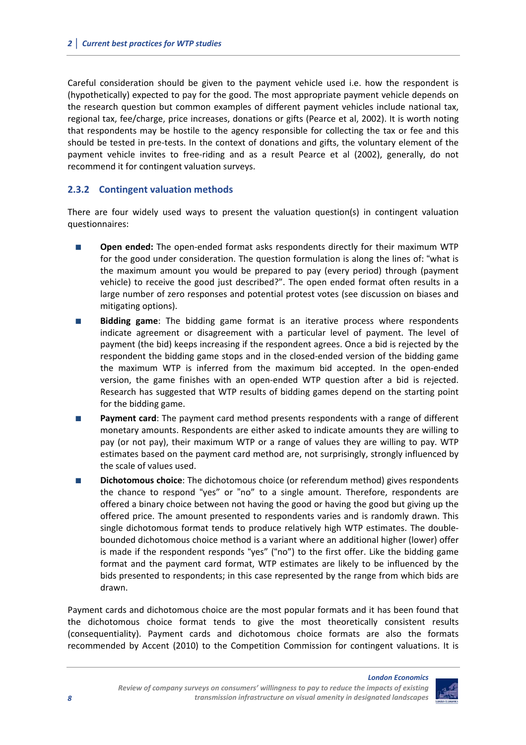Careful consideration should be given to the payment vehicle used i.e. how the respondent is (hypothetically) expected to pay for the good. The most appropriate payment vehicle depends on the research question but common examples of different payment vehicles include national tax, regional tax, fee/charge, price increases, donations or gifts (Pearce et al, 2002). It is worth noting that respondents may be hostile to the agency responsible for collecting the tax or fee and this should be tested in pre-tests. In the context of donations and gifts, the voluntary element of the payment vehicle invites to free-riding and as a result Pearce et al (2002), generally, do not recommend it for contingent valuation surveys.

### 2.3.2 Contingent valuation methods

There are four widely used ways to present the valuation question(s) in contingent valuation questionnaires:

- **Open ended:** The open-ended format asks respondents directly for their maximum WTP for the good under consideration. The question formulation is along the lines of: "what is the maximum amount you would be prepared to pay (every period) through (payment vehicle) to receive the good just described?". The open ended format often results in a large number of zero responses and potential protest votes (see discussion on biases and mitigating options).
- **Bidding game**: The bidding game format is an iterative process where respondents indicate agreement or disagreement with a particular level of payment. The level of payment (the bid) keeps increasing if the respondent agrees. Once a bid is rejected by the respondent the bidding game stops and in the closed-ended version of the bidding game the maximum WTP is inferred from the maximum bid accepted. In the open-ended version, the game finishes with an open-ended WTP question after a bid is rejected. Research has suggested that WTP results of bidding games depend on the starting point for the bidding game.
- **Payment card**: The payment card method presents respondents with a range of different monetary amounts. Respondents are either asked to indicate amounts they are willing to pay (or not pay), their maximum WTP or a range of values they are willing to pay. WTP estimates based on the payment card method are, not surprisingly, strongly influenced by the scale of values used.
- **Dichotomous choice**: The dichotomous choice (or referendum method) gives respondents the chance to respond "yes" or "no" to a single amount. Therefore, respondents are offered a binary choice between not having the good or having the good but giving up the offered price. The amount presented to respondents varies and is randomly drawn. This single dichotomous format tends to produce relatively high WTP estimates. The double-bounded dichotomous choice method is a variant where an additional higher (lower) offer is made if the respondent responds "yes" ("no") to the first offer. Like the bidding game format and the payment card format, WTP estimates are likely to be influenced by the bids presented to respondents; in this case represented by the range from which bids are drawn.

Payment cards and dichotomous choice are the most popular formats and it has been found that the dichotomous choice format tends to give the most theoretically consistent results (consequentiality). Payment cards and dichotomous choice formats are also the formats recommended by Accent (2010) to the Competition Commission for contingent valuations. It is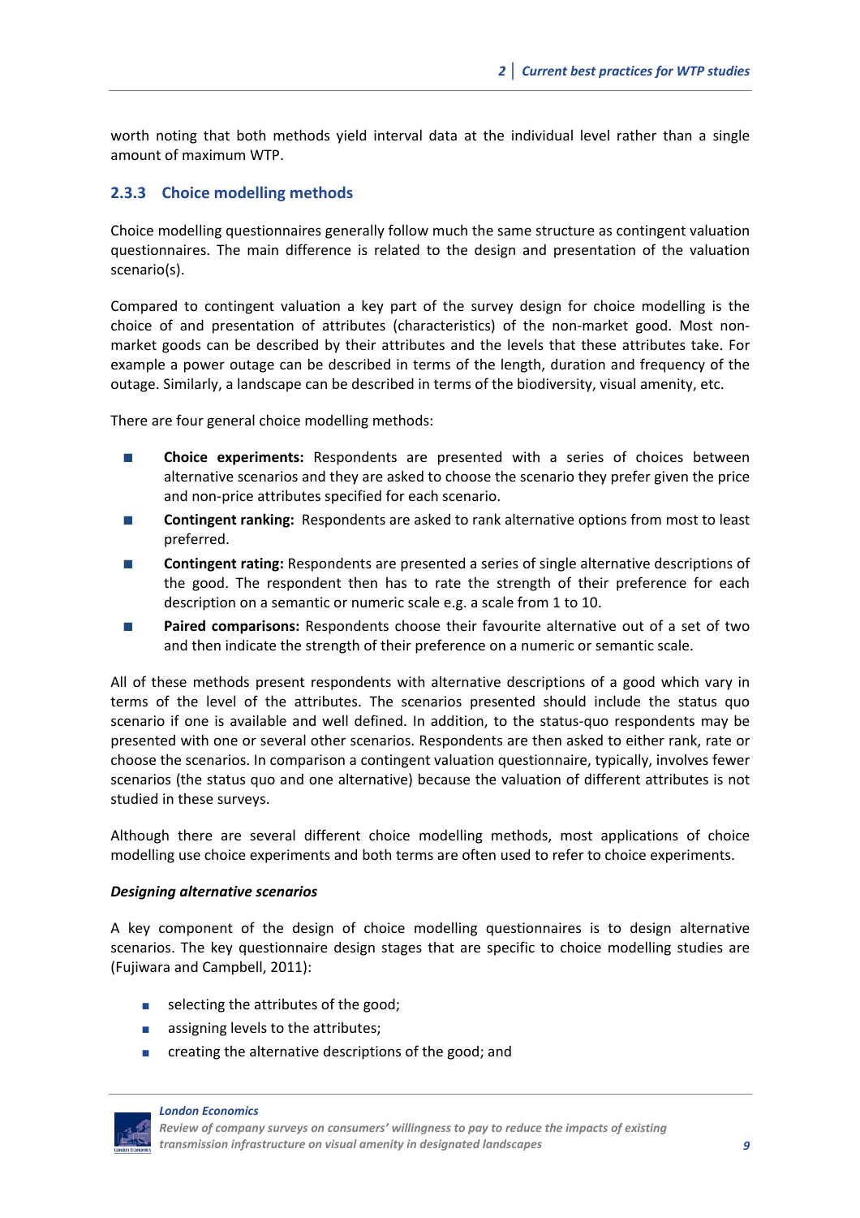worth noting that both methods yield interval data at the individual level rather than a single amount of maximum WTP.

### 2.3.3 Choice modelling methods

Choice modelling questionnaires generally follow much the same structure as contingent valuation questionnaires. The main difference is related to the design and presentation of the valuation scenario(s).

Compared to contingent valuation a key part of the survey design for choice modelling is the choice of and presentation of attributes (characteristics) of the non-market good. Most non-market goods can be described by their attributes and the levels that these attributes take. For example a power outage can be described in terms of the length, duration and frequency of the outage. Similarly, a landscape can be described in terms of the biodiversity, visual amenity, etc.

There are four general choice modelling methods:

- **Choice experiments:** Respondents are presented with a series of choices between alternative scenarios and they are asked to choose the scenario they prefer given the price and non-price attributes specified for each scenario.
- **Contingent ranking:** Respondents are asked to rank alternative options from most to least preferred.
- **Contingent rating:** Respondents are presented a series of single alternative descriptions of the good. The respondent then has to rate the strength of their preference for each description on a semantic or numeric scale e.g. a scale from 1 to 10.
- **Paired comparisons:** Respondents choose their favourite alternative out of a set of two and then indicate the strength of their preference on a numeric or semantic scale.

All of these methods present respondents with alternative descriptions of a good which vary in terms of the level of the attributes. The scenarios presented should include the status quo scenario if one is available and well defined. In addition, to the status-quo respondents may be presented with one or several other scenarios. Respondents are then asked to either rank, rate or choose the scenarios. In comparison a contingent valuation questionnaire, typically, involves fewer scenarios (the status quo and one alternative) because the valuation of different attributes is not studied in these surveys.

Although there are several different choice modelling methods, most applications of choice modelling use choice experiments and both terms are often used to refer to choice experiments.

***Designing alternative scenarios***

A key component of the design of choice modelling questionnaires is to design alternative scenarios. The key questionnaire design stages that are specific to choice modelling studies are (Fujiwara and Campbell, 2011):

- selecting the attributes of the good;
- assigning levels to the attributes;
- creating the alternative descriptions of the good; and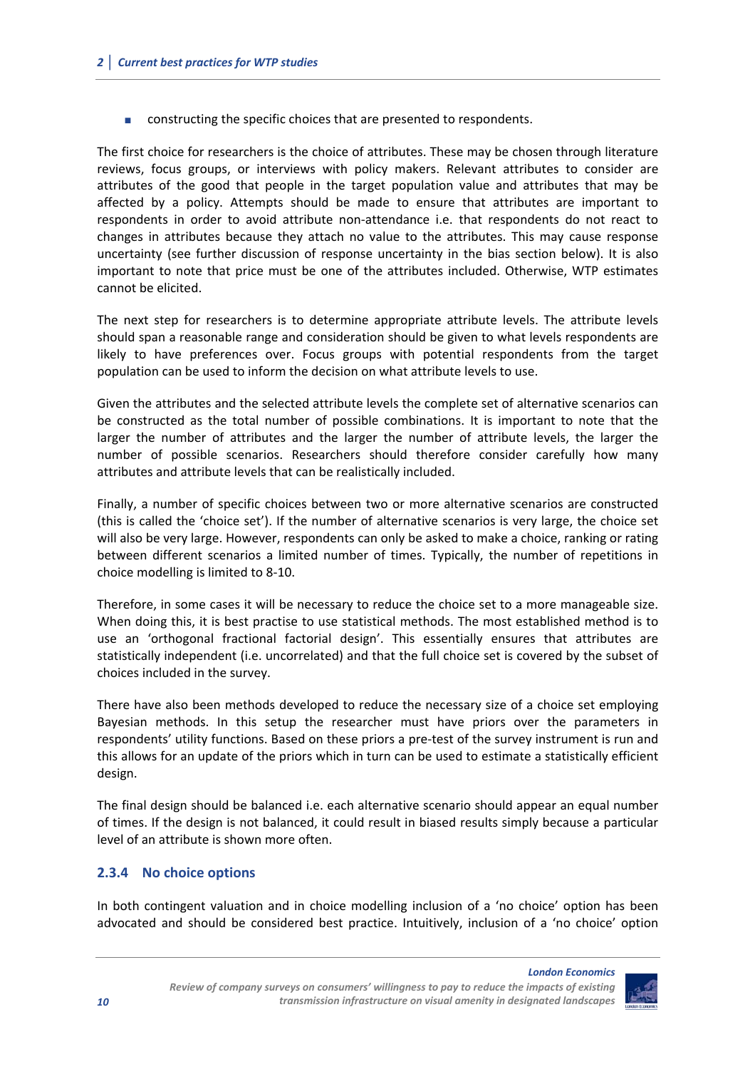- constructing the specific choices that are presented to respondents.

The first choice for researchers is the choice of attributes. These may be chosen through literature reviews, focus groups, or interviews with policy makers. Relevant attributes to consider are attributes of the good that people in the target population value and attributes that may be affected by a policy. Attempts should be made to ensure that attributes are important to respondents in order to avoid attribute non-attendance i.e. that respondents do not react to changes in attributes because they attach no value to the attributes. This may cause response uncertainty (see further discussion of response uncertainty in the bias section below). It is also important to note that price must be one of the attributes included. Otherwise, WTP estimates cannot be elicited.

The next step for researchers is to determine appropriate attribute levels. The attribute levels should span a reasonable range and consideration should be given to what levels respondents are likely to have preferences over. Focus groups with potential respondents from the target population can be used to inform the decision on what attribute levels to use.

Given the attributes and the selected attribute levels the complete set of alternative scenarios can be constructed as the total number of possible combinations. It is important to note that the larger the number of attributes and the larger the number of attribute levels, the larger the number of possible scenarios. Researchers should therefore consider carefully how many attributes and attribute levels that can be realistically included.

Finally, a number of specific choices between two or more alternative scenarios are constructed (this is called the 'choice set'). If the number of alternative scenarios is very large, the choice set will also be very large. However, respondents can only be asked to make a choice, ranking or rating between different scenarios a limited number of times. Typically, the number of repetitions in choice modelling is limited to 8-10.

Therefore, in some cases it will be necessary to reduce the choice set to a more manageable size. When doing this, it is best practise to use statistical methods. The most established method is to use an 'orthogonal fractional factorial design'. This essentially ensures that attributes are statistically independent (i.e. uncorrelated) and that the full choice set is covered by the subset of choices included in the survey.

There have also been methods developed to reduce the necessary size of a choice set employing Bayesian methods. In this setup the researcher must have priors over the parameters in respondents' utility functions. Based on these priors a pre-test of the survey instrument is run and this allows for an update of the priors which in turn can be used to estimate a statistically efficient design.

The final design should be balanced i.e. each alternative scenario should appear an equal number of times. If the design is not balanced, it could result in biased results simply because a particular level of an attribute is shown more often.

### 2.3.4 No choice options

In both contingent valuation and in choice modelling inclusion of a 'no choice' option has been advocated and should be considered best practice. Intuitively, inclusion of a 'no choice' option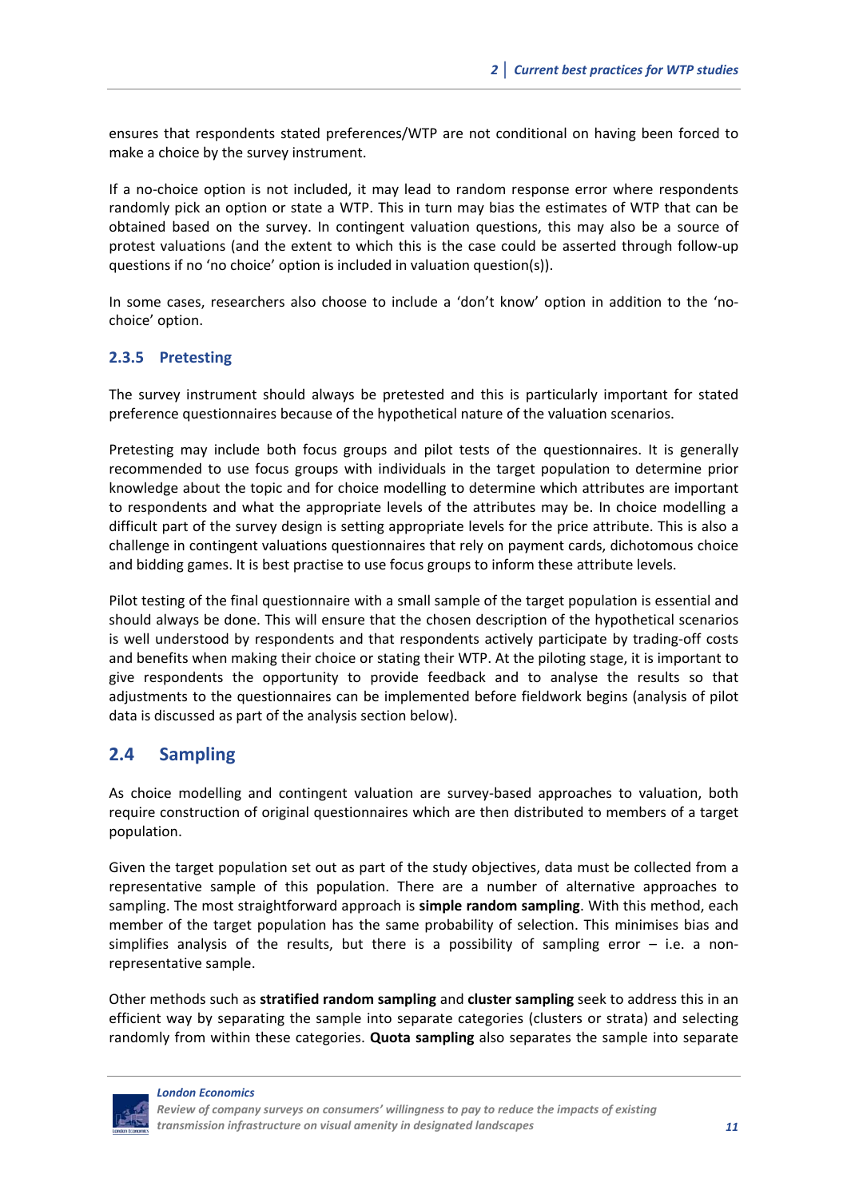ensures that respondents stated preferences/WTP are not conditional on having been forced to make a choice by the survey instrument.

If a no-choice option is not included, it may lead to random response error where respondents randomly pick an option or state a WTP. This in turn may bias the estimates of WTP that can be obtained based on the survey. In contingent valuation questions, this may also be a source of protest valuations (and the extent to which this is the case could be asserted through follow-up questions if no 'no choice' option is included in valuation question(s)).

In some cases, researchers also choose to include a 'don't know' option in addition to the 'no-choice' option.

### 2.3.5 Pretesting

The survey instrument should always be pretested and this is particularly important for stated preference questionnaires because of the hypothetical nature of the valuation scenarios.

Pretesting may include both focus groups and pilot tests of the questionnaires. It is generally recommended to use focus groups with individuals in the target population to determine prior knowledge about the topic and for choice modelling to determine which attributes are important to respondents and what the appropriate levels of the attributes may be. In choice modelling a difficult part of the survey design is setting appropriate levels for the price attribute. This is also a challenge in contingent valuations questionnaires that rely on payment cards, dichotomous choice and bidding games. It is best practise to use focus groups to inform these attribute levels.

Pilot testing of the final questionnaire with a small sample of the target population is essential and should always be done. This will ensure that the chosen description of the hypothetical scenarios is well understood by respondents and that respondents actively participate by trading-off costs and benefits when making their choice or stating their WTP. At the piloting stage, it is important to give respondents the opportunity to provide feedback and to analyse the results so that adjustments to the questionnaires can be implemented before fieldwork begins (analysis of pilot data is discussed as part of the analysis section below).

## 2.4 Sampling

As choice modelling and contingent valuation are survey-based approaches to valuation, both require construction of original questionnaires which are then distributed to members of a target population.

Given the target population set out as part of the study objectives, data must be collected from a representative sample of this population. There are a number of alternative approaches to sampling. The most straightforward approach is **simple random sampling**. With this method, each member of the target population has the same probability of selection. This minimises bias and simplifies analysis of the results, but there is a possibility of sampling error – i.e. a non-representative sample.

Other methods such as **stratified random sampling** and **cluster sampling** seek to address this in an efficient way by separating the sample into separate categories (clusters or strata) and selecting randomly from within these categories. **Quota sampling** also separates the sample into separate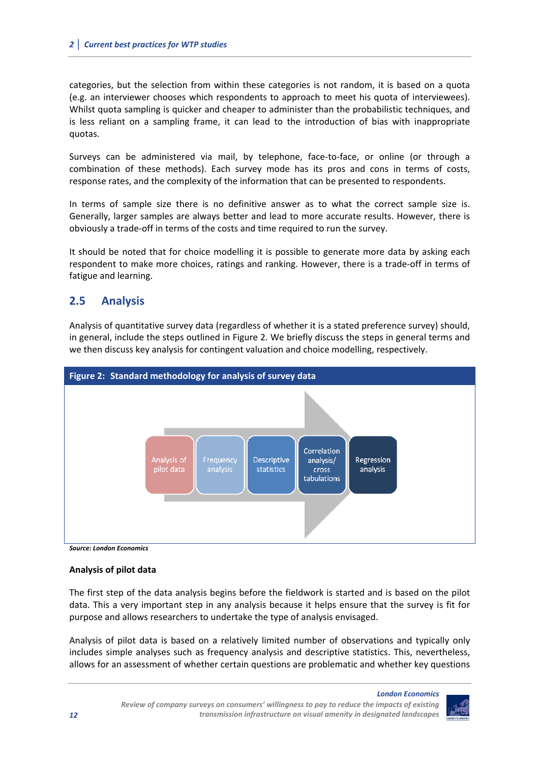categories, but the selection from within these categories is not random, it is based on a quota (e.g. an interviewer chooses which respondents to approach to meet his quota of interviewees). Whilst quota sampling is quicker and cheaper to administer than the probabilistic techniques, and is less reliant on a sampling frame, it can lead to the introduction of bias with inappropriate quotas.

Surveys can be administered via mail, by telephone, face-to-face, or online (or through a combination of these methods). Each survey mode has its pros and cons in terms of costs, response rates, and the complexity of the information that can be presented to respondents.

In terms of sample size there is no definitive answer as to what the correct sample size is. Generally, larger samples are always better and lead to more accurate results. However, there is obviously a trade-off in terms of the costs and time required to run the survey.

It should be noted that for choice modelling it is possible to generate more data by asking each respondent to make more choices, ratings and ranking. However, there is a trade-off in terms of fatigue and learning.

## 2.5 Analysis

Analysis of quantitative survey data (regardless of whether it is a stated preference survey) should, in general, include the steps outlined in Figure 2. We briefly discuss the steps in general terms and we then discuss key analysis for contingent valuation and choice modelling, respectively.

**Figure 2: Standard methodology for analysis of survey data**

Analysis of pilot data → Frequency analysis → Descriptive statistics → Correlation analysis/ cross tabulations → Regression analysis

***Source: London Economics***

**Analysis of pilot data**

The first step of the data analysis begins before the fieldwork is started and is based on the pilot data. This a very important step in any analysis because it helps ensure that the survey is fit for purpose and allows researchers to undertake the type of analysis envisaged.

Analysis of pilot data is based on a relatively limited number of observations and typically only includes simple analyses such as frequency analysis and descriptive statistics. This, nevertheless, allows for an assessment of whether certain questions are problematic and whether key questions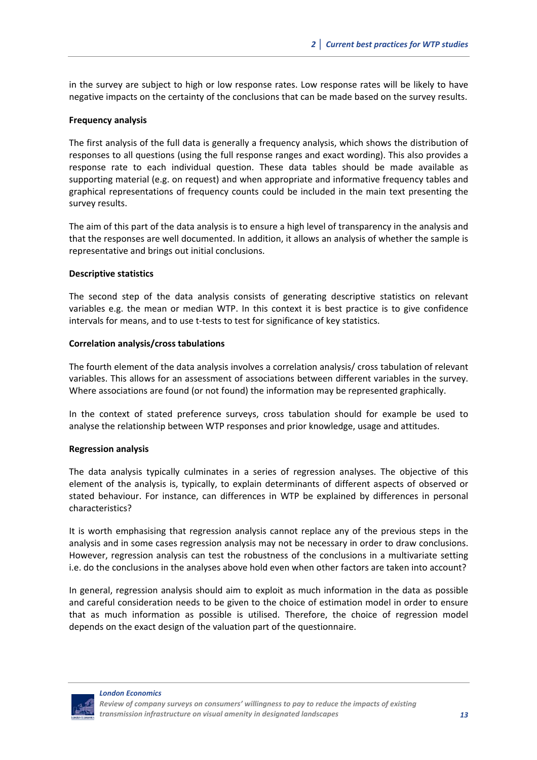in the survey are subject to high or low response rates. Low response rates will be likely to have negative impacts on the certainty of the conclusions that can be made based on the survey results.

**Frequency analysis**

The first analysis of the full data is generally a frequency analysis, which shows the distribution of responses to all questions (using the full response ranges and exact wording). This also provides a response rate to each individual question. These data tables should be made available as supporting material (e.g. on request) and when appropriate and informative frequency tables and graphical representations of frequency counts could be included in the main text presenting the survey results.

The aim of this part of the data analysis is to ensure a high level of transparency in the analysis and that the responses are well documented. In addition, it allows an analysis of whether the sample is representative and brings out initial conclusions.

**Descriptive statistics**

The second step of the data analysis consists of generating descriptive statistics on relevant variables e.g. the mean or median WTP. In this context it is best practice is to give confidence intervals for means, and to use t-tests to test for significance of key statistics.

**Correlation analysis/cross tabulations**

The fourth element of the data analysis involves a correlation analysis/ cross tabulation of relevant variables. This allows for an assessment of associations between different variables in the survey. Where associations are found (or not found) the information may be represented graphically.

In the context of stated preference surveys, cross tabulation should for example be used to analyse the relationship between WTP responses and prior knowledge, usage and attitudes.

**Regression analysis**

The data analysis typically culminates in a series of regression analyses. The objective of this element of the analysis is, typically, to explain determinants of different aspects of observed or stated behaviour. For instance, can differences in WTP be explained by differences in personal characteristics?

It is worth emphasising that regression analysis cannot replace any of the previous steps in the analysis and in some cases regression analysis may not be necessary in order to draw conclusions. However, regression analysis can test the robustness of the conclusions in a multivariate setting i.e. do the conclusions in the analyses above hold even when other factors are taken into account?

In general, regression analysis should aim to exploit as much information in the data as possible and careful consideration needs to be given to the choice of estimation model in order to ensure that as much information as possible is utilised. Therefore, the choice of regression model depends on the exact design of the valuation part of the questionnaire.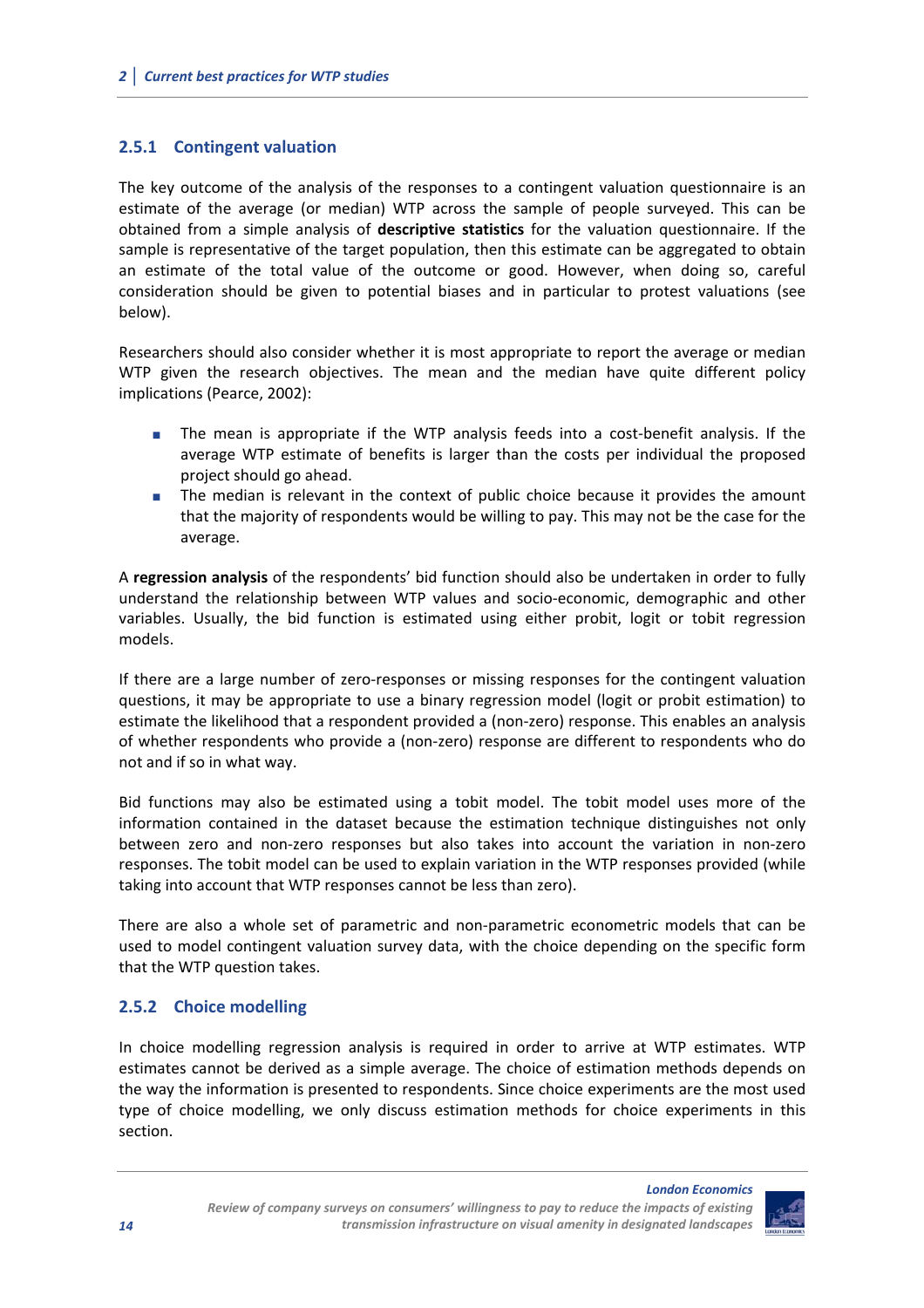### 2.5.1 Contingent valuation

The key outcome of the analysis of the responses to a contingent valuation questionnaire is an estimate of the average (or median) WTP across the sample of people surveyed. This can be obtained from a simple analysis of **descriptive statistics** for the valuation questionnaire. If the sample is representative of the target population, then this estimate can be aggregated to obtain an estimate of the total value of the outcome or good. However, when doing so, careful consideration should be given to potential biases and in particular to protest valuations (see below).

Researchers should also consider whether it is most appropriate to report the average or median WTP given the research objectives. The mean and the median have quite different policy implications (Pearce, 2002):

- The mean is appropriate if the WTP analysis feeds into a cost-benefit analysis. If the average WTP estimate of benefits is larger than the costs per individual the proposed project should go ahead.
- The median is relevant in the context of public choice because it provides the amount that the majority of respondents would be willing to pay. This may not be the case for the average.

A **regression analysis** of the respondents' bid function should also be undertaken in order to fully understand the relationship between WTP values and socio-economic, demographic and other variables. Usually, the bid function is estimated using either probit, logit or tobit regression models.

If there are a large number of zero-responses or missing responses for the contingent valuation questions, it may be appropriate to use a binary regression model (logit or probit estimation) to estimate the likelihood that a respondent provided a (non-zero) response. This enables an analysis of whether respondents who provide a (non-zero) response are different to respondents who do not and if so in what way.

Bid functions may also be estimated using a tobit model. The tobit model uses more of the information contained in the dataset because the estimation technique distinguishes not only between zero and non-zero responses but also takes into account the variation in non-zero responses. The tobit model can be used to explain variation in the WTP responses provided (while taking into account that WTP responses cannot be less than zero).

There are also a whole set of parametric and non-parametric econometric models that can be used to model contingent valuation survey data, with the choice depending on the specific form that the WTP question takes.

### 2.5.2 Choice modelling

In choice modelling regression analysis is required in order to arrive at WTP estimates. WTP estimates cannot be derived as a simple average. The choice of estimation methods depends on the way the information is presented to respondents. Since choice experiments are the most used type of choice modelling, we only discuss estimation methods for choice experiments in this section.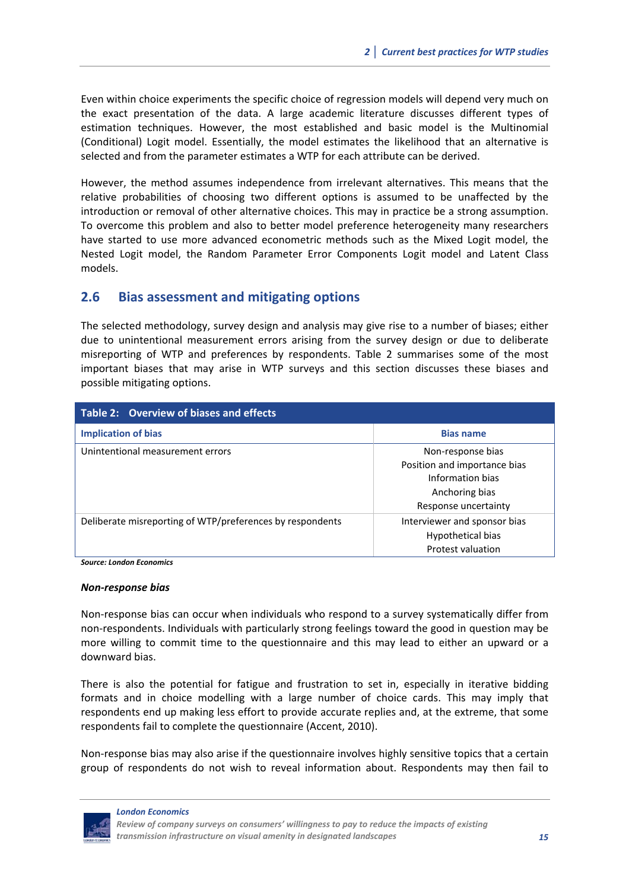Even within choice experiments the specific choice of regression models will depend very much on the exact presentation of the data. A large academic literature discusses different types of estimation techniques. However, the most established and basic model is the Multinomial (Conditional) Logit model. Essentially, the model estimates the likelihood that an alternative is selected and from the parameter estimates a WTP for each attribute can be derived.

However, the method assumes independence from irrelevant alternatives. This means that the relative probabilities of choosing two different options is assumed to be unaffected by the introduction or removal of other alternative choices. This may in practice be a strong assumption. To overcome this problem and also to better model preference heterogeneity many researchers have started to use more advanced econometric methods such as the Mixed Logit model, the Nested Logit model, the Random Parameter Error Components Logit model and Latent Class models.

## 2.6 Bias assessment and mitigating options

The selected methodology, survey design and analysis may give rise to a number of biases; either due to unintentional measurement errors arising from the survey design or due to deliberate misreporting of WTP and preferences by respondents. Table 2 summarises some of the most important biases that may arise in WTP surveys and this section discusses these biases and possible mitigating options.

**Table 2: Overview of biases and effects**

| Implication of bias | Bias name |
|---|---|
| Unintentional measurement errors | Non-response bias<br>Position and importance bias<br>Information bias<br>Anchoring bias<br>Response uncertainty |
| Deliberate misreporting of WTP/preferences by respondents | Interviewer and sponsor bias<br>Hypothetical bias<br>Protest valuation |

*Source: London Economics*

### *Non-response bias*

Non-response bias can occur when individuals who respond to a survey systematically differ from non-respondents. Individuals with particularly strong feelings toward the good in question may be more willing to commit time to the questionnaire and this may lead to either an upward or a downward bias.

There is also the potential for fatigue and frustration to set in, especially in iterative bidding formats and in choice modelling with a large number of choice cards. This may imply that respondents end up making less effort to provide accurate replies and, at the extreme, that some respondents fail to complete the questionnaire (Accent, 2010).

Non-response bias may also arise if the questionnaire involves highly sensitive topics that a certain group of respondents do not wish to reveal information about. Respondents may then fail to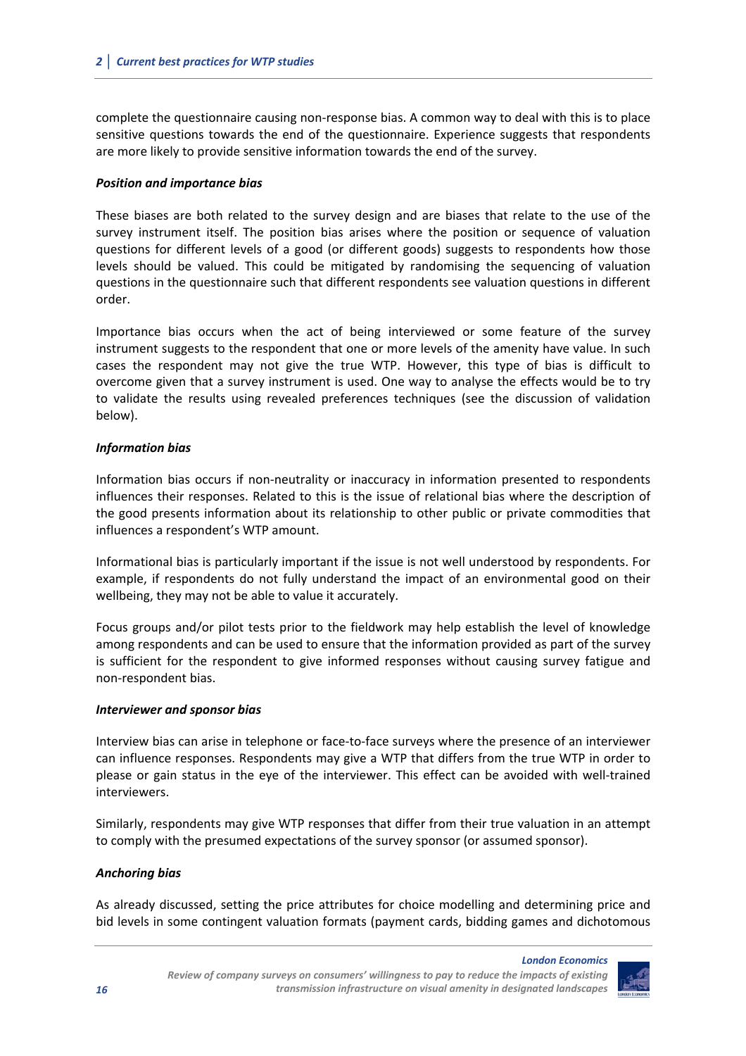complete the questionnaire causing non-response bias. A common way to deal with this is to place sensitive questions towards the end of the questionnaire. Experience suggests that respondents are more likely to provide sensitive information towards the end of the survey.

***Position and importance bias***

These biases are both related to the survey design and are biases that relate to the use of the survey instrument itself. The position bias arises where the position or sequence of valuation questions for different levels of a good (or different goods) suggests to respondents how those levels should be valued. This could be mitigated by randomising the sequencing of valuation questions in the questionnaire such that different respondents see valuation questions in different order.

Importance bias occurs when the act of being interviewed or some feature of the survey instrument suggests to the respondent that one or more levels of the amenity have value. In such cases the respondent may not give the true WTP. However, this type of bias is difficult to overcome given that a survey instrument is used. One way to analyse the effects would be to try to validate the results using revealed preferences techniques (see the discussion of validation below).

***Information bias***

Information bias occurs if non-neutrality or inaccuracy in information presented to respondents influences their responses. Related to this is the issue of relational bias where the description of the good presents information about its relationship to other public or private commodities that influences a respondent's WTP amount.

Informational bias is particularly important if the issue is not well understood by respondents. For example, if respondents do not fully understand the impact of an environmental good on their wellbeing, they may not be able to value it accurately.

Focus groups and/or pilot tests prior to the fieldwork may help establish the level of knowledge among respondents and can be used to ensure that the information provided as part of the survey is sufficient for the respondent to give informed responses without causing survey fatigue and non-respondent bias.

***Interviewer and sponsor bias***

Interview bias can arise in telephone or face-to-face surveys where the presence of an interviewer can influence responses. Respondents may give a WTP that differs from the true WTP in order to please or gain status in the eye of the interviewer. This effect can be avoided with well-trained interviewers.

Similarly, respondents may give WTP responses that differ from their true valuation in an attempt to comply with the presumed expectations of the survey sponsor (or assumed sponsor).

***Anchoring bias***

As already discussed, setting the price attributes for choice modelling and determining price and bid levels in some contingent valuation formats (payment cards, bidding games and dichotomous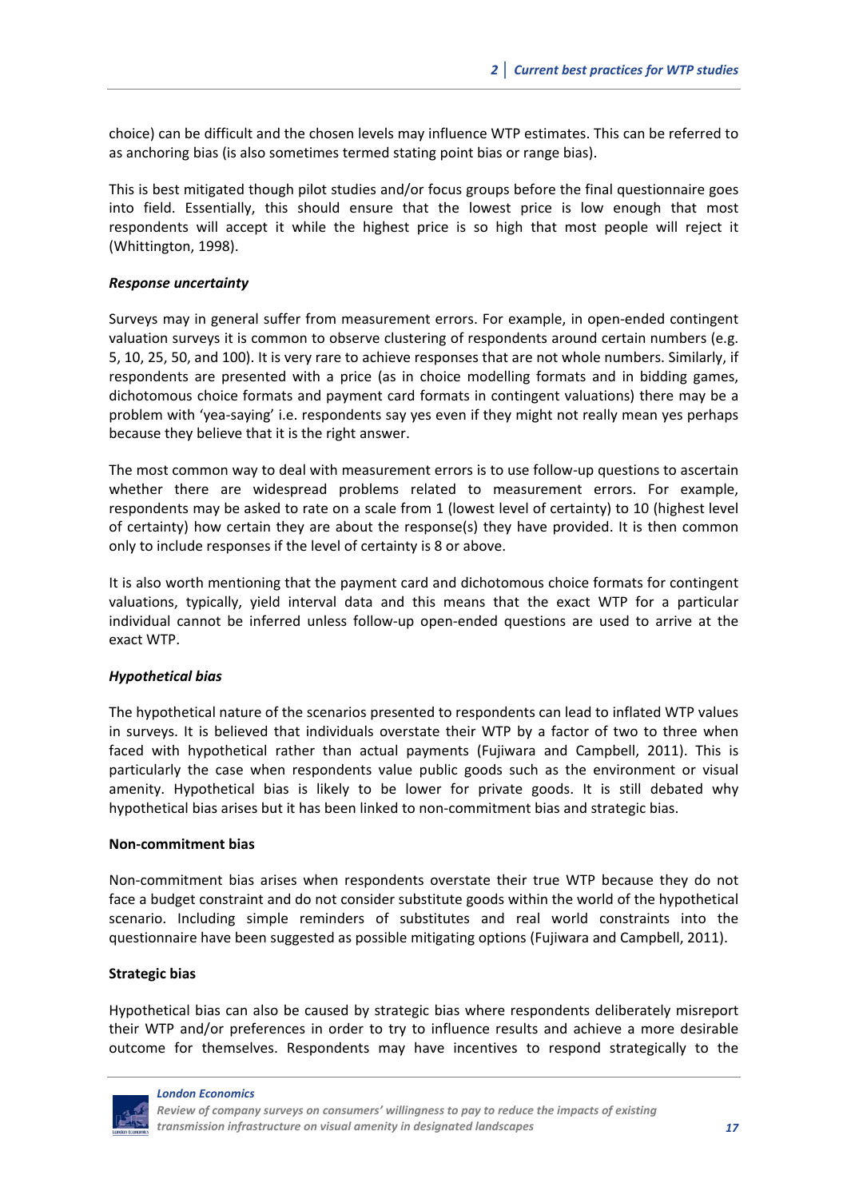choice) can be difficult and the chosen levels may influence WTP estimates. This can be referred to as anchoring bias (is also sometimes termed stating point bias or range bias).

This is best mitigated though pilot studies and/or focus groups before the final questionnaire goes into field. Essentially, this should ensure that the lowest price is low enough that most respondents will accept it while the highest price is so high that most people will reject it (Whittington, 1998).

#### *Response uncertainty*

Surveys may in general suffer from measurement errors. For example, in open-ended contingent valuation surveys it is common to observe clustering of respondents around certain numbers (e.g. 5, 10, 25, 50, and 100). It is very rare to achieve responses that are not whole numbers. Similarly, if respondents are presented with a price (as in choice modelling formats and in bidding games, dichotomous choice formats and payment card formats in contingent valuations) there may be a problem with 'yea-saying' i.e. respondents say yes even if they might not really mean yes perhaps because they believe that it is the right answer.

The most common way to deal with measurement errors is to use follow-up questions to ascertain whether there are widespread problems related to measurement errors. For example, respondents may be asked to rate on a scale from 1 (lowest level of certainty) to 10 (highest level of certainty) how certain they are about the response(s) they have provided. It is then common only to include responses if the level of certainty is 8 or above.

It is also worth mentioning that the payment card and dichotomous choice formats for contingent valuations, typically, yield interval data and this means that the exact WTP for a particular individual cannot be inferred unless follow-up open-ended questions are used to arrive at the exact WTP.

#### *Hypothetical bias*

The hypothetical nature of the scenarios presented to respondents can lead to inflated WTP values in surveys. It is believed that individuals overstate their WTP by a factor of two to three when faced with hypothetical rather than actual payments (Fujiwara and Campbell, 2011). This is particularly the case when respondents value public goods such as the environment or visual amenity. Hypothetical bias is likely to be lower for private goods. It is still debated why hypothetical bias arises but it has been linked to non-commitment bias and strategic bias.

#### **Non-commitment bias**

Non-commitment bias arises when respondents overstate their true WTP because they do not face a budget constraint and do not consider substitute goods within the world of the hypothetical scenario. Including simple reminders of substitutes and real world constraints into the questionnaire have been suggested as possible mitigating options (Fujiwara and Campbell, 2011).

#### **Strategic bias**

Hypothetical bias can also be caused by strategic bias where respondents deliberately misreport their WTP and/or preferences in order to try to influence results and achieve a more desirable outcome for themselves. Respondents may have incentives to respond strategically to the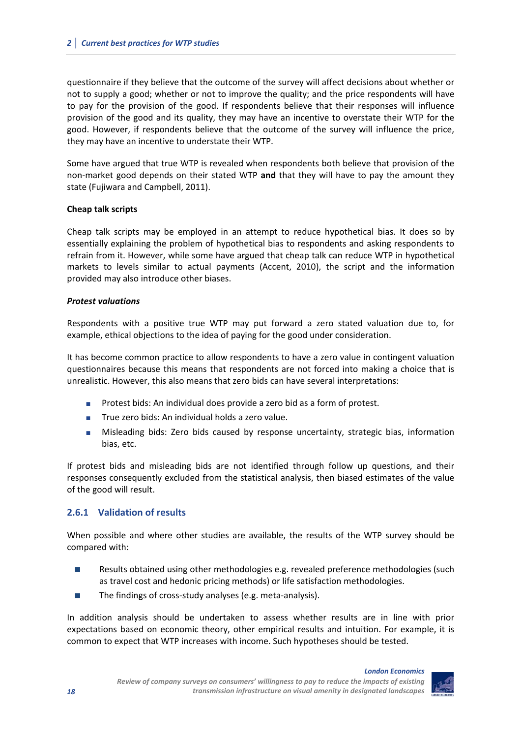questionnaire if they believe that the outcome of the survey will affect decisions about whether or not to supply a good; whether or not to improve the quality; and the price respondents will have to pay for the provision of the good. If respondents believe that their responses will influence provision of the good and its quality, they may have an incentive to overstate their WTP for the good. However, if respondents believe that the outcome of the survey will influence the price, they may have an incentive to understate their WTP.

Some have argued that true WTP is revealed when respondents both believe that provision of the non-market good depends on their stated WTP **and** that they will have to pay the amount they state (Fujiwara and Campbell, 2011).

**Cheap talk scripts**

Cheap talk scripts may be employed in an attempt to reduce hypothetical bias. It does so by essentially explaining the problem of hypothetical bias to respondents and asking respondents to refrain from it. However, while some have argued that cheap talk can reduce WTP in hypothetical markets to levels similar to actual payments (Accent, 2010), the script and the information provided may also introduce other biases.

***Protest valuations***

Respondents with a positive true WTP may put forward a zero stated valuation due to, for example, ethical objections to the idea of paying for the good under consideration.

It has become common practice to allow respondents to have a zero value in contingent valuation questionnaires because this means that respondents are not forced into making a choice that is unrealistic. However, this also means that zero bids can have several interpretations:

- Protest bids: An individual does provide a zero bid as a form of protest.
- True zero bids: An individual holds a zero value.
- Misleading bids: Zero bids caused by response uncertainty, strategic bias, information bias, etc.

If protest bids and misleading bids are not identified through follow up questions, and their responses consequently excluded from the statistical analysis, then biased estimates of the value of the good will result.

### 2.6.1 Validation of results

When possible and where other studies are available, the results of the WTP survey should be compared with:

- Results obtained using other methodologies e.g. revealed preference methodologies (such as travel cost and hedonic pricing methods) or life satisfaction methodologies.
- The findings of cross-study analyses (e.g. meta-analysis).

In addition analysis should be undertaken to assess whether results are in line with prior expectations based on economic theory, other empirical results and intuition. For example, it is common to expect that WTP increases with income. Such hypotheses should be tested.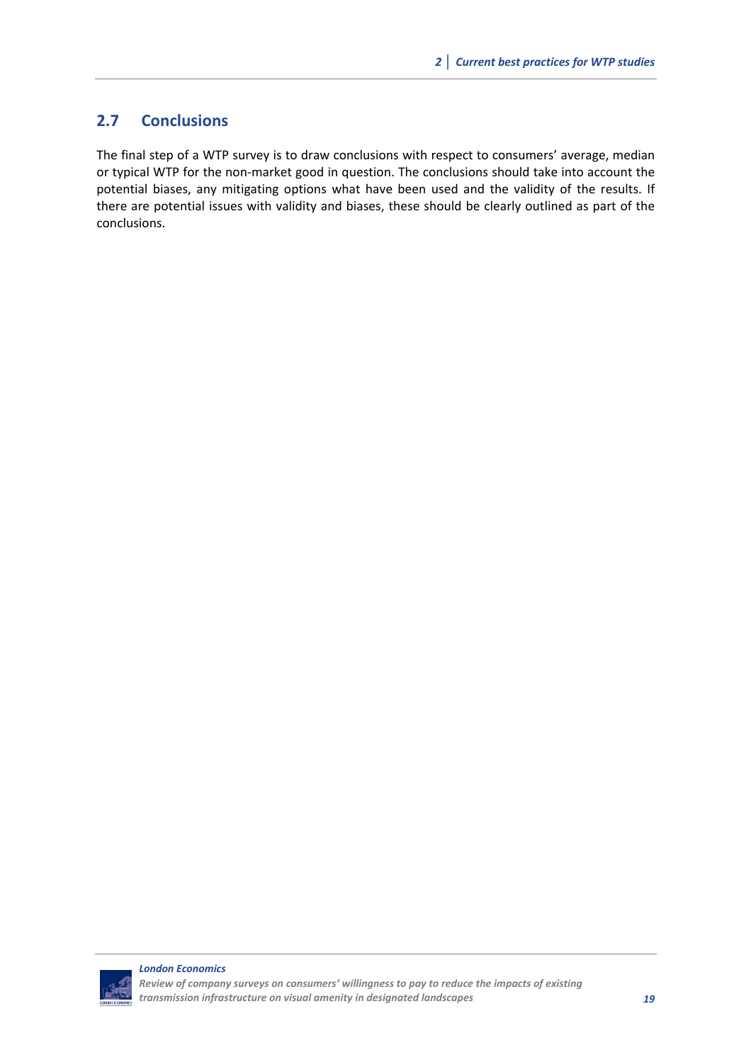## 2.7 Conclusions

The final step of a WTP survey is to draw conclusions with respect to consumers' average, median or typical WTP for the non-market good in question. The conclusions should take into account the potential biases, any mitigating options what have been used and the validity of the results. If there are potential issues with validity and biases, these should be clearly outlined as part of the conclusions.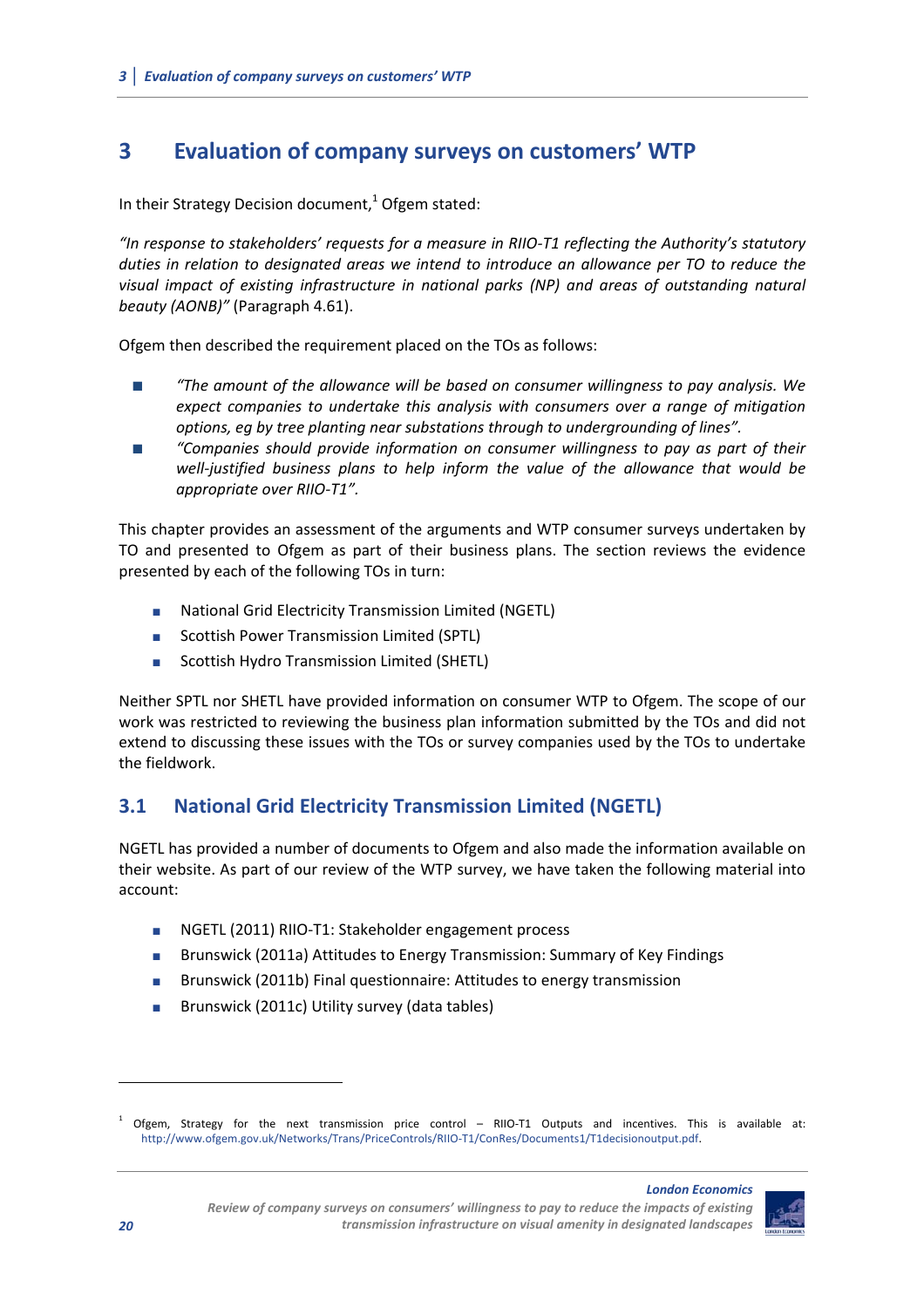# 3 Evaluation of company surveys on customers' WTP

In their Strategy Decision document,[1] Ofgem stated:

*"In response to stakeholders' requests for a measure in RIIO-T1 reflecting the Authority's statutory duties in relation to designated areas we intend to introduce an allowance per TO to reduce the visual impact of existing infrastructure in national parks (NP) and areas of outstanding natural beauty (AONB)"* (Paragraph 4.61).

Ofgem then described the requirement placed on the TOs as follows:

- *"The amount of the allowance will be based on consumer willingness to pay analysis. We expect companies to undertake this analysis with consumers over a range of mitigation options, eg by tree planting near substations through to undergrounding of lines".*
- *"Companies should provide information on consumer willingness to pay as part of their well-justified business plans to help inform the value of the allowance that would be appropriate over RIIO-T1".*

This chapter provides an assessment of the arguments and WTP consumer surveys undertaken by TO and presented to Ofgem as part of their business plans. The section reviews the evidence presented by each of the following TOs in turn:

- National Grid Electricity Transmission Limited (NGETL)
- Scottish Power Transmission Limited (SPTL)
- Scottish Hydro Transmission Limited (SHETL)

Neither SPTL nor SHETL have provided information on consumer WTP to Ofgem. The scope of our work was restricted to reviewing the business plan information submitted by the TOs and did not extend to discussing these issues with the TOs or survey companies used by the TOs to undertake the fieldwork.

## 3.1 National Grid Electricity Transmission Limited (NGETL)

NGETL has provided a number of documents to Ofgem and also made the information available on their website. As part of our review of the WTP survey, we have taken the following material into account:

- NGETL (2011) RIIO-T1: Stakeholder engagement process
- Brunswick (2011a) Attitudes to Energy Transmission: Summary of Key Findings
- Brunswick (2011b) Final questionnaire: Attitudes to energy transmission
- Brunswick (2011c) Utility survey (data tables)

[1] Ofgem, Strategy for the next transmission price control – RIIO-T1 Outputs and incentives. This is available at: http://www.ofgem.gov.uk/Networks/Trans/PriceControls/RIIO-T1/ConRes/Documents1/T1decisionoutput.pdf.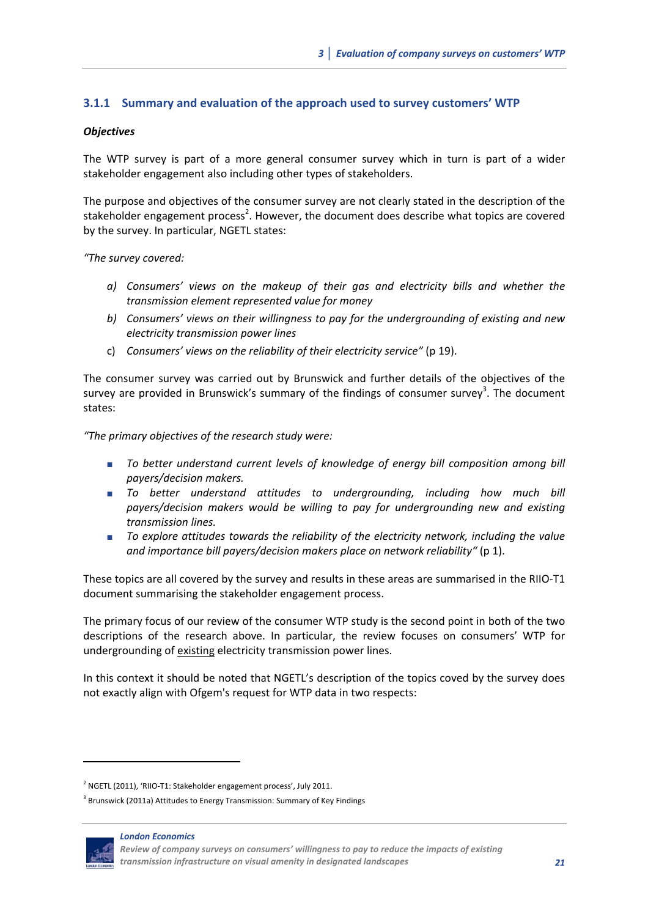### 3.1.1 Summary and evaluation of the approach used to survey customers' WTP

***Objectives***

The WTP survey is part of a more general consumer survey which in turn is part of a wider stakeholder engagement also including other types of stakeholders.

The purpose and objectives of the consumer survey are not clearly stated in the description of the stakeholder engagement process[2]. However, the document does describe what topics are covered by the survey. In particular, NGETL states:

*"The survey covered:*

- a) *Consumers' views on the makeup of their gas and electricity bills and whether the transmission element represented value for money*
- b) *Consumers' views on their willingness to pay for the undergrounding of existing and new electricity transmission power lines*
- c) *Consumers' views on the reliability of their electricity service"* (p 19).

The consumer survey was carried out by Brunswick and further details of the objectives of the survey are provided in Brunswick's summary of the findings of consumer survey[3]. The document states:

*"The primary objectives of the research study were:*

- *To better understand current levels of knowledge of energy bill composition among bill payers/decision makers.*
- *To better understand attitudes to undergrounding, including how much bill payers/decision makers would be willing to pay for undergrounding new and existing transmission lines.*
- *To explore attitudes towards the reliability of the electricity network, including the value and importance bill payers/decision makers place on network reliability"* (p 1).

These topics are all covered by the survey and results in these areas are summarised in the RIIO-T1 document summarising the stakeholder engagement process.

The primary focus of our review of the consumer WTP study is the second point in both of the two descriptions of the research above. In particular, the review focuses on consumers' WTP for undergrounding of <u>existing</u> electricity transmission power lines.

In this context it should be noted that NGETL's description of the topics coved by the survey does not exactly align with Ofgem's request for WTP data in two respects:

---

[2] NGETL (2011), 'RIIO-T1: Stakeholder engagement process', July 2011.

[3] Brunswick (2011a) Attitudes to Energy Transmission: Summary of Key Findings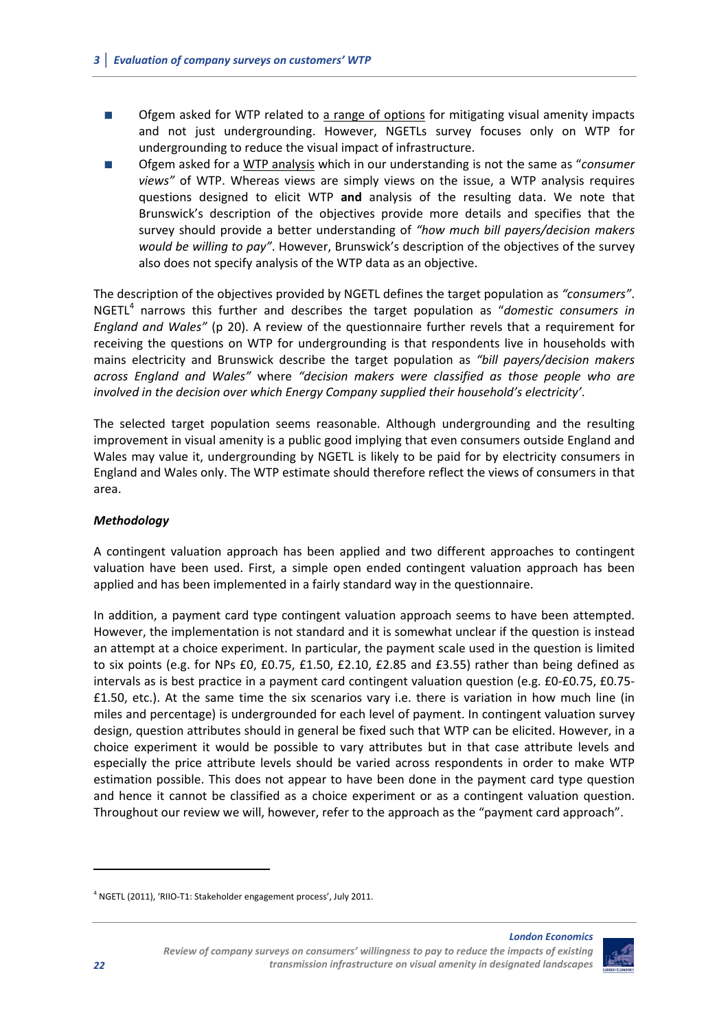- Ofgem asked for WTP related to <u>a range of options</u> for mitigating visual amenity impacts and not just undergrounding. However, NGETLs survey focuses only on WTP for undergrounding to reduce the visual impact of infrastructure.
- Ofgem asked for a <u>WTP analysis</u> which in our understanding is not the same as "*consumer views"* of WTP. Whereas views are simply views on the issue, a WTP analysis requires questions designed to elicit WTP **and** analysis of the resulting data. We note that Brunswick's description of the objectives provide more details and specifies that the survey should provide a better understanding of *"how much bill payers/decision makers would be willing to pay"*. However, Brunswick's description of the objectives of the survey also does not specify analysis of the WTP data as an objective.

The description of the objectives provided by NGETL defines the target population as *"consumers"*. NGETL[4] narrows this further and describes the target population as "*domestic consumers in England and Wales"* (p 20). A review of the questionnaire further revels that a requirement for receiving the questions on WTP for undergrounding is that respondents live in households with mains electricity and Brunswick describe the target population as *"bill payers/decision makers across England and Wales"* where *"decision makers were classified as those people who are involved in the decision over which Energy Company supplied their household's electricity'*.

The selected target population seems reasonable. Although undergrounding and the resulting improvement in visual amenity is a public good implying that even consumers outside England and Wales may value it, undergrounding by NGETL is likely to be paid for by electricity consumers in England and Wales only. The WTP estimate should therefore reflect the views of consumers in that area.

*Methodology*

A contingent valuation approach has been applied and two different approaches to contingent valuation have been used. First, a simple open ended contingent valuation approach has been applied and has been implemented in a fairly standard way in the questionnaire.

In addition, a payment card type contingent valuation approach seems to have been attempted. However, the implementation is not standard and it is somewhat unclear if the question is instead an attempt at a choice experiment. In particular, the payment scale used in the question is limited to six points (e.g. for NPs £0, £0.75, £1.50, £2.10, £2.85 and £3.55) rather than being defined as intervals as is best practice in a payment card contingent valuation question (e.g. £0-£0.75, £0.75-£1.50, etc.). At the same time the six scenarios vary i.e. there is variation in how much line (in miles and percentage) is undergrounded for each level of payment. In contingent valuation survey design, question attributes should in general be fixed such that WTP can be elicited. However, in a choice experiment it would be possible to vary attributes but in that case attribute levels and especially the price attribute levels should be varied across respondents in order to make WTP estimation possible. This does not appear to have been done in the payment card type question and hence it cannot be classified as a choice experiment or as a contingent valuation question. Throughout our review we will, however, refer to the approach as the "payment card approach".

---

[4] NGETL (2011), 'RIIO-T1: Stakeholder engagement process', July 2011.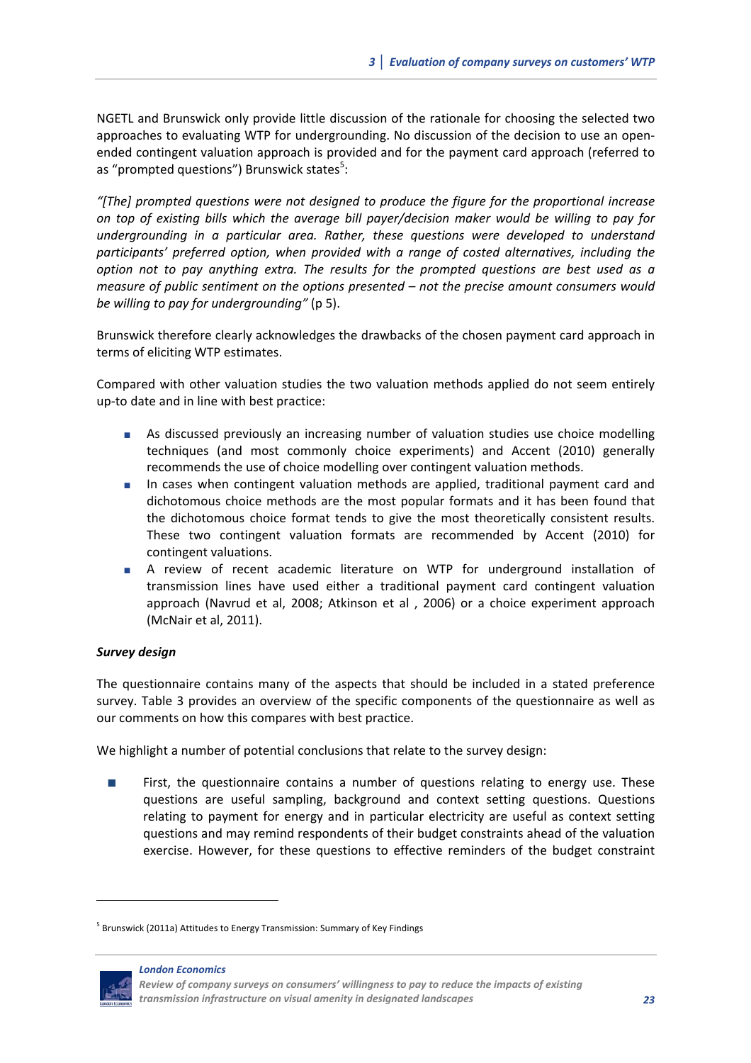NGETL and Brunswick only provide little discussion of the rationale for choosing the selected two approaches to evaluating WTP for undergrounding. No discussion of the decision to use an open-ended contingent valuation approach is provided and for the payment card approach (referred to as "prompted questions") Brunswick states[5]:

*"[The] prompted questions were not designed to produce the figure for the proportional increase on top of existing bills which the average bill payer/decision maker would be willing to pay for undergrounding in a particular area. Rather, these questions were developed to understand participants' preferred option, when provided with a range of costed alternatives, including the option not to pay anything extra. The results for the prompted questions are best used as a measure of public sentiment on the options presented – not the precise amount consumers would be willing to pay for undergrounding"* (p 5).

Brunswick therefore clearly acknowledges the drawbacks of the chosen payment card approach in terms of eliciting WTP estimates.

Compared with other valuation studies the two valuation methods applied do not seem entirely up-to date and in line with best practice:

- As discussed previously an increasing number of valuation studies use choice modelling techniques (and most commonly choice experiments) and Accent (2010) generally recommends the use of choice modelling over contingent valuation methods.
- In cases when contingent valuation methods are applied, traditional payment card and dichotomous choice methods are the most popular formats and it has been found that the dichotomous choice format tends to give the most theoretically consistent results. These two contingent valuation formats are recommended by Accent (2010) for contingent valuations.
- A review of recent academic literature on WTP for underground installation of transmission lines have used either a traditional payment card contingent valuation approach (Navrud et al, 2008; Atkinson et al , 2006) or a choice experiment approach (McNair et al, 2011).

***Survey design***

The questionnaire contains many of the aspects that should be included in a stated preference survey. Table 3 provides an overview of the specific components of the questionnaire as well as our comments on how this compares with best practice.

We highlight a number of potential conclusions that relate to the survey design:

- First, the questionnaire contains a number of questions relating to energy use. These questions are useful sampling, background and context setting questions. Questions relating to payment for energy and in particular electricity are useful as context setting questions and may remind respondents of their budget constraints ahead of the valuation exercise. However, for these questions to effective reminders of the budget constraint

[5] Brunswick (2011a) Attitudes to Energy Transmission: Summary of Key Findings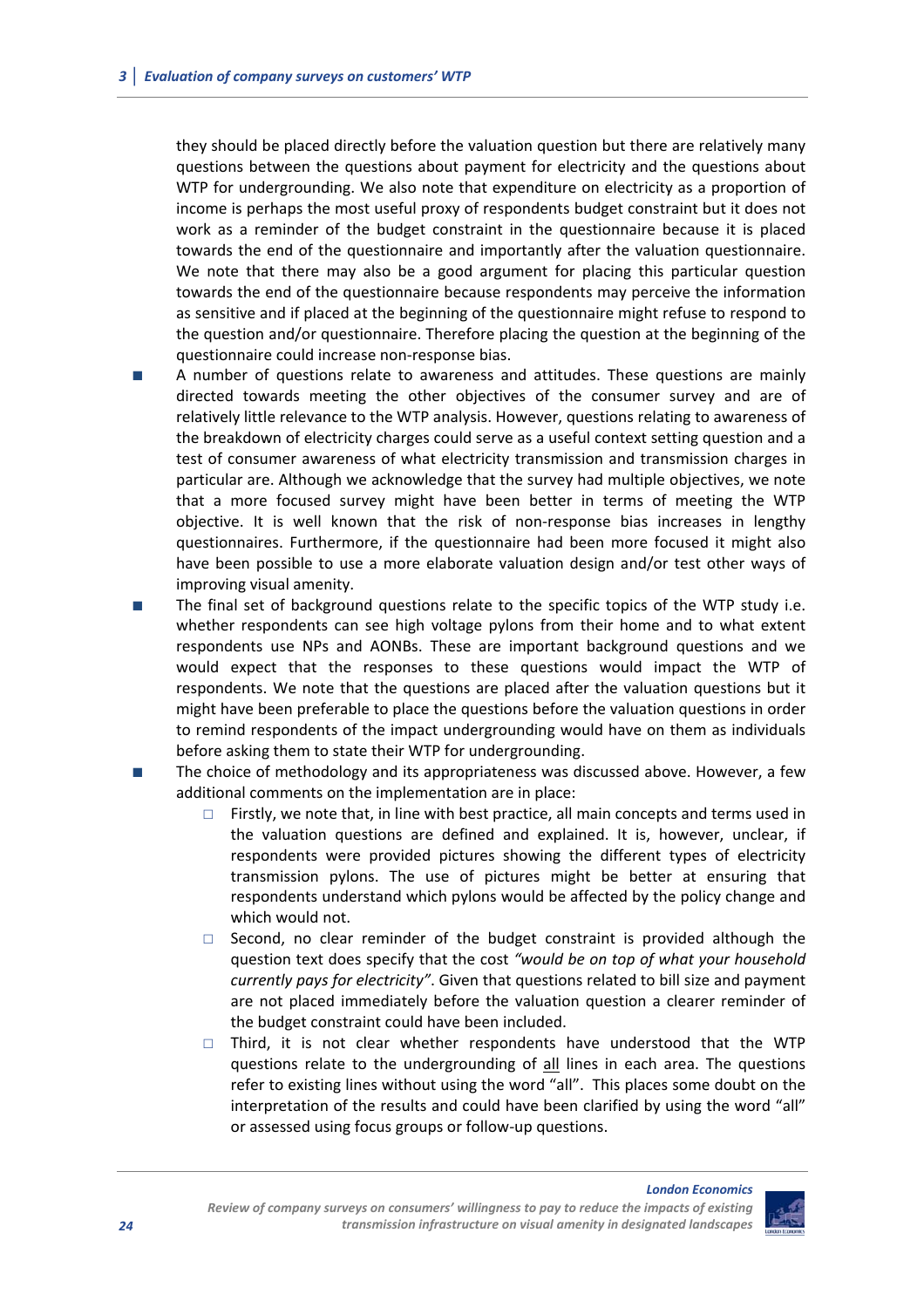they should be placed directly before the valuation question but there are relatively many questions between the questions about payment for electricity and the questions about WTP for undergrounding. We also note that expenditure on electricity as a proportion of income is perhaps the most useful proxy of respondents budget constraint but it does not work as a reminder of the budget constraint in the questionnaire because it is placed towards the end of the questionnaire and importantly after the valuation questionnaire. We note that there may also be a good argument for placing this particular question towards the end of the questionnaire because respondents may perceive the information as sensitive and if placed at the beginning of the questionnaire might refuse to respond to the question and/or questionnaire. Therefore placing the question at the beginning of the questionnaire could increase non-response bias.

- A number of questions relate to awareness and attitudes. These questions are mainly directed towards meeting the other objectives of the consumer survey and are of relatively little relevance to the WTP analysis. However, questions relating to awareness of the breakdown of electricity charges could serve as a useful context setting question and a test of consumer awareness of what electricity transmission and transmission charges in particular are. Although we acknowledge that the survey had multiple objectives, we note that a more focused survey might have been better in terms of meeting the WTP objective. It is well known that the risk of non-response bias increases in lengthy questionnaires. Furthermore, if the questionnaire had been more focused it might also have been possible to use a more elaborate valuation design and/or test other ways of improving visual amenity.
- The final set of background questions relate to the specific topics of the WTP study i.e. whether respondents can see high voltage pylons from their home and to what extent respondents use NPs and AONBs. These are important background questions and we would expect that the responses to these questions would impact the WTP of respondents. We note that the questions are placed after the valuation questions but it might have been preferable to place the questions before the valuation questions in order to remind respondents of the impact undergrounding would have on them as individuals before asking them to state their WTP for undergrounding.
- The choice of methodology and its appropriateness was discussed above. However, a few additional comments on the implementation are in place:
  - Firstly, we note that, in line with best practice, all main concepts and terms used in the valuation questions are defined and explained. It is, however, unclear, if respondents were provided pictures showing the different types of electricity transmission pylons. The use of pictures might be better at ensuring that respondents understand which pylons would be affected by the policy change and which would not.
  - Second, no clear reminder of the budget constraint is provided although the question text does specify that the cost *"would be on top of what your household currently pays for electricity"*. Given that questions related to bill size and payment are not placed immediately before the valuation question a clearer reminder of the budget constraint could have been included.
  - Third, it is not clear whether respondents have understood that the WTP questions relate to the undergrounding of <u>all</u> lines in each area. The questions refer to existing lines without using the word "all". This places some doubt on the interpretation of the results and could have been clarified by using the word "all" or assessed using focus groups or follow-up questions.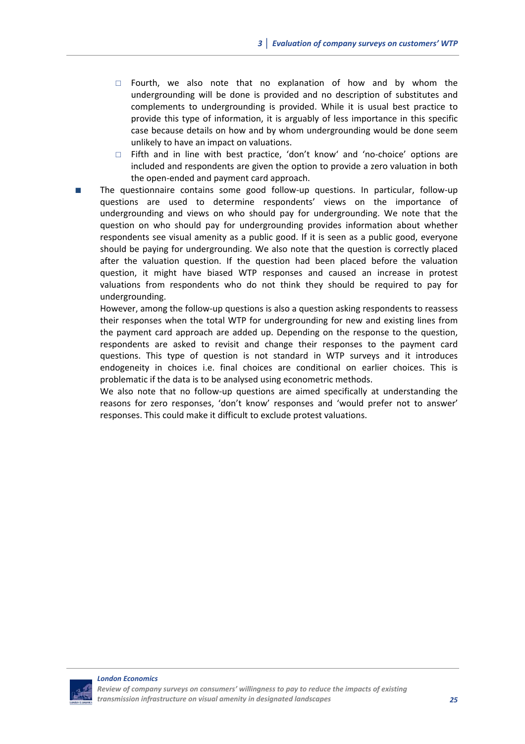- Fourth, we also note that no explanation of how and by whom the undergrounding will be done is provided and no description of substitutes and complements to undergrounding is provided. While it is usual best practice to provide this type of information, it is arguably of less importance in this specific case because details on how and by whom undergrounding would be done seem unlikely to have an impact on valuations.
    - Fifth and in line with best practice, 'don't know' and 'no-choice' options are included and respondents are given the option to provide a zero valuation in both the open-ended and payment card approach.

- The questionnaire contains some good follow-up questions. In particular, follow-up questions are used to determine respondents' views on the importance of undergrounding and views on who should pay for undergrounding. We note that the question on who should pay for undergrounding provides information about whether respondents see visual amenity as a public good. If it is seen as a public good, everyone should be paying for undergrounding. We also note that the question is correctly placed after the valuation question. If the question had been placed before the valuation question, it might have biased WTP responses and caused an increase in protest valuations from respondents who do not think they should be required to pay for undergrounding.

  However, among the follow-up questions is also a question asking respondents to reassess their responses when the total WTP for undergrounding for new and existing lines from the payment card approach are added up. Depending on the response to the question, respondents are asked to revisit and change their responses to the payment card questions. This type of question is not standard in WTP surveys and it introduces endogeneity in choices i.e. final choices are conditional on earlier choices. This is problematic if the data is to be analysed using econometric methods.

  We also note that no follow-up questions are aimed specifically at understanding the reasons for zero responses, 'don't know' responses and 'would prefer not to answer' responses. This could make it difficult to exclude protest valuations.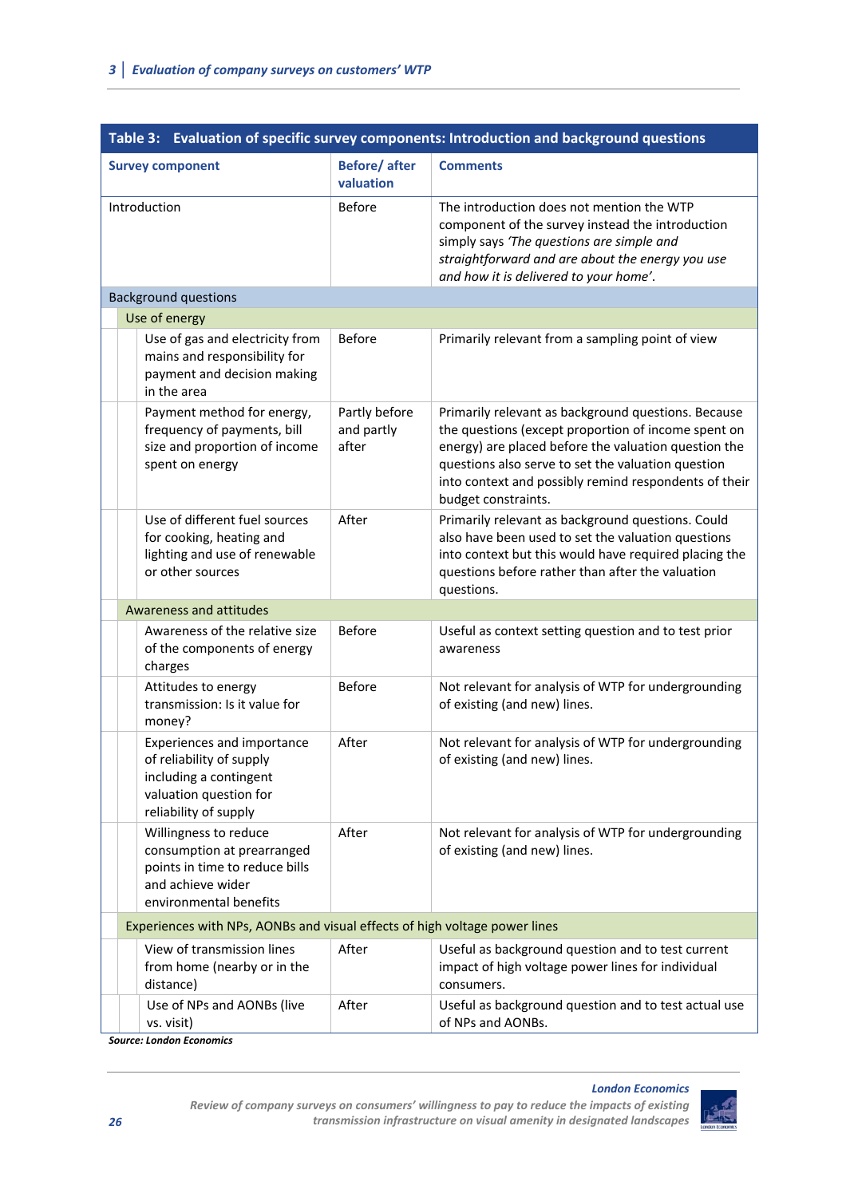**Table 3: Evaluation of specific survey components: Introduction and background questions**

| Survey component | Before/ after valuation | Comments |
|---|---|---|
| Introduction | Before | The introduction does not mention the WTP component of the survey instead the introduction simply says *'The questions are simple and straightforward and are about the energy you use and how it is delivered to your home'*. |
| **Background questions** | | |
| *Use of energy* | | |
| Use of gas and electricity from mains and responsibility for payment and decision making in the area | Before | Primarily relevant from a sampling point of view |
| Payment method for energy, frequency of payments, bill size and proportion of income spent on energy | Partly before and partly after | Primarily relevant as background questions. Because the questions (except proportion of income spent on energy) are placed before the valuation question the questions also serve to set the valuation question into context and possibly remind respondents of their budget constraints. |
| Use of different fuel sources for cooking, heating and lighting and use of renewable or other sources | After | Primarily relevant as background questions. Could also have been used to set the valuation questions into context but this would have required placing the questions before rather than after the valuation questions. |
| *Awareness and attitudes* | | |
| Awareness of the relative size of the components of energy charges | Before | Useful as context setting question and to test prior awareness |
| Attitudes to energy transmission: Is it value for money? | Before | Not relevant for analysis of WTP for undergrounding of existing (and new) lines. |
| Experiences and importance of reliability of supply including a contingent valuation question for reliability of supply | After | Not relevant for analysis of WTP for undergrounding of existing (and new) lines. |
| Willingness to reduce consumption at prearranged points in time to reduce bills and achieve wider environmental benefits | After | Not relevant for analysis of WTP for undergrounding of existing (and new) lines. |
| *Experiences with NPs, AONBs and visual effects of high voltage power lines* | | |
| View of transmission lines from home (nearby or in the distance) | After | Useful as background question and to test current impact of high voltage power lines for individual consumers. |
| Use of NPs and AONBs (live vs. visit) | After | Useful as background question and to test actual use of NPs and AONBs. |

*Source: London Economics*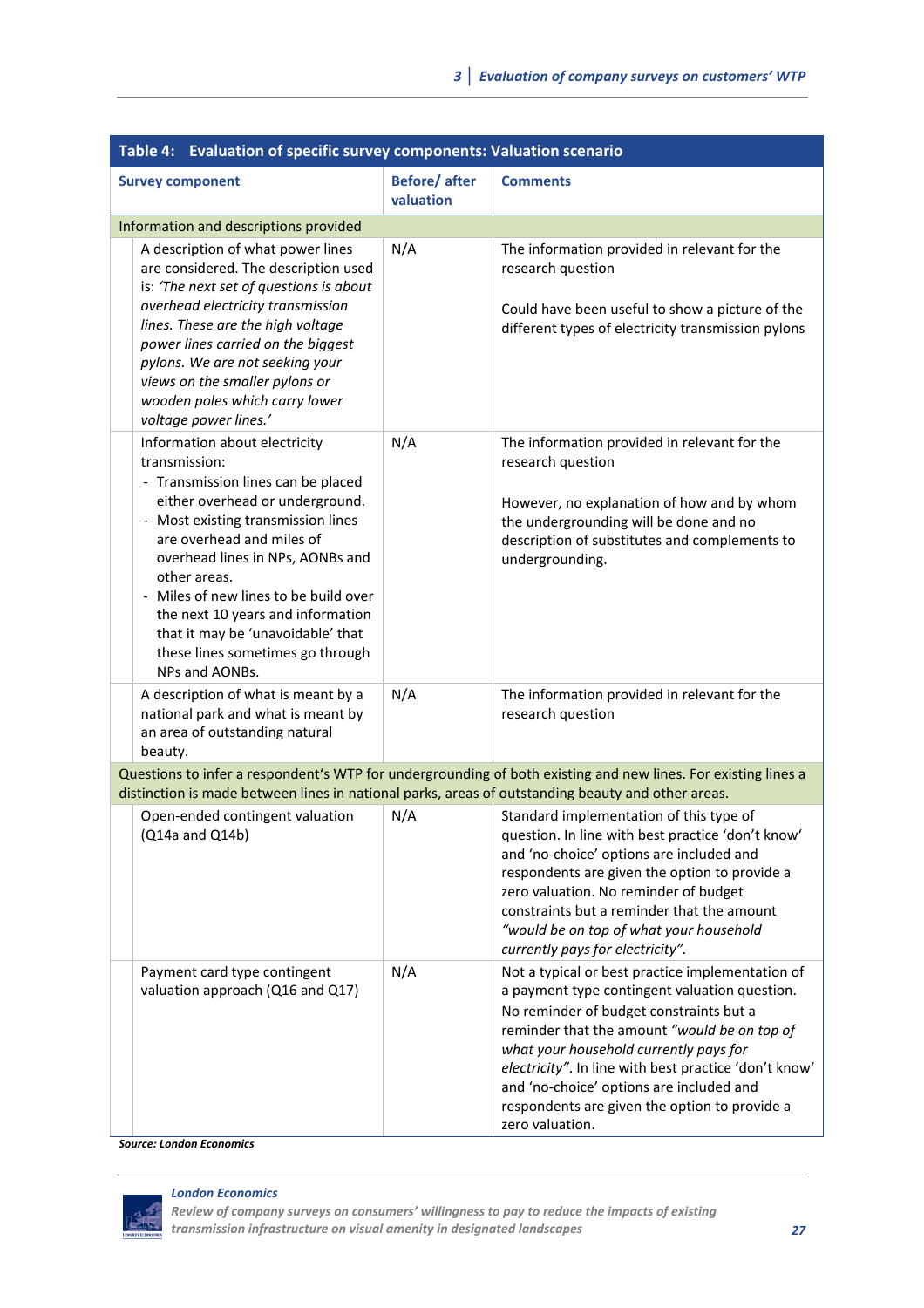**Table 4: Evaluation of specific survey components: Valuation scenario**

| Survey component | Before/ after valuation | Comments |
|---|---|---|
| **Information and descriptions provided** | | |
| A description of what power lines are considered. The description used is: *'The next set of questions is about overhead electricity transmission lines. These are the high voltage power lines carried on the biggest pylons. We are not seeking your views on the smaller pylons or wooden poles which carry lower voltage power lines.'* | N/A | The information provided in relevant for the research question<br><br>Could have been useful to show a picture of the different types of electricity transmission pylons |
| Information about electricity transmission:<br>- Transmission lines can be placed either overhead or underground.<br>- Most existing transmission lines are overhead and miles of overhead lines in NPs, AONBs and other areas.<br>- Miles of new lines to be build over the next 10 years and information that it may be 'unavoidable' that these lines sometimes go through NPs and AONBs. | N/A | The information provided in relevant for the research question<br><br>However, no explanation of how and by whom the undergrounding will be done and no description of substitutes and complements to undergrounding. |
| A description of what is meant by a national park and what is meant by an area of outstanding natural beauty. | N/A | The information provided in relevant for the research question |
| **Questions to infer a respondent's WTP for undergrounding of both existing and new lines. For existing lines a distinction is made between lines in national parks, areas of outstanding beauty and other areas.** | | |
| Open-ended contingent valuation (Q14a and Q14b) | N/A | Standard implementation of this type of question. In line with best practice 'don't know' and 'no-choice' options are included and respondents are given the option to provide a zero valuation. No reminder of budget constraints but a reminder that the amount *"would be on top of what your household currently pays for electricity"*. |
| Payment card type contingent valuation approach (Q16 and Q17) | N/A | Not a typical or best practice implementation of a payment type contingent valuation question. No reminder of budget constraints but a reminder that the amount *"would be on top of what your household currently pays for electricity"*. In line with best practice 'don't know' and 'no-choice' options are included and respondents are given the option to provide a zero valuation. |

***Source: London Economics***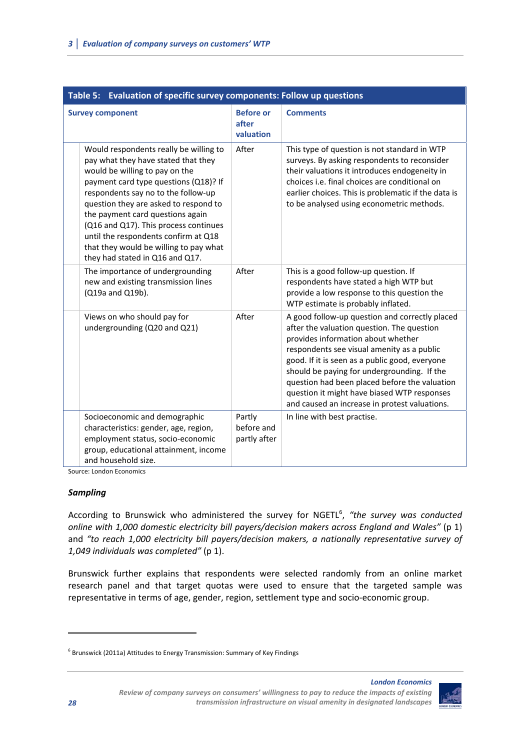**Table 5: Evaluation of specific survey components: Follow up questions**

| Survey component | Before or after valuation | Comments |
|---|---|---|
| Would respondents really be willing to pay what they have stated that they would be willing to pay on the payment card type questions (Q18)? If respondents say no to the follow-up question they are asked to respond to the payment card questions again (Q16 and Q17). This process continues until the respondents confirm at Q18 that they would be willing to pay what they had stated in Q16 and Q17. | After | This type of question is not standard in WTP surveys. By asking respondents to reconsider their valuations it introduces endogeneity in choices i.e. final choices are conditional on earlier choices. This is problematic if the data is to be analysed using econometric methods. |
| The importance of undergrounding new and existing transmission lines (Q19a and Q19b). | After | This is a good follow-up question. If respondents have stated a high WTP but provide a low response to this question the WTP estimate is probably inflated. |
| Views on who should pay for undergrounding (Q20 and Q21) | After | A good follow-up question and correctly placed after the valuation question. The question provides information about whether respondents see visual amenity as a public good. If it is seen as a public good, everyone should be paying for undergrounding. If the question had been placed before the valuation question it might have biased WTP responses and caused an increase in protest valuations. |
| Socioeconomic and demographic characteristics: gender, age, region, employment status, socio-economic group, educational attainment, income and household size. | Partly before and partly after | In line with best practise. |

Source: London Economics

### *Sampling*

According to Brunswick who administered the survey for NGETL[6], *"the survey was conducted online with 1,000 domestic electricity bill payers/decision makers across England and Wales"* (p 1) and *"to reach 1,000 electricity bill payers/decision makers, a nationally representative survey of 1,049 individuals was completed"* (p 1).

Brunswick further explains that respondents were selected randomly from an online market research panel and that target quotas were used to ensure that the targeted sample was representative in terms of age, gender, region, settlement type and socio-economic group.

[6] Brunswick (2011a) Attitudes to Energy Transmission: Summary of Key Findings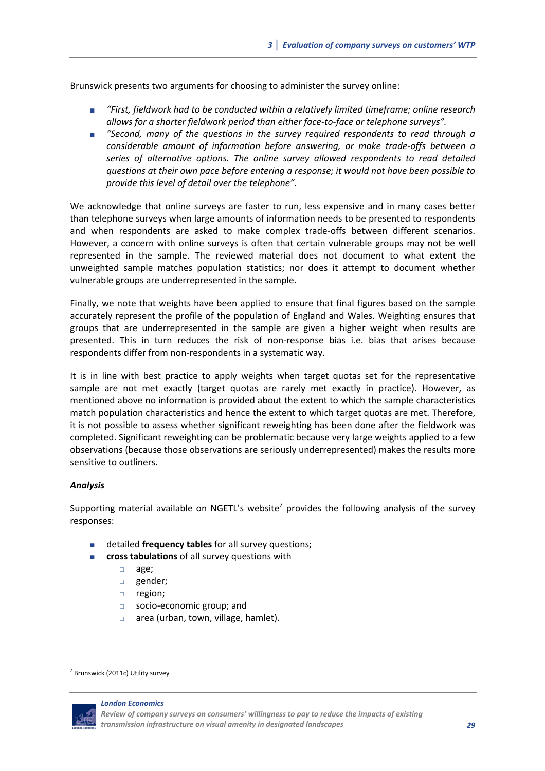Brunswick presents two arguments for choosing to administer the survey online:

- *"First, fieldwork had to be conducted within a relatively limited timeframe; online research allows for a shorter fieldwork period than either face-to-face or telephone surveys".*
- *"Second, many of the questions in the survey required respondents to read through a considerable amount of information before answering, or make trade-offs between a series of alternative options. The online survey allowed respondents to read detailed questions at their own pace before entering a response; it would not have been possible to provide this level of detail over the telephone".*

We acknowledge that online surveys are faster to run, less expensive and in many cases better than telephone surveys when large amounts of information needs to be presented to respondents and when respondents are asked to make complex trade-offs between different scenarios. However, a concern with online surveys is often that certain vulnerable groups may not be well represented in the sample. The reviewed material does not document to what extent the unweighted sample matches population statistics; nor does it attempt to document whether vulnerable groups are underrepresented in the sample.

Finally, we note that weights have been applied to ensure that final figures based on the sample accurately represent the profile of the population of England and Wales. Weighting ensures that groups that are underrepresented in the sample are given a higher weight when results are presented. This in turn reduces the risk of non-response bias i.e. bias that arises because respondents differ from non-respondents in a systematic way.

It is in line with best practice to apply weights when target quotas set for the representative sample are not met exactly (target quotas are rarely met exactly in practice). However, as mentioned above no information is provided about the extent to which the sample characteristics match population characteristics and hence the extent to which target quotas are met. Therefore, it is not possible to assess whether significant reweighting has been done after the fieldwork was completed. Significant reweighting can be problematic because very large weights applied to a few observations (because those observations are seriously underrepresented) makes the results more sensitive to outliners.

***Analysis***

Supporting material available on NGETL's website[7] provides the following analysis of the survey responses:

- detailed **frequency tables** for all survey questions;
- **cross tabulations** of all survey questions with
  - age;
  - gender;
  - region;
  - socio-economic group; and
  - area (urban, town, village, hamlet).

[7] Brunswick (2011c) Utility survey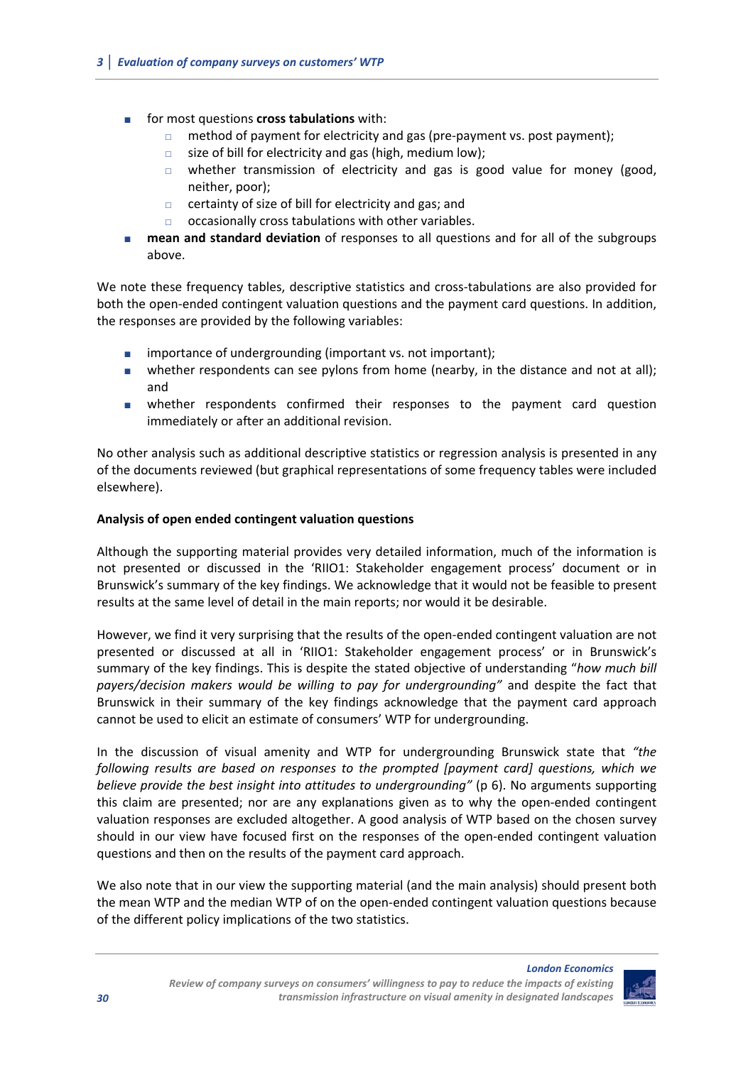- for most questions **cross tabulations** with:
  - method of payment for electricity and gas (pre-payment vs. post payment);
  - size of bill for electricity and gas (high, medium low);
  - whether transmission of electricity and gas is good value for money (good, neither, poor);
  - certainty of size of bill for electricity and gas; and
  - occasionally cross tabulations with other variables.
- **mean and standard deviation** of responses to all questions and for all of the subgroups above.

We note these frequency tables, descriptive statistics and cross-tabulations are also provided for both the open-ended contingent valuation questions and the payment card questions. In addition, the responses are provided by the following variables:

- importance of undergrounding (important vs. not important);
- whether respondents can see pylons from home (nearby, in the distance and not at all); and
- whether respondents confirmed their responses to the payment card question immediately or after an additional revision.

No other analysis such as additional descriptive statistics or regression analysis is presented in any of the documents reviewed (but graphical representations of some frequency tables were included elsewhere).

**Analysis of open ended contingent valuation questions**

Although the supporting material provides very detailed information, much of the information is not presented or discussed in the 'RIIO1: Stakeholder engagement process' document or in Brunswick's summary of the key findings. We acknowledge that it would not be feasible to present results at the same level of detail in the main reports; nor would it be desirable.

However, we find it very surprising that the results of the open-ended contingent valuation are not presented or discussed at all in 'RIIO1: Stakeholder engagement process' or in Brunswick's summary of the key findings. This is despite the stated objective of understanding "*how much bill payers/decision makers would be willing to pay for undergrounding"* and despite the fact that Brunswick in their summary of the key findings acknowledge that the payment card approach cannot be used to elicit an estimate of consumers' WTP for undergrounding.

In the discussion of visual amenity and WTP for undergrounding Brunswick state that *"the following results are based on responses to the prompted [payment card] questions, which we believe provide the best insight into attitudes to undergrounding"* (p 6). No arguments supporting this claim are presented; nor are any explanations given as to why the open-ended contingent valuation responses are excluded altogether. A good analysis of WTP based on the chosen survey should in our view have focused first on the responses of the open-ended contingent valuation questions and then on the results of the payment card approach.

We also note that in our view the supporting material (and the main analysis) should present both the mean WTP and the median WTP of on the open-ended contingent valuation questions because of the different policy implications of the two statistics.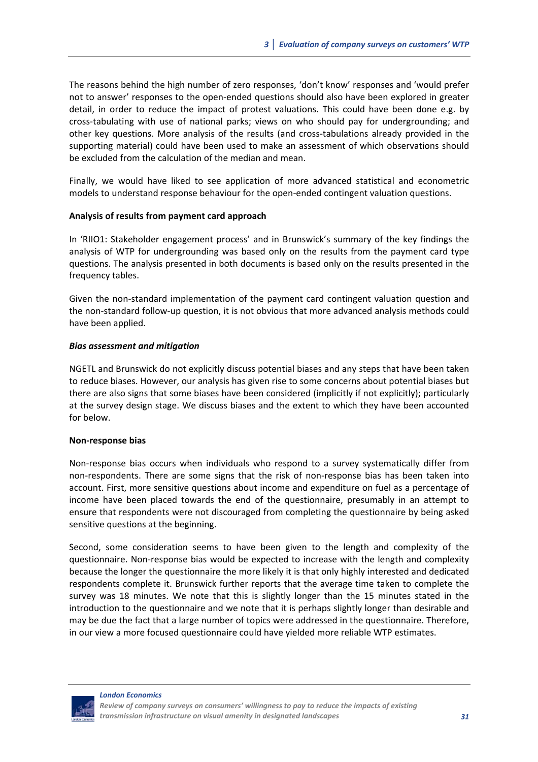The reasons behind the high number of zero responses, 'don't know' responses and 'would prefer not to answer' responses to the open-ended questions should also have been explored in greater detail, in order to reduce the impact of protest valuations. This could have been done e.g. by cross-tabulating with use of national parks; views on who should pay for undergrounding; and other key questions. More analysis of the results (and cross-tabulations already provided in the supporting material) could have been used to make an assessment of which observations should be excluded from the calculation of the median and mean.

Finally, we would have liked to see application of more advanced statistical and econometric models to understand response behaviour for the open-ended contingent valuation questions.

**Analysis of results from payment card approach**

In 'RIIO1: Stakeholder engagement process' and in Brunswick's summary of the key findings the analysis of WTP for undergrounding was based only on the results from the payment card type questions. The analysis presented in both documents is based only on the results presented in the frequency tables.

Given the non-standard implementation of the payment card contingent valuation question and the non-standard follow-up question, it is not obvious that more advanced analysis methods could have been applied.

***Bias assessment and mitigation***

NGETL and Brunswick do not explicitly discuss potential biases and any steps that have been taken to reduce biases. However, our analysis has given rise to some concerns about potential biases but there are also signs that some biases have been considered (implicitly if not explicitly); particularly at the survey design stage. We discuss biases and the extent to which they have been accounted for below.

**Non-response bias**

Non-response bias occurs when individuals who respond to a survey systematically differ from non-respondents. There are some signs that the risk of non-response bias has been taken into account. First, more sensitive questions about income and expenditure on fuel as a percentage of income have been placed towards the end of the questionnaire, presumably in an attempt to ensure that respondents were not discouraged from completing the questionnaire by being asked sensitive questions at the beginning.

Second, some consideration seems to have been given to the length and complexity of the questionnaire. Non-response bias would be expected to increase with the length and complexity because the longer the questionnaire the more likely it is that only highly interested and dedicated respondents complete it. Brunswick further reports that the average time taken to complete the survey was 18 minutes. We note that this is slightly longer than the 15 minutes stated in the introduction to the questionnaire and we note that it is perhaps slightly longer than desirable and may be due the fact that a large number of topics were addressed in the questionnaire. Therefore, in our view a more focused questionnaire could have yielded more reliable WTP estimates.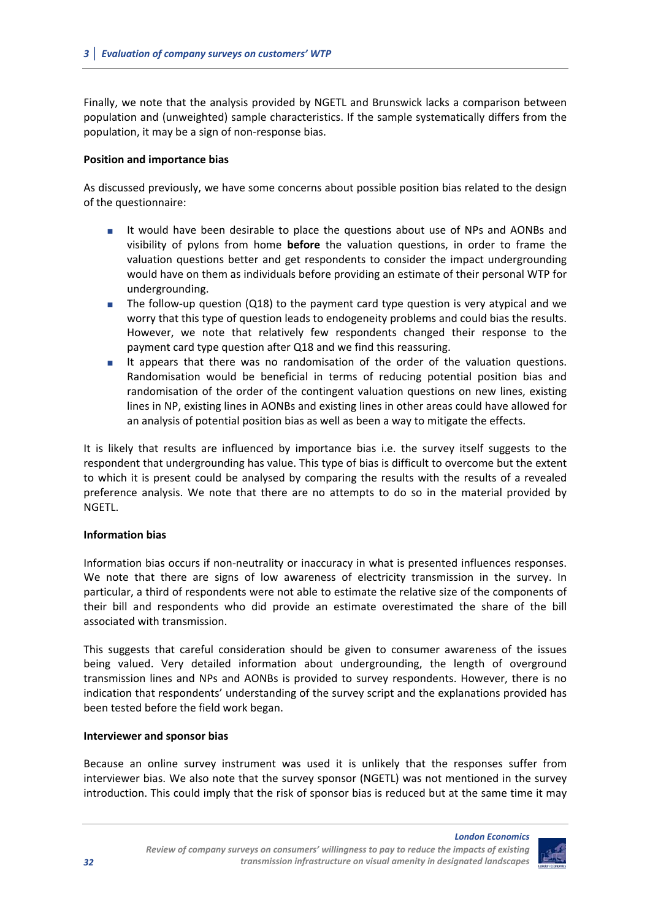Finally, we note that the analysis provided by NGETL and Brunswick lacks a comparison between population and (unweighted) sample characteristics. If the sample systematically differs from the population, it may be a sign of non-response bias.

**Position and importance bias**

As discussed previously, we have some concerns about possible position bias related to the design of the questionnaire:

- It would have been desirable to place the questions about use of NPs and AONBs and visibility of pylons from home **before** the valuation questions, in order to frame the valuation questions better and get respondents to consider the impact undergrounding would have on them as individuals before providing an estimate of their personal WTP for undergrounding.
- The follow-up question (Q18) to the payment card type question is very atypical and we worry that this type of question leads to endogeneity problems and could bias the results. However, we note that relatively few respondents changed their response to the payment card type question after Q18 and we find this reassuring.
- It appears that there was no randomisation of the order of the valuation questions. Randomisation would be beneficial in terms of reducing potential position bias and randomisation of the order of the contingent valuation questions on new lines, existing lines in NP, existing lines in AONBs and existing lines in other areas could have allowed for an analysis of potential position bias as well as been a way to mitigate the effects.

It is likely that results are influenced by importance bias i.e. the survey itself suggests to the respondent that undergrounding has value. This type of bias is difficult to overcome but the extent to which it is present could be analysed by comparing the results with the results of a revealed preference analysis. We note that there are no attempts to do so in the material provided by NGETL.

**Information bias**

Information bias occurs if non-neutrality or inaccuracy in what is presented influences responses. We note that there are signs of low awareness of electricity transmission in the survey. In particular, a third of respondents were not able to estimate the relative size of the components of their bill and respondents who did provide an estimate overestimated the share of the bill associated with transmission.

This suggests that careful consideration should be given to consumer awareness of the issues being valued. Very detailed information about undergrounding, the length of overground transmission lines and NPs and AONBs is provided to survey respondents. However, there is no indication that respondents' understanding of the survey script and the explanations provided has been tested before the field work began.

**Interviewer and sponsor bias**

Because an online survey instrument was used it is unlikely that the responses suffer from interviewer bias. We also note that the survey sponsor (NGETL) was not mentioned in the survey introduction. This could imply that the risk of sponsor bias is reduced but at the same time it may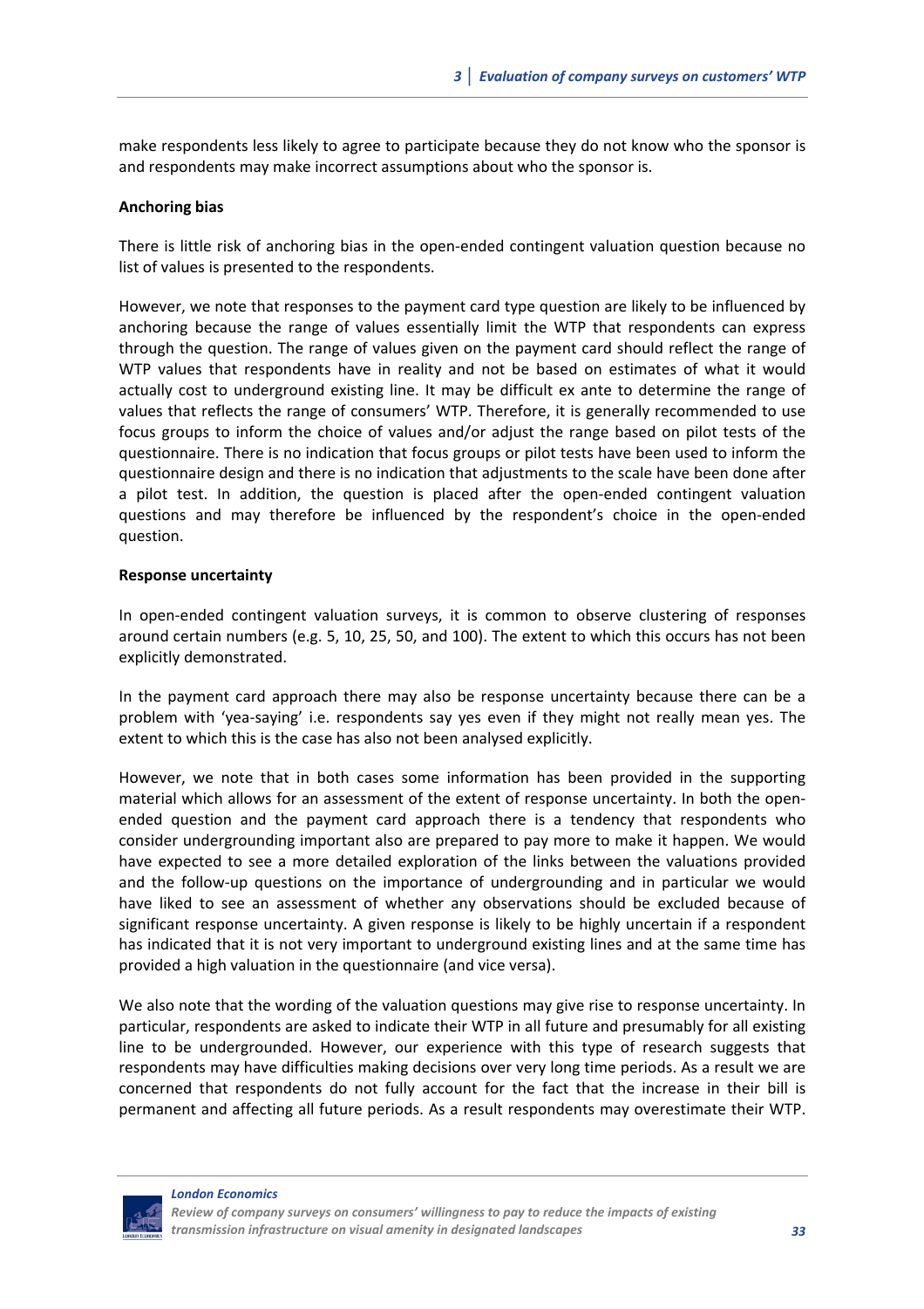make respondents less likely to agree to participate because they do not know who the sponsor is and respondents may make incorrect assumptions about who the sponsor is.

**Anchoring bias**

There is little risk of anchoring bias in the open-ended contingent valuation question because no list of values is presented to the respondents.

However, we note that responses to the payment card type question are likely to be influenced by anchoring because the range of values essentially limit the WTP that respondents can express through the question. The range of values given on the payment card should reflect the range of WTP values that respondents have in reality and not be based on estimates of what it would actually cost to underground existing line. It may be difficult ex ante to determine the range of values that reflects the range of consumers' WTP. Therefore, it is generally recommended to use focus groups to inform the choice of values and/or adjust the range based on pilot tests of the questionnaire. There is no indication that focus groups or pilot tests have been used to inform the questionnaire design and there is no indication that adjustments to the scale have been done after a pilot test. In addition, the question is placed after the open-ended contingent valuation questions and may therefore be influenced by the respondent's choice in the open-ended question.

**Response uncertainty**

In open-ended contingent valuation surveys, it is common to observe clustering of responses around certain numbers (e.g. 5, 10, 25, 50, and 100). The extent to which this occurs has not been explicitly demonstrated.

In the payment card approach there may also be response uncertainty because there can be a problem with 'yea-saying' i.e. respondents say yes even if they might not really mean yes. The extent to which this is the case has also not been analysed explicitly.

However, we note that in both cases some information has been provided in the supporting material which allows for an assessment of the extent of response uncertainty. In both the open-ended question and the payment card approach there is a tendency that respondents who consider undergrounding important also are prepared to pay more to make it happen. We would have expected to see a more detailed exploration of the links between the valuations provided and the follow-up questions on the importance of undergrounding and in particular we would have liked to see an assessment of whether any observations should be excluded because of significant response uncertainty. A given response is likely to be highly uncertain if a respondent has indicated that it is not very important to underground existing lines and at the same time has provided a high valuation in the questionnaire (and vice versa).

We also note that the wording of the valuation questions may give rise to response uncertainty. In particular, respondents are asked to indicate their WTP in all future and presumably for all existing line to be undergrounded. However, our experience with this type of research suggests that respondents may have difficulties making decisions over very long time periods. As a result we are concerned that respondents do not fully account for the fact that the increase in their bill is permanent and affecting all future periods. As a result respondents may overestimate their WTP.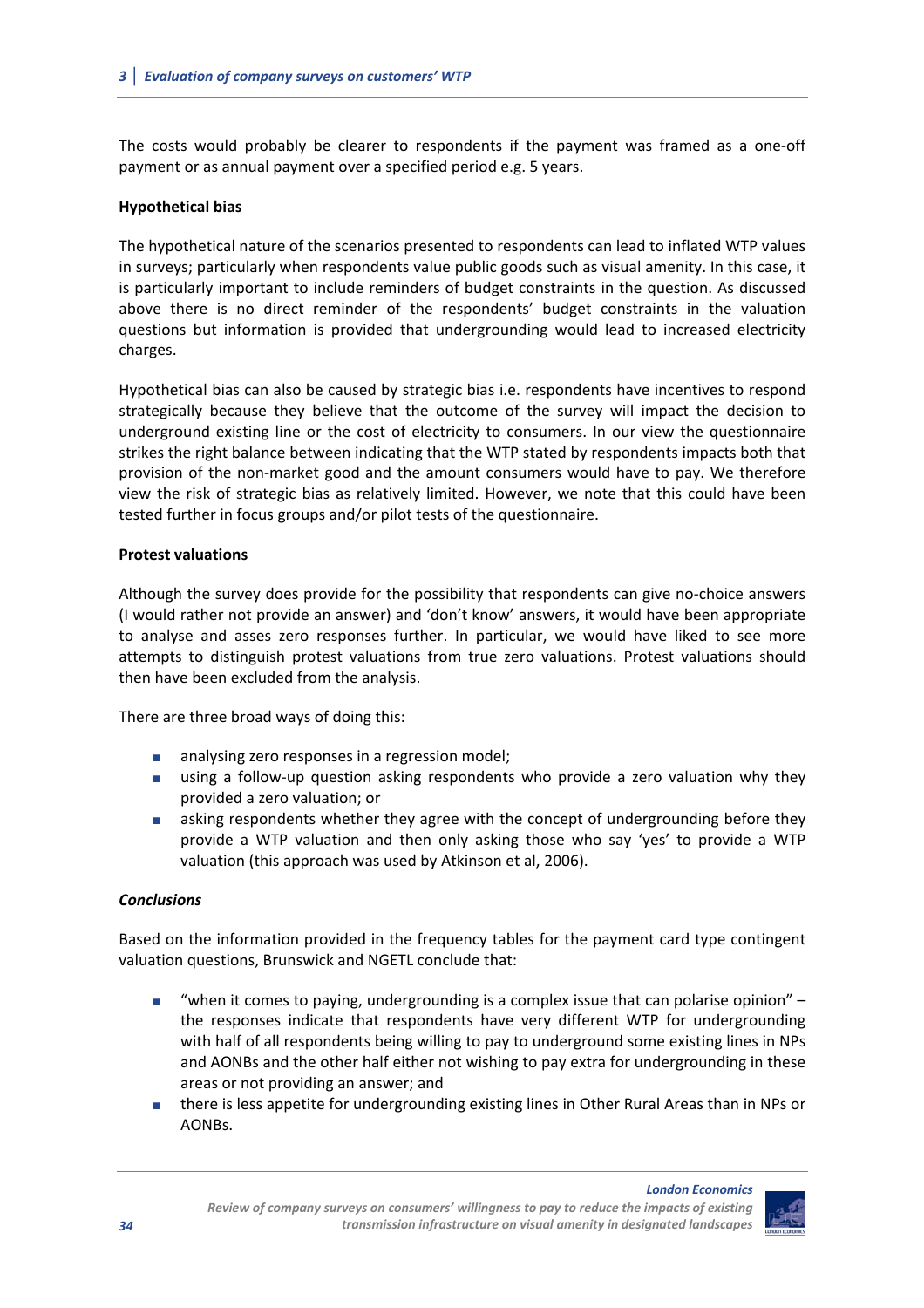The costs would probably be clearer to respondents if the payment was framed as a one-off payment or as annual payment over a specified period e.g. 5 years.

**Hypothetical bias**

The hypothetical nature of the scenarios presented to respondents can lead to inflated WTP values in surveys; particularly when respondents value public goods such as visual amenity. In this case, it is particularly important to include reminders of budget constraints in the question. As discussed above there is no direct reminder of the respondents' budget constraints in the valuation questions but information is provided that undergrounding would lead to increased electricity charges.

Hypothetical bias can also be caused by strategic bias i.e. respondents have incentives to respond strategically because they believe that the outcome of the survey will impact the decision to underground existing line or the cost of electricity to consumers. In our view the questionnaire strikes the right balance between indicating that the WTP stated by respondents impacts both that provision of the non-market good and the amount consumers would have to pay. We therefore view the risk of strategic bias as relatively limited. However, we note that this could have been tested further in focus groups and/or pilot tests of the questionnaire.

**Protest valuations**

Although the survey does provide for the possibility that respondents can give no-choice answers (I would rather not provide an answer) and 'don't know' answers, it would have been appropriate to analyse and asses zero responses further. In particular, we would have liked to see more attempts to distinguish protest valuations from true zero valuations. Protest valuations should then have been excluded from the analysis.

There are three broad ways of doing this:

- analysing zero responses in a regression model;
- using a follow-up question asking respondents who provide a zero valuation why they provided a zero valuation; or
- asking respondents whether they agree with the concept of undergrounding before they provide a WTP valuation and then only asking those who say 'yes' to provide a WTP valuation (this approach was used by Atkinson et al, 2006).

***Conclusions***

Based on the information provided in the frequency tables for the payment card type contingent valuation questions, Brunswick and NGETL conclude that:

- "when it comes to paying, undergrounding is a complex issue that can polarise opinion" – the responses indicate that respondents have very different WTP for undergrounding with half of all respondents being willing to pay to underground some existing lines in NPs and AONBs and the other half either not wishing to pay extra for undergrounding in these areas or not providing an answer; and
- there is less appetite for undergrounding existing lines in Other Rural Areas than in NPs or AONBs.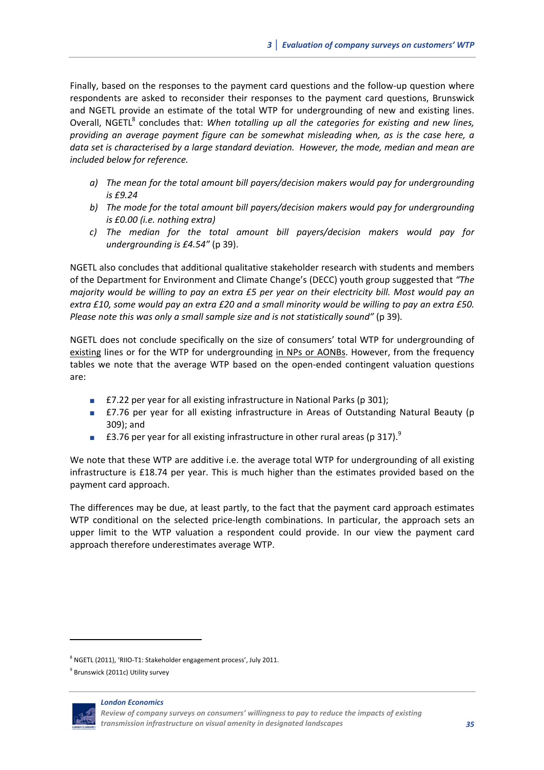Finally, based on the responses to the payment card questions and the follow-up question where respondents are asked to reconsider their responses to the payment card questions, Brunswick and NGETL provide an estimate of the total WTP for undergrounding of new and existing lines. Overall, NGETL[8] concludes that: *When totalling up all the categories for existing and new lines, providing an average payment figure can be somewhat misleading when, as is the case here, a data set is characterised by a large standard deviation. However, the mode, median and mean are included below for reference.*

- *a) The mean for the total amount bill payers/decision makers would pay for undergrounding is £9.24*
- *b) The mode for the total amount bill payers/decision makers would pay for undergrounding is £0.00 (i.e. nothing extra)*
- *c) The median for the total amount bill payers/decision makers would pay for undergrounding is £4.54"* (p 39).

NGETL also concludes that additional qualitative stakeholder research with students and members of the Department for Environment and Climate Change's (DECC) youth group suggested that *"The majority would be willing to pay an extra £5 per year on their electricity bill. Most would pay an extra £10, some would pay an extra £20 and a small minority would be willing to pay an extra £50. Please note this was only a small sample size and is not statistically sound"* (p 39).

NGETL does not conclude specifically on the size of consumers' total WTP for undergrounding of existing lines or for the WTP for undergrounding in NPs or AONBs. However, from the frequency tables we note that the average WTP based on the open-ended contingent valuation questions are:

- £7.22 per year for all existing infrastructure in National Parks (p 301);
- £7.76 per year for all existing infrastructure in Areas of Outstanding Natural Beauty (p 309); and
- £3.76 per year for all existing infrastructure in other rural areas (p 317).[9]

We note that these WTP are additive i.e. the average total WTP for undergrounding of all existing infrastructure is £18.74 per year. This is much higher than the estimates provided based on the payment card approach.

The differences may be due, at least partly, to the fact that the payment card approach estimates WTP conditional on the selected price-length combinations. In particular, the approach sets an upper limit to the WTP valuation a respondent could provide. In our view the payment card approach therefore underestimates average WTP.

---

[8] NGETL (2011), 'RIIO-T1: Stakeholder engagement process', July 2011.

[9] Brunswick (2011c) Utility survey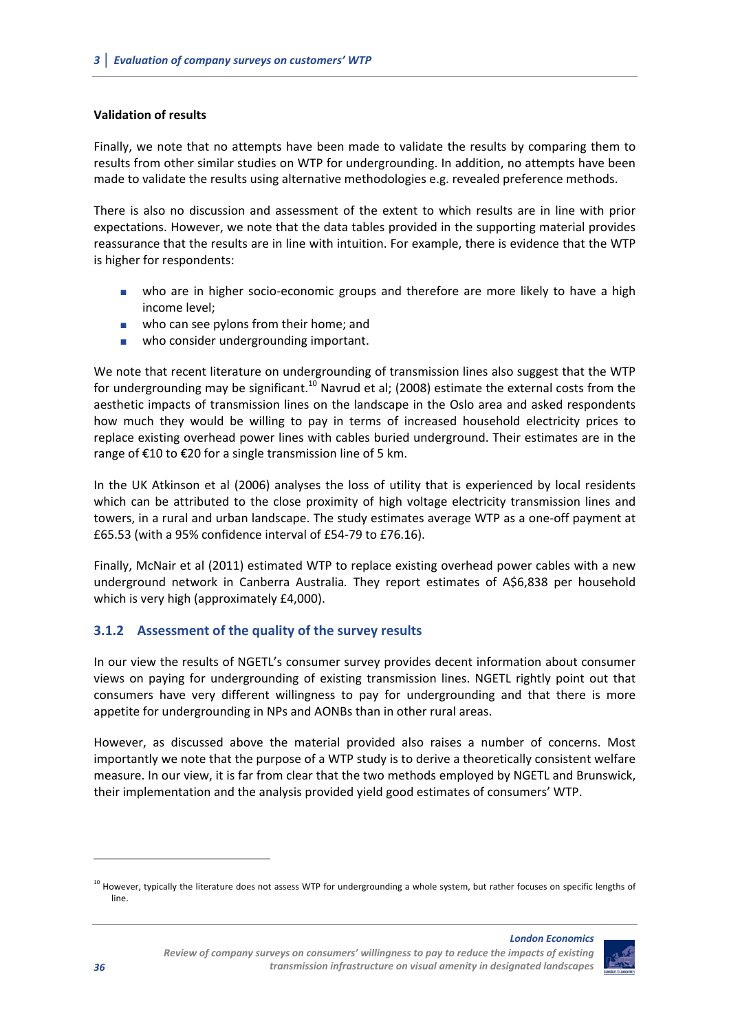#### Validation of results

Finally, we note that no attempts have been made to validate the results by comparing them to results from other similar studies on WTP for undergrounding. In addition, no attempts have been made to validate the results using alternative methodologies e.g. revealed preference methods.

There is also no discussion and assessment of the extent to which results are in line with prior expectations. However, we note that the data tables provided in the supporting material provides reassurance that the results are in line with intuition. For example, there is evidence that the WTP is higher for respondents:

- who are in higher socio-economic groups and therefore are more likely to have a high income level;
- who can see pylons from their home; and
- who consider undergrounding important.

We note that recent literature on undergrounding of transmission lines also suggest that the WTP for undergrounding may be significant.[10] Navrud et al; (2008) estimate the external costs from the aesthetic impacts of transmission lines on the landscape in the Oslo area and asked respondents how much they would be willing to pay in terms of increased household electricity prices to replace existing overhead power lines with cables buried underground. Their estimates are in the range of €10 to €20 for a single transmission line of 5 km.

In the UK Atkinson et al (2006) analyses the loss of utility that is experienced by local residents which can be attributed to the close proximity of high voltage electricity transmission lines and towers, in a rural and urban landscape. The study estimates average WTP as a one-off payment at £65.53 (with a 95% confidence interval of £54-79 to £76.16).

Finally, McNair et al (2011) estimated WTP to replace existing overhead power cables with a new underground network in Canberra Australia*.* They report estimates of A$6,838 per household which is very high (approximately £4,000).

### 3.1.2 Assessment of the quality of the survey results

In our view the results of NGETL's consumer survey provides decent information about consumer views on paying for undergrounding of existing transmission lines. NGETL rightly point out that consumers have very different willingness to pay for undergrounding and that there is more appetite for undergrounding in NPs and AONBs than in other rural areas.

However, as discussed above the material provided also raises a number of concerns. Most importantly we note that the purpose of a WTP study is to derive a theoretically consistent welfare measure. In our view, it is far from clear that the two methods employed by NGETL and Brunswick, their implementation and the analysis provided yield good estimates of consumers' WTP.

---

[10] However, typically the literature does not assess WTP for undergrounding a whole system, but rather focuses on specific lengths of line.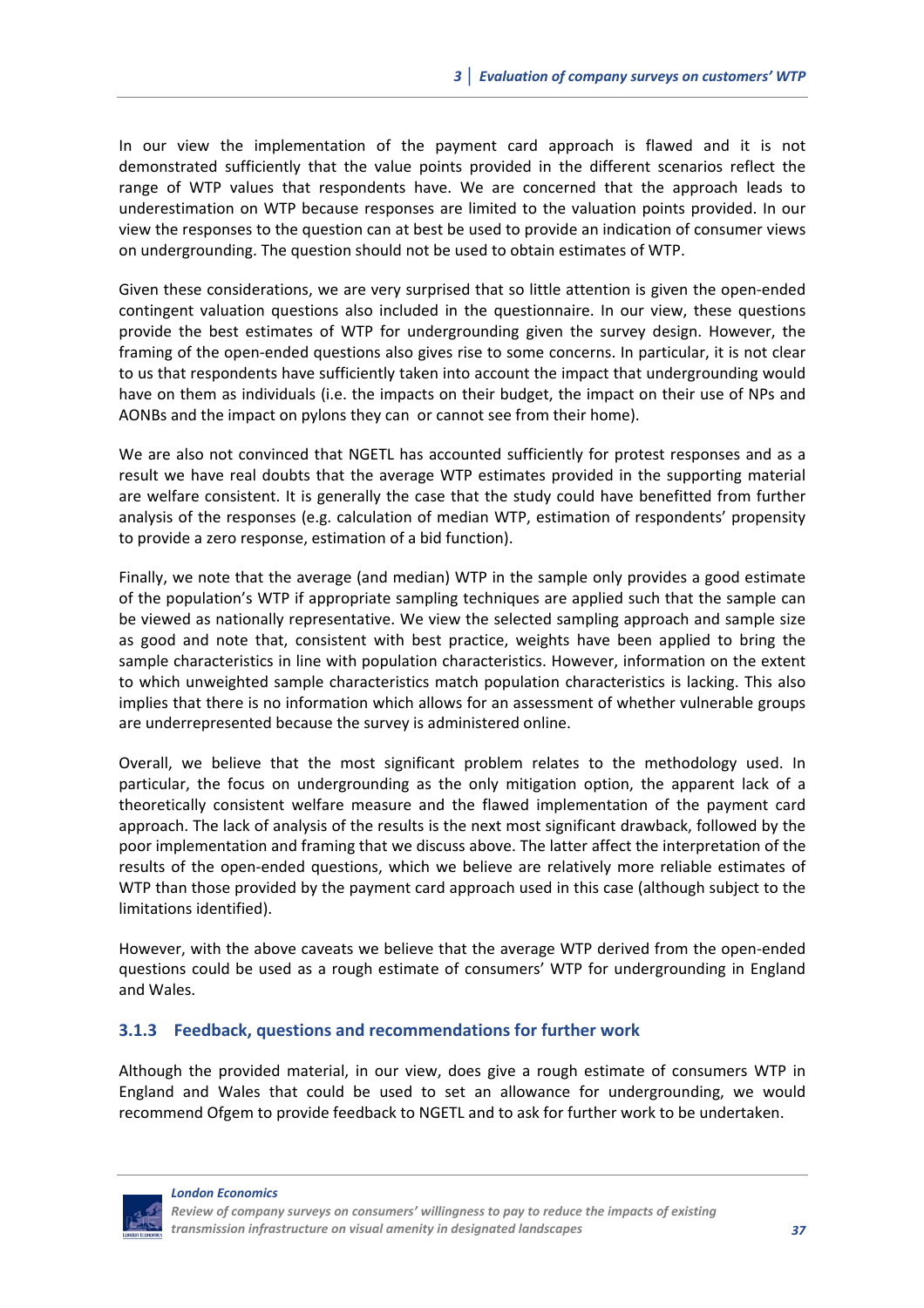In our view the implementation of the payment card approach is flawed and it is not demonstrated sufficiently that the value points provided in the different scenarios reflect the range of WTP values that respondents have. We are concerned that the approach leads to underestimation on WTP because responses are limited to the valuation points provided. In our view the responses to the question can at best be used to provide an indication of consumer views on undergrounding. The question should not be used to obtain estimates of WTP.

Given these considerations, we are very surprised that so little attention is given the open-ended contingent valuation questions also included in the questionnaire. In our view, these questions provide the best estimates of WTP for undergrounding given the survey design. However, the framing of the open-ended questions also gives rise to some concerns. In particular, it is not clear to us that respondents have sufficiently taken into account the impact that undergrounding would have on them as individuals (i.e. the impacts on their budget, the impact on their use of NPs and AONBs and the impact on pylons they can or cannot see from their home).

We are also not convinced that NGETL has accounted sufficiently for protest responses and as a result we have real doubts that the average WTP estimates provided in the supporting material are welfare consistent. It is generally the case that the study could have benefitted from further analysis of the responses (e.g. calculation of median WTP, estimation of respondents' propensity to provide a zero response, estimation of a bid function).

Finally, we note that the average (and median) WTP in the sample only provides a good estimate of the population's WTP if appropriate sampling techniques are applied such that the sample can be viewed as nationally representative. We view the selected sampling approach and sample size as good and note that, consistent with best practice, weights have been applied to bring the sample characteristics in line with population characteristics. However, information on the extent to which unweighted sample characteristics match population characteristics is lacking. This also implies that there is no information which allows for an assessment of whether vulnerable groups are underrepresented because the survey is administered online.

Overall, we believe that the most significant problem relates to the methodology used. In particular, the focus on undergrounding as the only mitigation option, the apparent lack of a theoretically consistent welfare measure and the flawed implementation of the payment card approach. The lack of analysis of the results is the next most significant drawback, followed by the poor implementation and framing that we discuss above. The latter affect the interpretation of the results of the open-ended questions, which we believe are relatively more reliable estimates of WTP than those provided by the payment card approach used in this case (although subject to the limitations identified).

However, with the above caveats we believe that the average WTP derived from the open-ended questions could be used as a rough estimate of consumers' WTP for undergrounding in England and Wales.

### 3.1.3 Feedback, questions and recommendations for further work

Although the provided material, in our view, does give a rough estimate of consumers WTP in England and Wales that could be used to set an allowance for undergrounding, we would recommend Ofgem to provide feedback to NGETL and to ask for further work to be undertaken.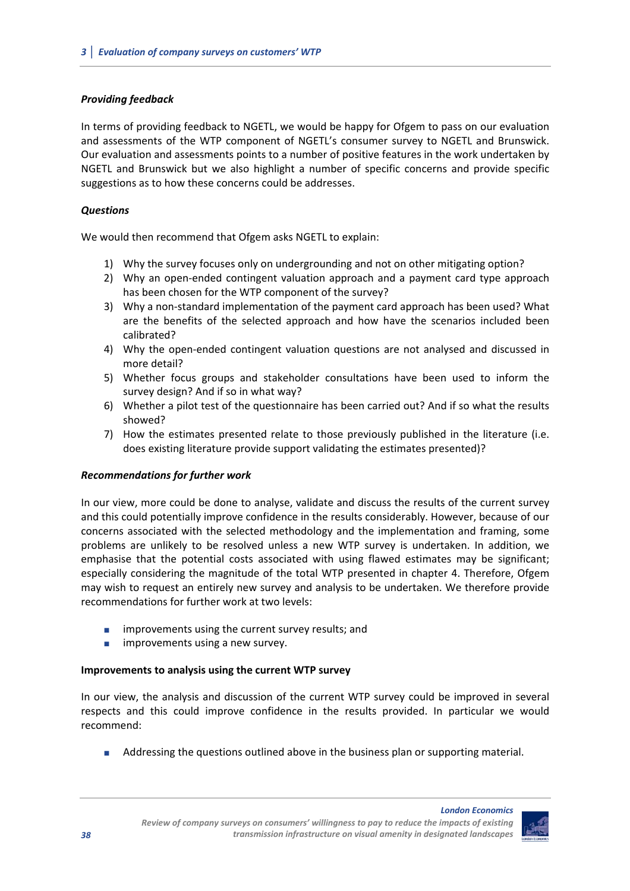***Providing feedback***

In terms of providing feedback to NGETL, we would be happy for Ofgem to pass on our evaluation and assessments of the WTP component of NGETL's consumer survey to NGETL and Brunswick. Our evaluation and assessments points to a number of positive features in the work undertaken by NGETL and Brunswick but we also highlight a number of specific concerns and provide specific suggestions as to how these concerns could be addresses.

***Questions***

We would then recommend that Ofgem asks NGETL to explain:

1) Why the survey focuses only on undergrounding and not on other mitigating option?
2) Why an open-ended contingent valuation approach and a payment card type approach has been chosen for the WTP component of the survey?
3) Why a non-standard implementation of the payment card approach has been used? What are the benefits of the selected approach and how have the scenarios included been calibrated?
4) Why the open-ended contingent valuation questions are not analysed and discussed in more detail?
5) Whether focus groups and stakeholder consultations have been used to inform the survey design? And if so in what way?
6) Whether a pilot test of the questionnaire has been carried out? And if so what the results showed?
7) How the estimates presented relate to those previously published in the literature (i.e. does existing literature provide support validating the estimates presented)?

***Recommendations for further work***

In our view, more could be done to analyse, validate and discuss the results of the current survey and this could potentially improve confidence in the results considerably. However, because of our concerns associated with the selected methodology and the implementation and framing, some problems are unlikely to be resolved unless a new WTP survey is undertaken. In addition, we emphasise that the potential costs associated with using flawed estimates may be significant; especially considering the magnitude of the total WTP presented in chapter 4. Therefore, Ofgem may wish to request an entirely new survey and analysis to be undertaken. We therefore provide recommendations for further work at two levels:

- improvements using the current survey results; and
- improvements using a new survey.

**Improvements to analysis using the current WTP survey**

In our view, the analysis and discussion of the current WTP survey could be improved in several respects and this could improve confidence in the results provided. In particular we would recommend:

- Addressing the questions outlined above in the business plan or supporting material.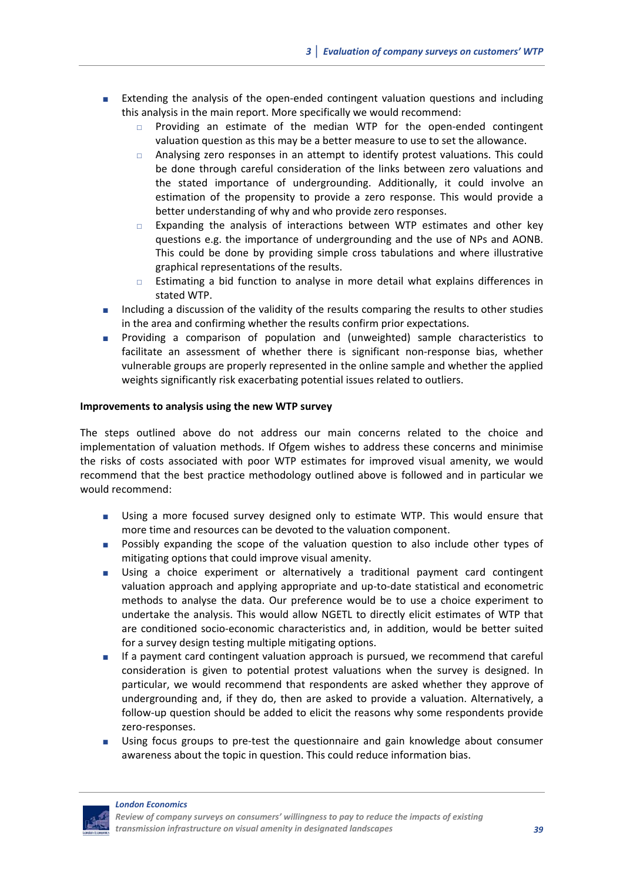- Extending the analysis of the open-ended contingent valuation questions and including this analysis in the main report. More specifically we would recommend:
  - Providing an estimate of the median WTP for the open-ended contingent valuation question as this may be a better measure to use to set the allowance.
  - Analysing zero responses in an attempt to identify protest valuations. This could be done through careful consideration of the links between zero valuations and the stated importance of undergrounding. Additionally, it could involve an estimation of the propensity to provide a zero response. This would provide a better understanding of why and who provide zero responses.
  - Expanding the analysis of interactions between WTP estimates and other key questions e.g. the importance of undergrounding and the use of NPs and AONB. This could be done by providing simple cross tabulations and where illustrative graphical representations of the results.
  - Estimating a bid function to analyse in more detail what explains differences in stated WTP.
- Including a discussion of the validity of the results comparing the results to other studies in the area and confirming whether the results confirm prior expectations.
- Providing a comparison of population and (unweighted) sample characteristics to facilitate an assessment of whether there is significant non-response bias, whether vulnerable groups are properly represented in the online sample and whether the applied weights significantly risk exacerbating potential issues related to outliers.

**Improvements to analysis using the new WTP survey**

The steps outlined above do not address our main concerns related to the choice and implementation of valuation methods. If Ofgem wishes to address these concerns and minimise the risks of costs associated with poor WTP estimates for improved visual amenity, we would recommend that the best practice methodology outlined above is followed and in particular we would recommend:

- Using a more focused survey designed only to estimate WTP. This would ensure that more time and resources can be devoted to the valuation component.
- Possibly expanding the scope of the valuation question to also include other types of mitigating options that could improve visual amenity.
- Using a choice experiment or alternatively a traditional payment card contingent valuation approach and applying appropriate and up-to-date statistical and econometric methods to analyse the data. Our preference would be to use a choice experiment to undertake the analysis. This would allow NGETL to directly elicit estimates of WTP that are conditioned socio-economic characteristics and, in addition, would be better suited for a survey design testing multiple mitigating options.
- If a payment card contingent valuation approach is pursued, we recommend that careful consideration is given to potential protest valuations when the survey is designed. In particular, we would recommend that respondents are asked whether they approve of undergrounding and, if they do, then are asked to provide a valuation. Alternatively, a follow-up question should be added to elicit the reasons why some respondents provide zero-responses.
- Using focus groups to pre-test the questionnaire and gain knowledge about consumer awareness about the topic in question. This could reduce information bias.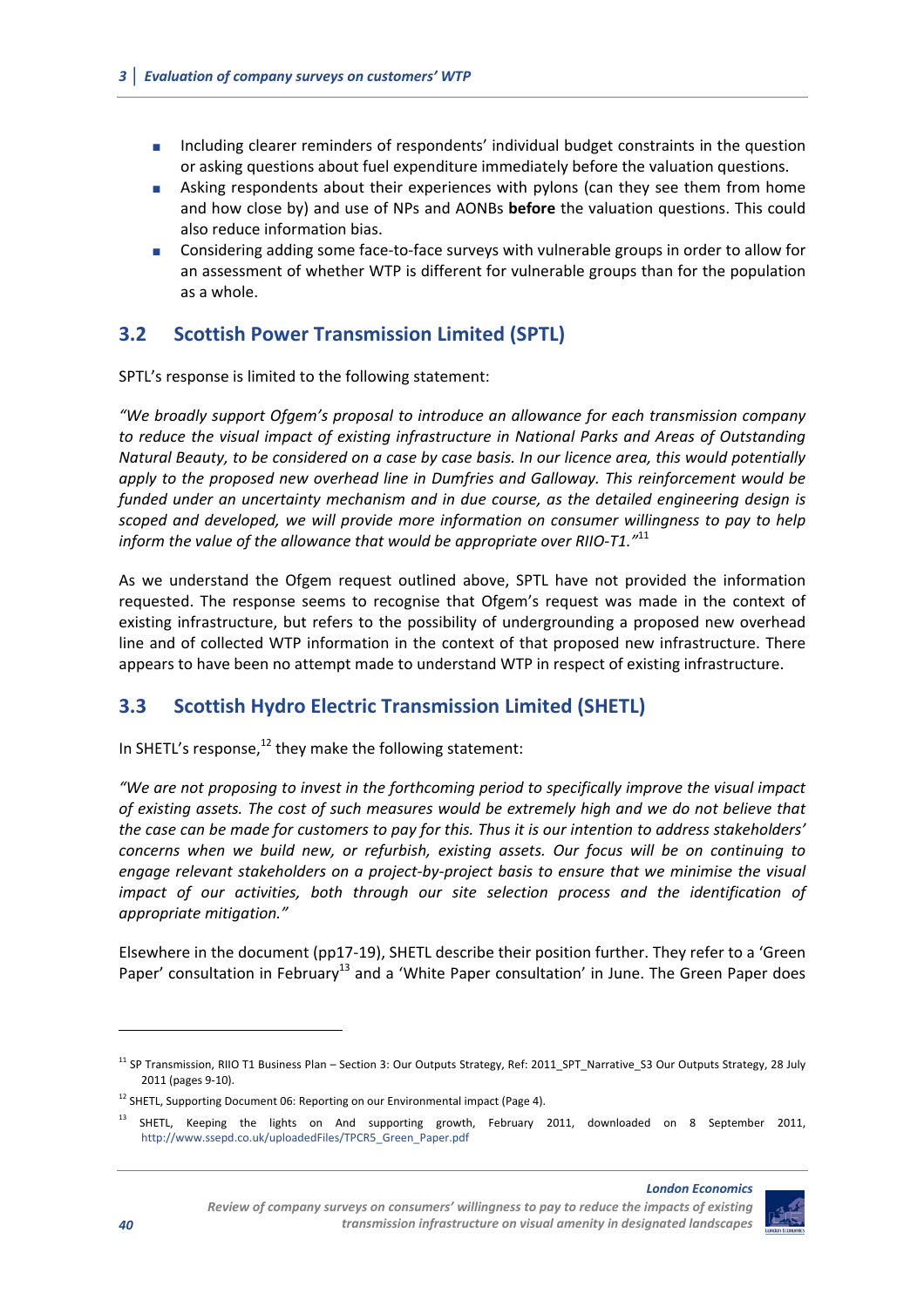- Including clearer reminders of respondents' individual budget constraints in the question or asking questions about fuel expenditure immediately before the valuation questions.
- Asking respondents about their experiences with pylons (can they see them from home and how close by) and use of NPs and AONBs **before** the valuation questions. This could also reduce information bias.
- Considering adding some face-to-face surveys with vulnerable groups in order to allow for an assessment of whether WTP is different for vulnerable groups than for the population as a whole.

## 3.2 Scottish Power Transmission Limited (SPTL)

SPTL's response is limited to the following statement:

*"We broadly support Ofgem's proposal to introduce an allowance for each transmission company to reduce the visual impact of existing infrastructure in National Parks and Areas of Outstanding Natural Beauty, to be considered on a case by case basis. In our licence area, this would potentially apply to the proposed new overhead line in Dumfries and Galloway. This reinforcement would be funded under an uncertainty mechanism and in due course, as the detailed engineering design is scoped and developed, we will provide more information on consumer willingness to pay to help inform the value of the allowance that would be appropriate over RIIO-T1."*[11]

As we understand the Ofgem request outlined above, SPTL have not provided the information requested. The response seems to recognise that Ofgem's request was made in the context of existing infrastructure, but refers to the possibility of undergrounding a proposed new overhead line and of collected WTP information in the context of that proposed new infrastructure. There appears to have been no attempt made to understand WTP in respect of existing infrastructure.

## 3.3 Scottish Hydro Electric Transmission Limited (SHETL)

In SHETL's response,[12] they make the following statement:

*"We are not proposing to invest in the forthcoming period to specifically improve the visual impact of existing assets. The cost of such measures would be extremely high and we do not believe that the case can be made for customers to pay for this. Thus it is our intention to address stakeholders' concerns when we build new, or refurbish, existing assets. Our focus will be on continuing to engage relevant stakeholders on a project-by-project basis to ensure that we minimise the visual impact of our activities, both through our site selection process and the identification of appropriate mitigation."*

Elsewhere in the document (pp17-19), SHETL describe their position further. They refer to a 'Green Paper' consultation in February[13] and a 'White Paper consultation' in June. The Green Paper does

---

[11] SP Transmission, RIIO T1 Business Plan – Section 3: Our Outputs Strategy, Ref: 2011_SPT_Narrative_S3 Our Outputs Strategy, 28 July 2011 (pages 9-10).

[12] SHETL, Supporting Document 06: Reporting on our Environmental impact (Page 4).

[13] SHETL, Keeping the lights on And supporting growth, February 2011, downloaded on 8 September 2011, http://www.ssepd.co.uk/uploadedFiles/TPCR5_Green_Paper.pdf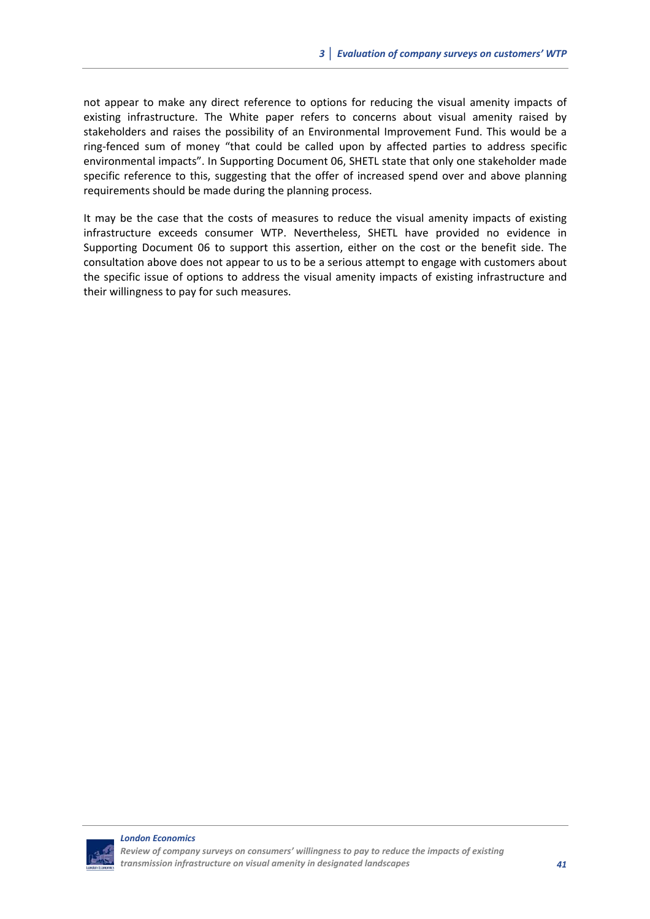not appear to make any direct reference to options for reducing the visual amenity impacts of existing infrastructure. The White paper refers to concerns about visual amenity raised by stakeholders and raises the possibility of an Environmental Improvement Fund. This would be a ring-fenced sum of money "that could be called upon by affected parties to address specific environmental impacts". In Supporting Document 06, SHETL state that only one stakeholder made specific reference to this, suggesting that the offer of increased spend over and above planning requirements should be made during the planning process.

It may be the case that the costs of measures to reduce the visual amenity impacts of existing infrastructure exceeds consumer WTP. Nevertheless, SHETL have provided no evidence in Supporting Document 06 to support this assertion, either on the cost or the benefit side. The consultation above does not appear to us to be a serious attempt to engage with customers about the specific issue of options to address the visual amenity impacts of existing infrastructure and their willingness to pay for such measures.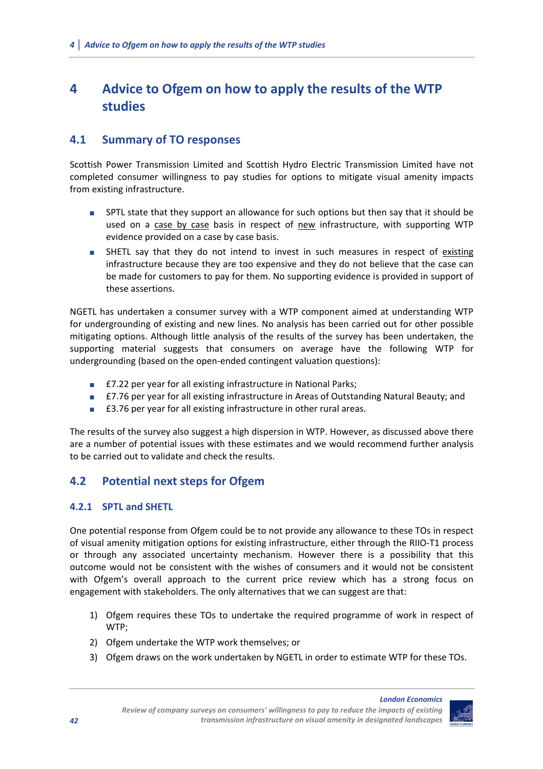# 4 Advice to Ofgem on how to apply the results of the WTP studies

## 4.1 Summary of TO responses

Scottish Power Transmission Limited and Scottish Hydro Electric Transmission Limited have not completed consumer willingness to pay studies for options to mitigate visual amenity impacts from existing infrastructure.

- SPTL state that they support an allowance for such options but then say that it should be used on a case by case basis in respect of new infrastructure, with supporting WTP evidence provided on a case by case basis.
- SHETL say that they do not intend to invest in such measures in respect of existing infrastructure because they are too expensive and they do not believe that the case can be made for customers to pay for them. No supporting evidence is provided in support of these assertions.

NGETL has undertaken a consumer survey with a WTP component aimed at understanding WTP for undergrounding of existing and new lines. No analysis has been carried out for other possible mitigating options. Although little analysis of the results of the survey has been undertaken, the supporting material suggests that consumers on average have the following WTP for undergrounding (based on the open-ended contingent valuation questions):

- £7.22 per year for all existing infrastructure in National Parks;
- £7.76 per year for all existing infrastructure in Areas of Outstanding Natural Beauty; and
- £3.76 per year for all existing infrastructure in other rural areas.

The results of the survey also suggest a high dispersion in WTP. However, as discussed above there are a number of potential issues with these estimates and we would recommend further analysis to be carried out to validate and check the results.

## 4.2 Potential next steps for Ofgem

### 4.2.1 SPTL and SHETL

One potential response from Ofgem could be to not provide any allowance to these TOs in respect of visual amenity mitigation options for existing infrastructure, either through the RIIO-T1 process or through any associated uncertainty mechanism. However there is a possibility that this outcome would not be consistent with the wishes of consumers and it would not be consistent with Ofgem's overall approach to the current price review which has a strong focus on engagement with stakeholders. The only alternatives that we can suggest are that:

1) Ofgem requires these TOs to undertake the required programme of work in respect of WTP;
2) Ofgem undertake the WTP work themselves; or
3) Ofgem draws on the work undertaken by NGETL in order to estimate WTP for these TOs.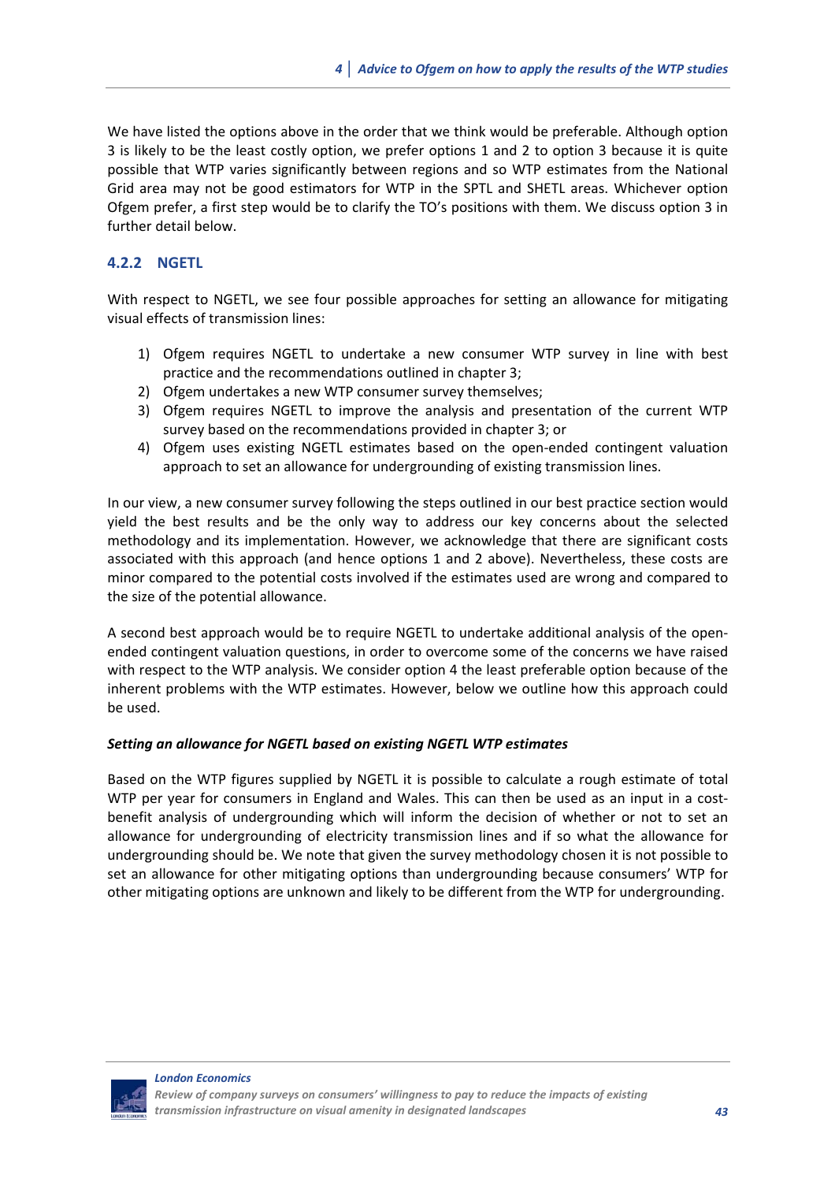We have listed the options above in the order that we think would be preferable. Although option 3 is likely to be the least costly option, we prefer options 1 and 2 to option 3 because it is quite possible that WTP varies significantly between regions and so WTP estimates from the National Grid area may not be good estimators for WTP in the SPTL and SHETL areas. Whichever option Ofgem prefer, a first step would be to clarify the TO's positions with them. We discuss option 3 in further detail below.

### 4.2.2 NGETL

With respect to NGETL, we see four possible approaches for setting an allowance for mitigating visual effects of transmission lines:

1) Ofgem requires NGETL to undertake a new consumer WTP survey in line with best practice and the recommendations outlined in chapter 3;
2) Ofgem undertakes a new WTP consumer survey themselves;
3) Ofgem requires NGETL to improve the analysis and presentation of the current WTP survey based on the recommendations provided in chapter 3; or
4) Ofgem uses existing NGETL estimates based on the open-ended contingent valuation approach to set an allowance for undergrounding of existing transmission lines.

In our view, a new consumer survey following the steps outlined in our best practice section would yield the best results and be the only way to address our key concerns about the selected methodology and its implementation. However, we acknowledge that there are significant costs associated with this approach (and hence options 1 and 2 above). Nevertheless, these costs are minor compared to the potential costs involved if the estimates used are wrong and compared to the size of the potential allowance.

A second best approach would be to require NGETL to undertake additional analysis of the open-ended contingent valuation questions, in order to overcome some of the concerns we have raised with respect to the WTP analysis. We consider option 4 the least preferable option because of the inherent problems with the WTP estimates. However, below we outline how this approach could be used.

***Setting an allowance for NGETL based on existing NGETL WTP estimates***

Based on the WTP figures supplied by NGETL it is possible to calculate a rough estimate of total WTP per year for consumers in England and Wales. This can then be used as an input in a cost-benefit analysis of undergrounding which will inform the decision of whether or not to set an allowance for undergrounding of electricity transmission lines and if so what the allowance for undergrounding should be. We note that given the survey methodology chosen it is not possible to set an allowance for other mitigating options than undergrounding because consumers' WTP for other mitigating options are unknown and likely to be different from the WTP for undergrounding.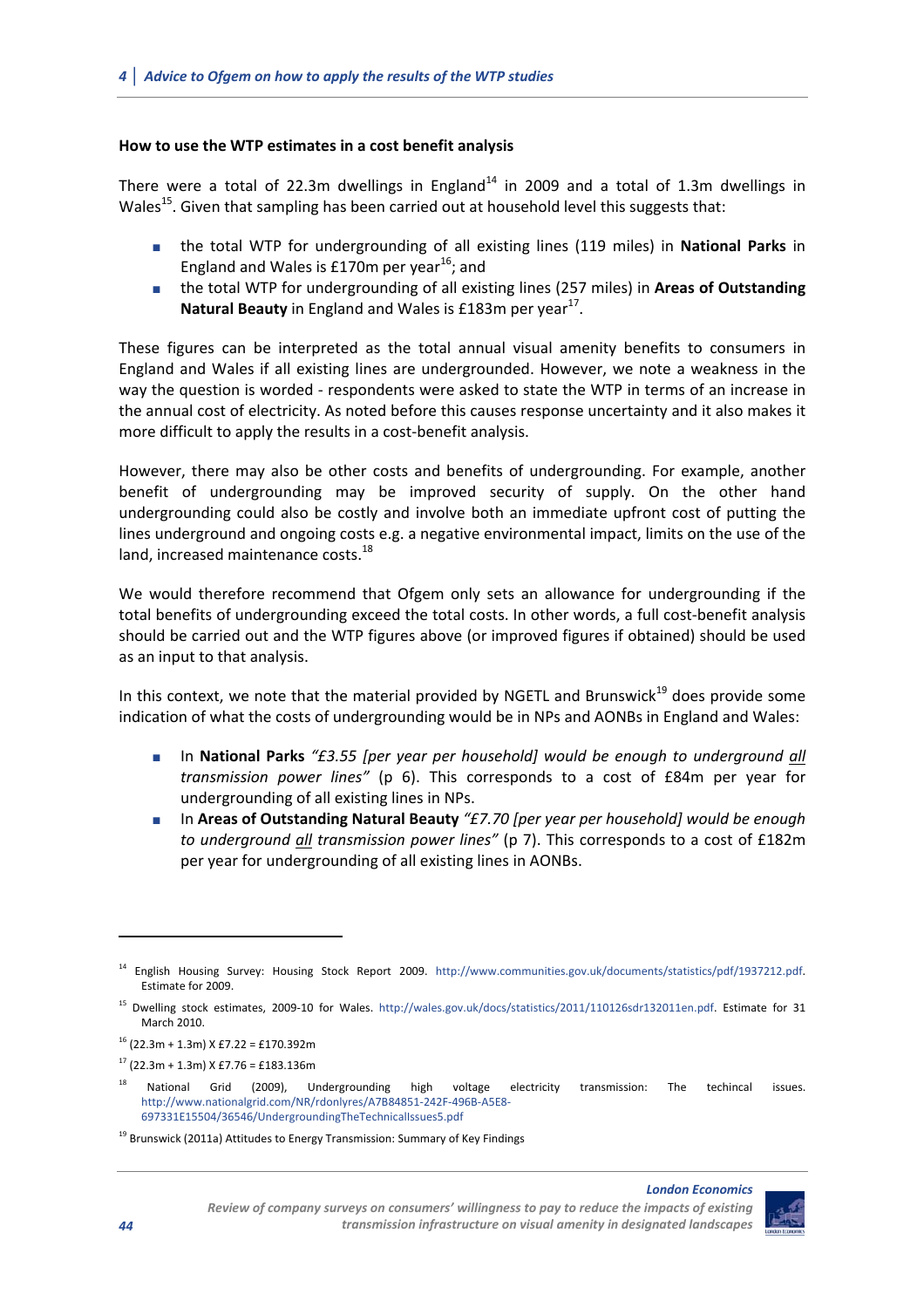**How to use the WTP estimates in a cost benefit analysis**

There were a total of 22.3m dwellings in England[14] in 2009 and a total of 1.3m dwellings in Wales[15]. Given that sampling has been carried out at household level this suggests that:

- the total WTP for undergrounding of all existing lines (119 miles) in **National Parks** in England and Wales is £170m per year[16]; and
- the total WTP for undergrounding of all existing lines (257 miles) in **Areas of Outstanding Natural Beauty** in England and Wales is £183m per year[17].

These figures can be interpreted as the total annual visual amenity benefits to consumers in England and Wales if all existing lines are undergrounded. However, we note a weakness in the way the question is worded - respondents were asked to state the WTP in terms of an increase in the annual cost of electricity. As noted before this causes response uncertainty and it also makes it more difficult to apply the results in a cost-benefit analysis.

However, there may also be other costs and benefits of undergrounding. For example, another benefit of undergrounding may be improved security of supply. On the other hand undergrounding could also be costly and involve both an immediate upfront cost of putting the lines underground and ongoing costs e.g. a negative environmental impact, limits on the use of the land, increased maintenance costs.[18]

We would therefore recommend that Ofgem only sets an allowance for undergrounding if the total benefits of undergrounding exceed the total costs. In other words, a full cost-benefit analysis should be carried out and the WTP figures above (or improved figures if obtained) should be used as an input to that analysis.

In this context, we note that the material provided by NGETL and Brunswick[19] does provide some indication of what the costs of undergrounding would be in NPs and AONBs in England and Wales:

- In **National Parks** *"£3.55 [per year per household] would be enough to underground all transmission power lines"* (p 6). This corresponds to a cost of £84m per year for undergrounding of all existing lines in NPs.
- In **Areas of Outstanding Natural Beauty** *"£7.70 [per year per household] would be enough to underground all transmission power lines"* (p 7). This corresponds to a cost of £182m per year for undergrounding of all existing lines in AONBs.

---

[14] English Housing Survey: Housing Stock Report 2009. http://www.communities.gov.uk/documents/statistics/pdf/1937212.pdf. Estimate for 2009.

[15] Dwelling stock estimates, 2009-10 for Wales. http://wales.gov.uk/docs/statistics/2011/110126sdr132011en.pdf. Estimate for 31 March 2010.

[16] (22.3m + 1.3m) X £7.22 = £170.392m

[17] (22.3m + 1.3m) X £7.76 = £183.136m

[18] National Grid (2009), Undergrounding high voltage electricity transmission: The techincal issues. http://www.nationalgrid.com/NR/rdonlyres/A7B84851-242F-496B-A5E8-697331E15504/36546/UndergroundingTheTechnicalIssues5.pdf

[19] Brunswick (2011a) Attitudes to Energy Transmission: Summary of Key Findings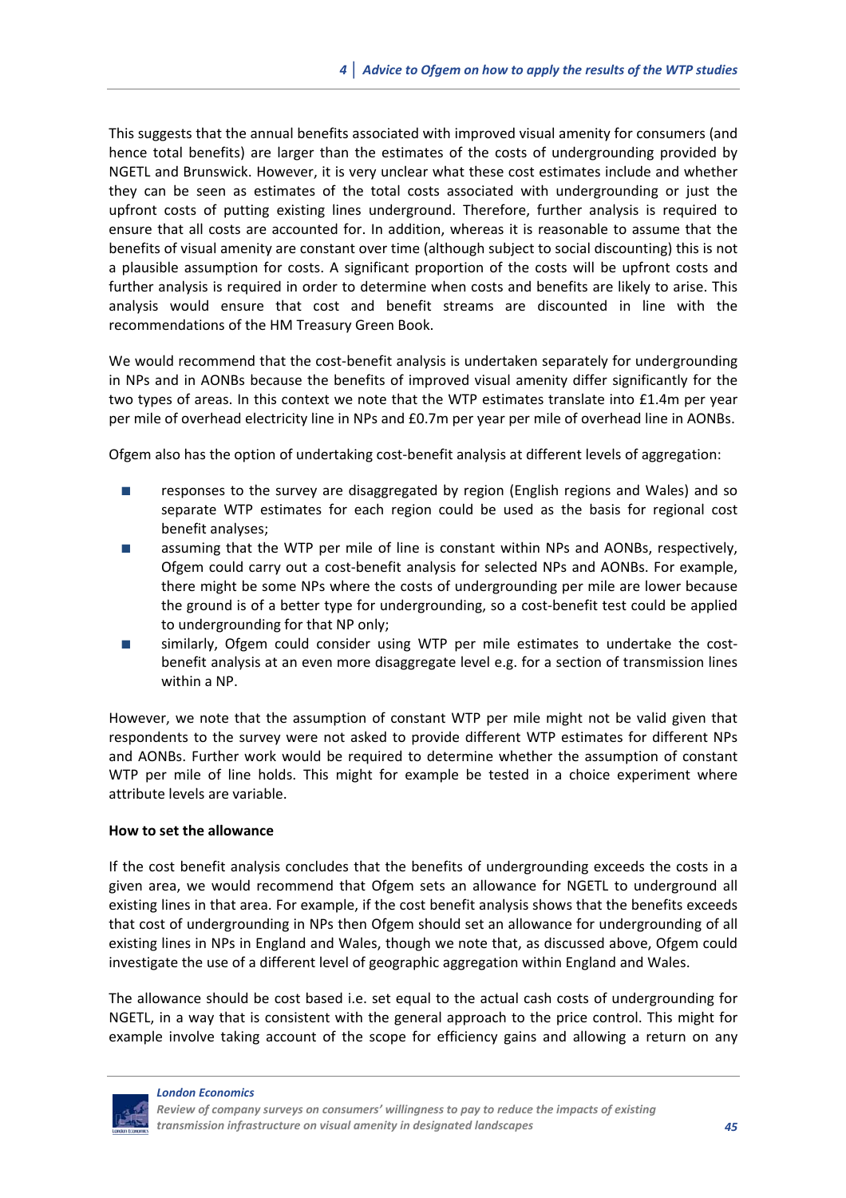This suggests that the annual benefits associated with improved visual amenity for consumers (and hence total benefits) are larger than the estimates of the costs of undergrounding provided by NGETL and Brunswick. However, it is very unclear what these cost estimates include and whether they can be seen as estimates of the total costs associated with undergrounding or just the upfront costs of putting existing lines underground. Therefore, further analysis is required to ensure that all costs are accounted for. In addition, whereas it is reasonable to assume that the benefits of visual amenity are constant over time (although subject to social discounting) this is not a plausible assumption for costs. A significant proportion of the costs will be upfront costs and further analysis is required in order to determine when costs and benefits are likely to arise. This analysis would ensure that cost and benefit streams are discounted in line with the recommendations of the HM Treasury Green Book.

We would recommend that the cost-benefit analysis is undertaken separately for undergrounding in NPs and in AONBs because the benefits of improved visual amenity differ significantly for the two types of areas. In this context we note that the WTP estimates translate into £1.4m per year per mile of overhead electricity line in NPs and £0.7m per year per mile of overhead line in AONBs.

Ofgem also has the option of undertaking cost-benefit analysis at different levels of aggregation:

- responses to the survey are disaggregated by region (English regions and Wales) and so separate WTP estimates for each region could be used as the basis for regional cost benefit analyses;
- assuming that the WTP per mile of line is constant within NPs and AONBs, respectively, Ofgem could carry out a cost-benefit analysis for selected NPs and AONBs. For example, there might be some NPs where the costs of undergrounding per mile are lower because the ground is of a better type for undergrounding, so a cost-benefit test could be applied to undergrounding for that NP only;
- similarly, Ofgem could consider using WTP per mile estimates to undertake the cost-benefit analysis at an even more disaggregate level e.g. for a section of transmission lines within a NP.

However, we note that the assumption of constant WTP per mile might not be valid given that respondents to the survey were not asked to provide different WTP estimates for different NPs and AONBs. Further work would be required to determine whether the assumption of constant WTP per mile of line holds. This might for example be tested in a choice experiment where attribute levels are variable.

**How to set the allowance**

If the cost benefit analysis concludes that the benefits of undergrounding exceeds the costs in a given area, we would recommend that Ofgem sets an allowance for NGETL to underground all existing lines in that area. For example, if the cost benefit analysis shows that the benefits exceeds that cost of undergrounding in NPs then Ofgem should set an allowance for undergrounding of all existing lines in NPs in England and Wales, though we note that, as discussed above, Ofgem could investigate the use of a different level of geographic aggregation within England and Wales.

The allowance should be cost based i.e. set equal to the actual cash costs of undergrounding for NGETL, in a way that is consistent with the general approach to the price control. This might for example involve taking account of the scope for efficiency gains and allowing a return on any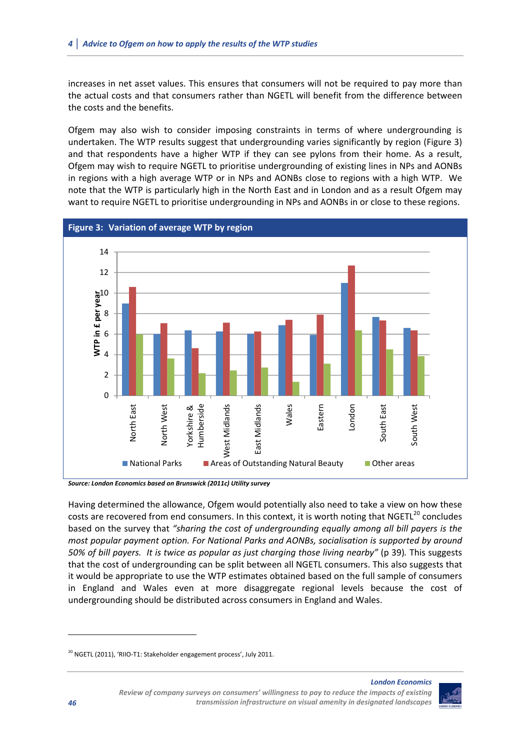increases in net asset values. This ensures that consumers will not be required to pay more than the actual costs and that consumers rather than NGETL will benefit from the difference between the costs and the benefits.

Ofgem may also wish to consider imposing constraints in terms of where undergrounding is undertaken. The WTP results suggest that undergrounding varies significantly by region (Figure 3) and that respondents have a higher WTP if they can see pylons from their home. As a result, Ofgem may wish to require NGETL to prioritise undergrounding of existing lines in NPs and AONBs in regions with a high average WTP or in NPs and AONBs close to regions with a high WTP. We note that the WTP is particularly high in the North East and in London and as a result Ofgem may want to require NGETL to prioritise undergrounding in NPs and AONBs in or close to these regions.

**Figure 3: Variation of average WTP by region**

*Source: London Economics based on Brunswick (2011c) Utility survey*

Having determined the allowance, Ofgem would potentially also need to take a view on how these costs are recovered from end consumers. In this context, it is worth noting that NGETL[20] concludes based on the survey that *"sharing the cost of undergrounding equally among all bill payers is the most popular payment option. For National Parks and AONBs, socialisation is supported by around 50% of bill payers. It is twice as popular as just charging those living nearby"* (p 39). This suggests that the cost of undergrounding can be split between all NGETL consumers. This also suggests that it would be appropriate to use the WTP estimates obtained based on the full sample of consumers in England and Wales even at more disaggregate regional levels because the cost of undergrounding should be distributed across consumers in England and Wales.

---

[20] NGETL (2011), 'RIIO-T1: Stakeholder engagement process', July 2011.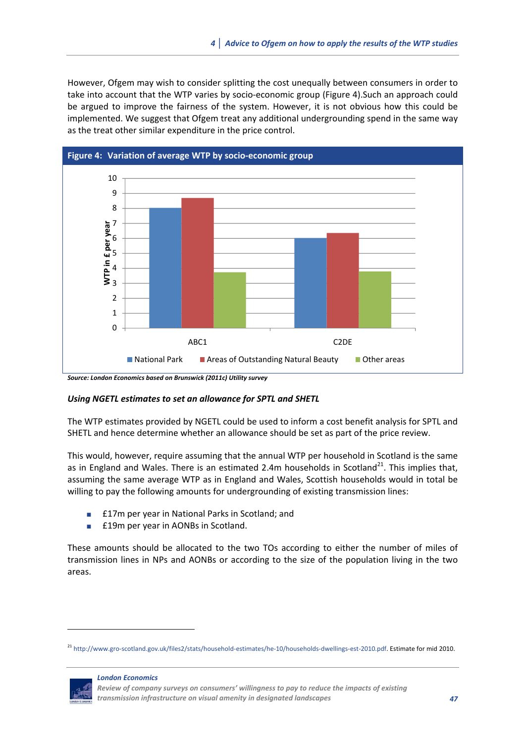However, Ofgem may wish to consider splitting the cost unequally between consumers in order to take into account that the WTP varies by socio-economic group (Figure 4).Such an approach could be argued to improve the fairness of the system. However, it is not obvious how this could be implemented. We suggest that Ofgem treat any additional undergrounding spend in the same way as the treat other similar expenditure in the price control.

**Figure 4: Variation of average WTP by socio-economic group**

*Source: London Economics based on Brunswick (2011c) Utility survey*

### *Using NGETL estimates to set an allowance for SPTL and SHETL*

The WTP estimates provided by NGETL could be used to inform a cost benefit analysis for SPTL and SHETL and hence determine whether an allowance should be set as part of the price review.

This would, however, require assuming that the annual WTP per household in Scotland is the same as in England and Wales. There is an estimated 2.4m households in Scotland[21]. This implies that, assuming the same average WTP as in England and Wales, Scottish households would in total be willing to pay the following amounts for undergrounding of existing transmission lines:

- £17m per year in National Parks in Scotland; and
- £19m per year in AONBs in Scotland.

These amounts should be allocated to the two TOs according to either the number of miles of transmission lines in NPs and AONBs or according to the size of the population living in the two areas.

[21] http://www.gro-scotland.gov.uk/files2/stats/household-estimates/he-10/households-dwellings-est-2010.pdf. Estimate for mid 2010.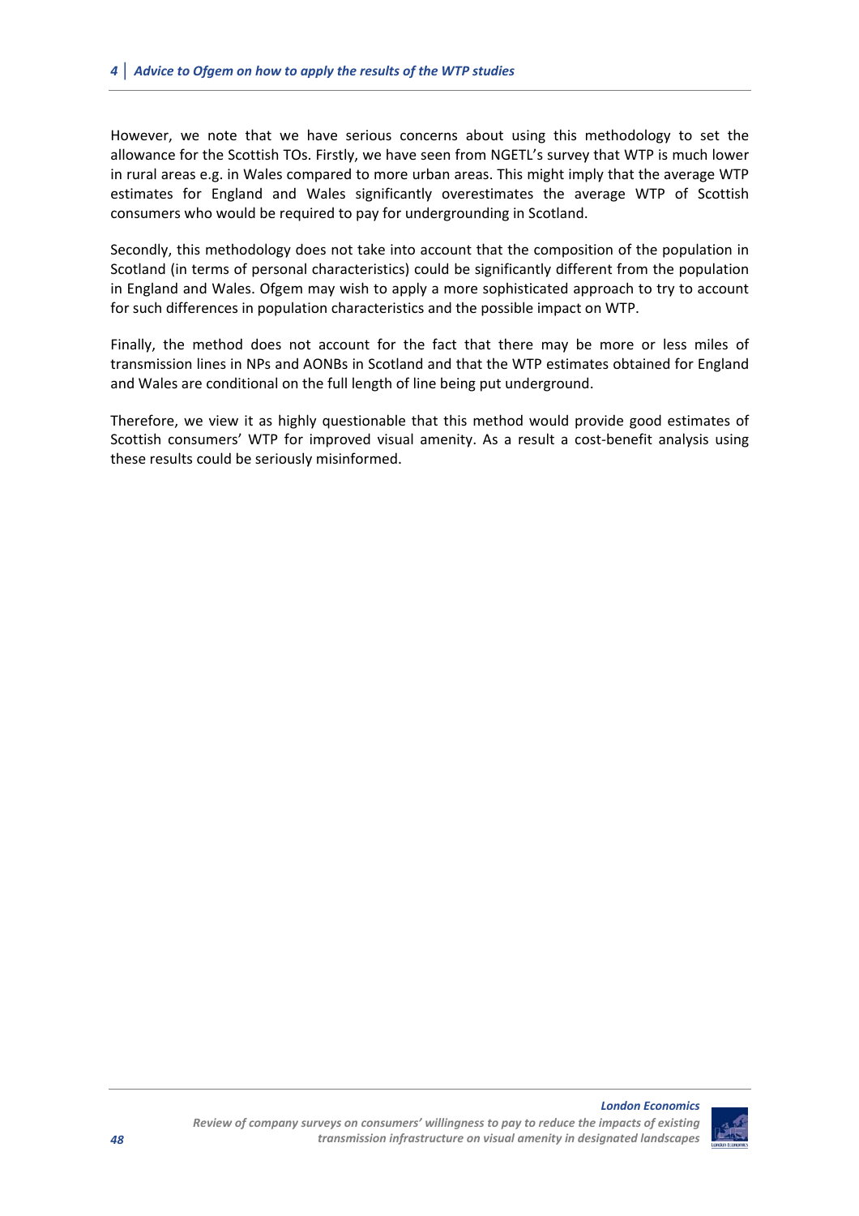However, we note that we have serious concerns about using this methodology to set the allowance for the Scottish TOs. Firstly, we have seen from NGETL's survey that WTP is much lower in rural areas e.g. in Wales compared to more urban areas. This might imply that the average WTP estimates for England and Wales significantly overestimates the average WTP of Scottish consumers who would be required to pay for undergrounding in Scotland.

Secondly, this methodology does not take into account that the composition of the population in Scotland (in terms of personal characteristics) could be significantly different from the population in England and Wales. Ofgem may wish to apply a more sophisticated approach to try to account for such differences in population characteristics and the possible impact on WTP.

Finally, the method does not account for the fact that there may be more or less miles of transmission lines in NPs and AONBs in Scotland and that the WTP estimates obtained for England and Wales are conditional on the full length of line being put underground.

Therefore, we view it as highly questionable that this method would provide good estimates of Scottish consumers' WTP for improved visual amenity. As a result a cost-benefit analysis using these results could be seriously misinformed.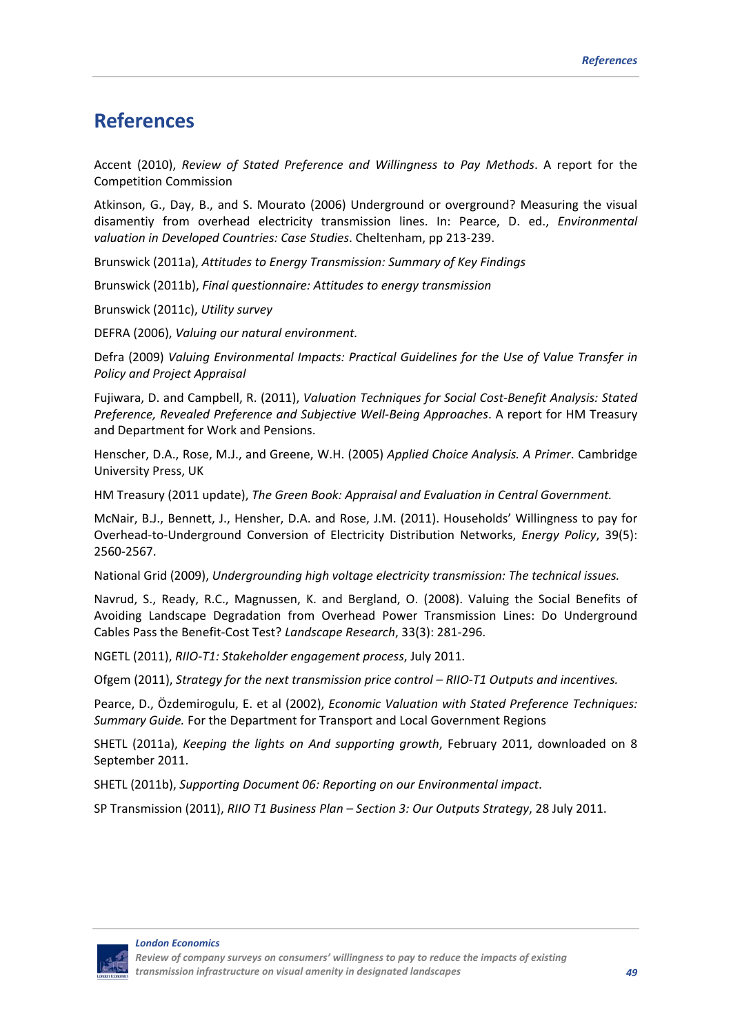# References

Accent (2010), *Review of Stated Preference and Willingness to Pay Methods*. A report for the Competition Commission

Atkinson, G., Day, B., and S. Mourato (2006) Underground or overground? Measuring the visual disamentiy from overhead electricity transmission lines. In: Pearce, D. ed., *Environmental valuation in Developed Countries: Case Studies*. Cheltenham, pp 213-239.

Brunswick (2011a), *Attitudes to Energy Transmission: Summary of Key Findings*

Brunswick (2011b), *Final questionnaire: Attitudes to energy transmission*

Brunswick (2011c), *Utility survey*

DEFRA (2006), *Valuing our natural environment.*

Defra (2009) *Valuing Environmental Impacts: Practical Guidelines for the Use of Value Transfer in Policy and Project Appraisal*

Fujiwara, D. and Campbell, R. (2011), *Valuation Techniques for Social Cost-Benefit Analysis: Stated Preference, Revealed Preference and Subjective Well-Being Approaches*. A report for HM Treasury and Department for Work and Pensions.

Henscher, D.A., Rose, M.J., and Greene, W.H. (2005) *Applied Choice Analysis. A Primer*. Cambridge University Press, UK

HM Treasury (2011 update), *The Green Book: Appraisal and Evaluation in Central Government.*

McNair, B.J., Bennett, J., Hensher, D.A. and Rose, J.M. (2011). Households' Willingness to pay for Overhead-to-Underground Conversion of Electricity Distribution Networks, *Energy Policy*, 39(5): 2560-2567.

National Grid (2009), *Undergrounding high voltage electricity transmission: The technical issues.*

Navrud, S., Ready, R.C., Magnussen, K. and Bergland, O. (2008). Valuing the Social Benefits of Avoiding Landscape Degradation from Overhead Power Transmission Lines: Do Underground Cables Pass the Benefit-Cost Test? *Landscape Research*, 33(3): 281-296.

NGETL (2011), *RIIO-T1: Stakeholder engagement process*, July 2011.

Ofgem (2011), *Strategy for the next transmission price control – RIIO-T1 Outputs and incentives.*

Pearce, D., Özdemirogulu, E. et al (2002), *Economic Valuation with Stated Preference Techniques: Summary Guide.* For the Department for Transport and Local Government Regions

SHETL (2011a), *Keeping the lights on And supporting growth*, February 2011, downloaded on 8 September 2011.

SHETL (2011b), *Supporting Document 06: Reporting on our Environmental impact*.

SP Transmission (2011), *RIIO T1 Business Plan – Section 3: Our Outputs Strategy*, 28 July 2011.